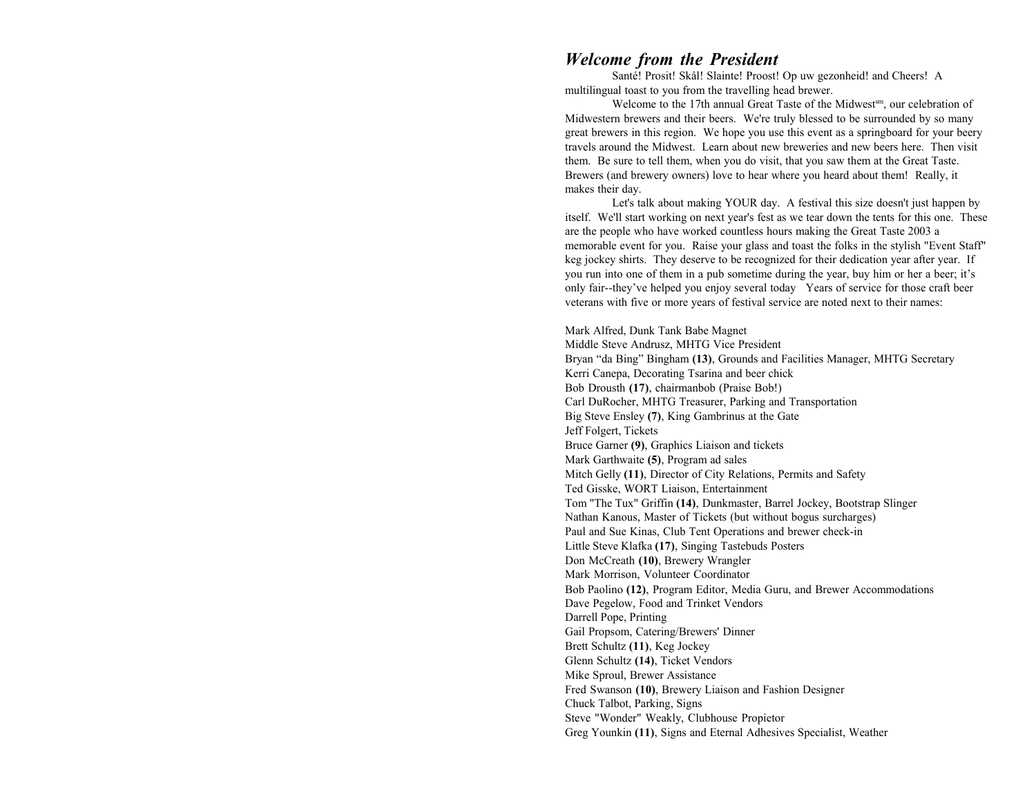## *Welcome from the President*

Santé! Prosit! Skål! Slainte! Proost! Op uw gezonheid! and Cheers! A multilingual toast to you from the travelling head brewer.

Welcome to the 17th annual Great Taste of the Midwest[sm], our celebration of Midwestern brewers and their beers. We're truly blessed to be surrounded by so many great brewers in this region. We hope you use this event as a springboard for your beery travels around the Midwest. Learn about new breweries and new beers here. Then visit them. Be sure to tell them, when you do visit, that you saw them at the Great Taste. Brewers (and brewery owners) love to hear where you heard about them! Really, it makes their day.

Let's talk about making YOUR day. A festival this size doesn't just happen by itself. We'll start working on next year's fest as we tear down the tents for this one. These are the people who have worked countless hours making the Great Taste 2003 a memorable event for you. Raise your glass and toast the folks in the stylish "Event Staff" keg jockey shirts. They deserve to be recognized for their dedication year after year. If you run into one of them in a pub sometime during the year, buy him or her a beer; it's only fair--they've helped you enjoy several today  Years of service for those craft beer veterans with five or more years of festival service are noted next to their names:

Mark Alfred, Dunk Tank Babe Magnet
Middle Steve Andrusz, MHTG Vice President
Bryan "da Bing" Bingham **(13)**, Grounds and Facilities Manager, MHTG Secretary
Kerri Canepa, Decorating Tsarina and beer chick
Bob Drousth **(17)**, chairmanbob (Praise Bob!)
Carl DuRocher, MHTG Treasurer, Parking and Transportation
Big Steve Ensley **(7)**, King Gambrinus at the Gate
Jeff Folgert, Tickets
Bruce Garner **(9)**, Graphics Liaison and tickets
Mark Garthwaite **(5)**, Program ad sales
Mitch Gelly **(11)**, Director of City Relations, Permits and Safety
Ted Gisske, WORT Liaison, Entertainment
Tom "The Tux" Griffin **(14)**, Dunkmaster, Barrel Jockey, Bootstrap Slinger
Nathan Kanous, Master of Tickets (but without bogus surcharges)
Paul and Sue Kinas, Club Tent Operations and brewer check-in
Little Steve Klafka **(17)**, Singing Tastebuds Posters
Don McCreath **(10)**, Brewery Wrangler
Mark Morrison, Volunteer Coordinator
Bob Paolino **(12)**, Program Editor, Media Guru, and Brewer Accommodations
Dave Pegelow, Food and Trinket Vendors
Darrell Pope, Printing
Gail Propsom, Catering/Brewers' Dinner
Brett Schultz **(11)**, Keg Jockey
Glenn Schultz **(14)**, Ticket Vendors
Mike Sproul, Brewer Assistance
Fred Swanson **(10)**, Brewery Liaison and Fashion Designer
Chuck Talbot, Parking, Signs
Steve "Wonder" Weakly, Clubhouse Propietor
Greg Younkin **(11)**, Signs and Eternal Adhesives Specialist, Weather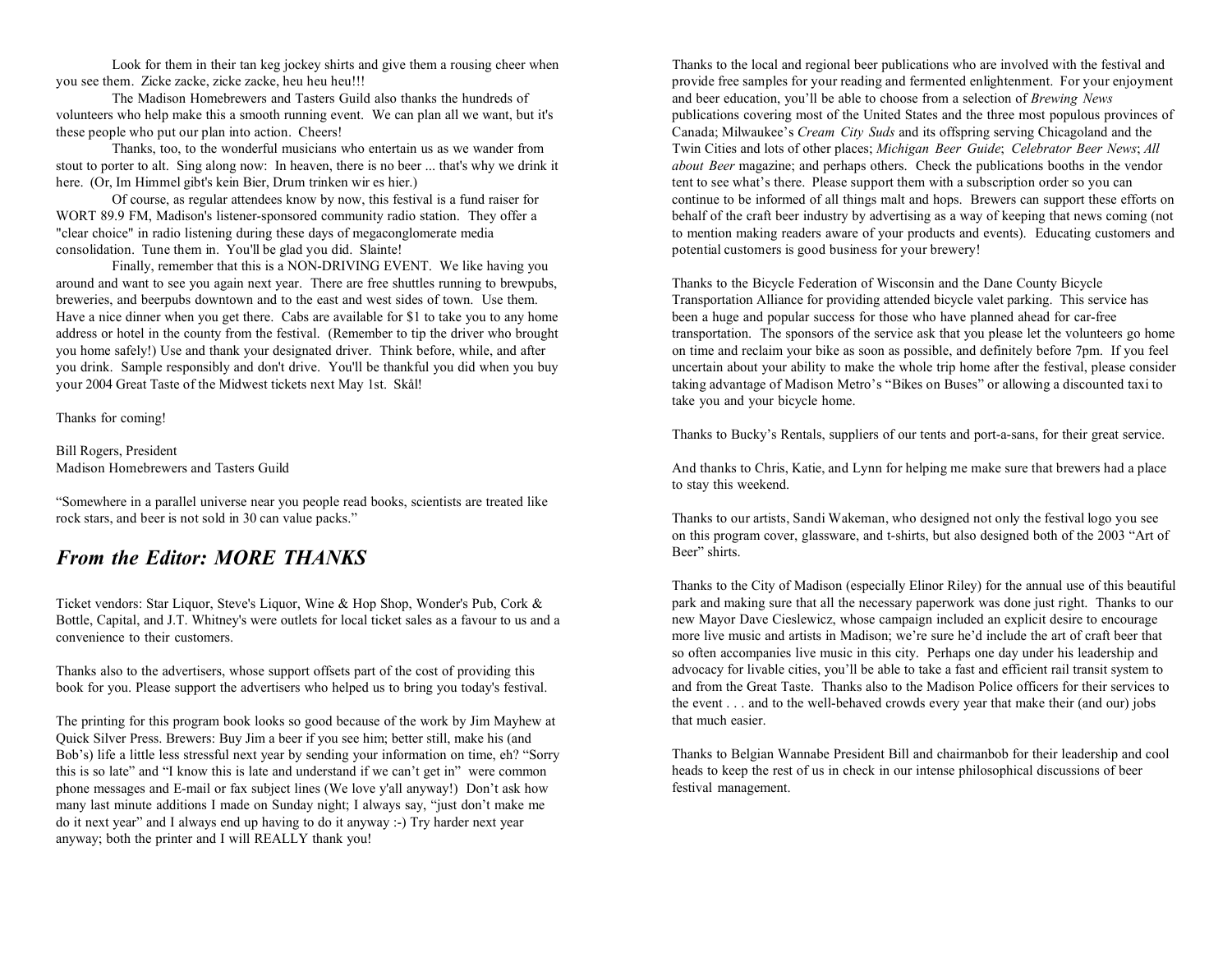Look for them in their tan keg jockey shirts and give them a rousing cheer when you see them. Zicke zacke, zicke zacke, heu heu heu!!!

The Madison Homebrewers and Tasters Guild also thanks the hundreds of volunteers who help make this a smooth running event. We can plan all we want, but it's these people who put our plan into action. Cheers!

Thanks, too, to the wonderful musicians who entertain us as we wander from stout to porter to alt. Sing along now: In heaven, there is no beer ... that's why we drink it here. (Or, Im Himmel gibt's kein Bier, Drum trinken wir es hier.)

Of course, as regular attendees know by now, this festival is a fund raiser for WORT 89.9 FM, Madison's listener-sponsored community radio station. They offer a "clear choice" in radio listening during these days of megaconglomerate media consolidation. Tune them in. You'll be glad you did. Slainte!

Finally, remember that this is a NON-DRIVING EVENT. We like having you around and want to see you again next year. There are free shuttles running to brewpubs, breweries, and beerpubs downtown and to the east and west sides of town. Use them. Have a nice dinner when you get there. Cabs are available for $1 to take you to any home address or hotel in the county from the festival. (Remember to tip the driver who brought you home safely!) Use and thank your designated driver. Think before, while, and after you drink. Sample responsibly and don't drive. You'll be thankful you did when you buy your 2004 Great Taste of the Midwest tickets next May 1st. Skål!

Thanks for coming!

Bill Rogers, President
Madison Homebrewers and Tasters Guild

"Somewhere in a parallel universe near you people read books, scientists are treated like rock stars, and beer is not sold in 30 can value packs."

## *From the Editor: MORE THANKS*

Ticket vendors: Star Liquor, Steve's Liquor, Wine & Hop Shop, Wonder's Pub, Cork & Bottle, Capital, and J.T. Whitney's were outlets for local ticket sales as a favour to us and a convenience to their customers.

Thanks also to the advertisers, whose support offsets part of the cost of providing this book for you. Please support the advertisers who helped us to bring you today's festival.

The printing for this program book looks so good because of the work by Jim Mayhew at Quick Silver Press. Brewers: Buy Jim a beer if you see him; better still, make his (and Bob's) life a little less stressful next year by sending your information on time, eh? "Sorry this is so late" and "I know this is late and understand if we can't get in" were common phone messages and E-mail or fax subject lines (We love y'all anyway!) Don't ask how many last minute additions I made on Sunday night; I always say, "just don't make me do it next year" and I always end up having to do it anyway :-) Try harder next year anyway; both the printer and I will REALLY thank you!

Thanks to the local and regional beer publications who are involved with the festival and provide free samples for your reading and fermented enlightenment. For your enjoyment and beer education, you'll be able to choose from a selection of *Brewing News* publications covering most of the United States and the three most populous provinces of Canada; Milwaukee's *Cream City Suds* and its offspring serving Chicagoland and the Twin Cities and lots of other places; *Michigan Beer Guide*; *Celebrator Beer News*; *All about Beer* magazine; and perhaps others. Check the publications booths in the vendor tent to see what's there. Please support them with a subscription order so you can continue to be informed of all things malt and hops. Brewers can support these efforts on behalf of the craft beer industry by advertising as a way of keeping that news coming (not to mention making readers aware of your products and events). Educating customers and potential customers is good business for your brewery!

Thanks to the Bicycle Federation of Wisconsin and the Dane County Bicycle Transportation Alliance for providing attended bicycle valet parking. This service has been a huge and popular success for those who have planned ahead for car-free transportation. The sponsors of the service ask that you please let the volunteers go home on time and reclaim your bike as soon as possible, and definitely before 7pm. If you feel uncertain about your ability to make the whole trip home after the festival, please consider taking advantage of Madison Metro's "Bikes on Buses" or allowing a discounted taxi to take you and your bicycle home.

Thanks to Bucky's Rentals, suppliers of our tents and port-a-sans, for their great service.

And thanks to Chris, Katie, and Lynn for helping me make sure that brewers had a place to stay this weekend.

Thanks to our artists, Sandi Wakeman, who designed not only the festival logo you see on this program cover, glassware, and t-shirts, but also designed both of the 2003 "Art of Beer" shirts.

Thanks to the City of Madison (especially Elinor Riley) for the annual use of this beautiful park and making sure that all the necessary paperwork was done just right. Thanks to our new Mayor Dave Cieslewicz, whose campaign included an explicit desire to encourage more live music and artists in Madison; we're sure he'd include the art of craft beer that so often accompanies live music in this city. Perhaps one day under his leadership and advocacy for livable cities, you'll be able to take a fast and efficient rail transit system to and from the Great Taste. Thanks also to the Madison Police officers for their services to the event . . . and to the well-behaved crowds every year that make their (and our) jobs that much easier.

Thanks to Belgian Wannabe President Bill and chairmanbob for their leadership and cool heads to keep the rest of us in check in our intense philosophical discussions of beer festival management.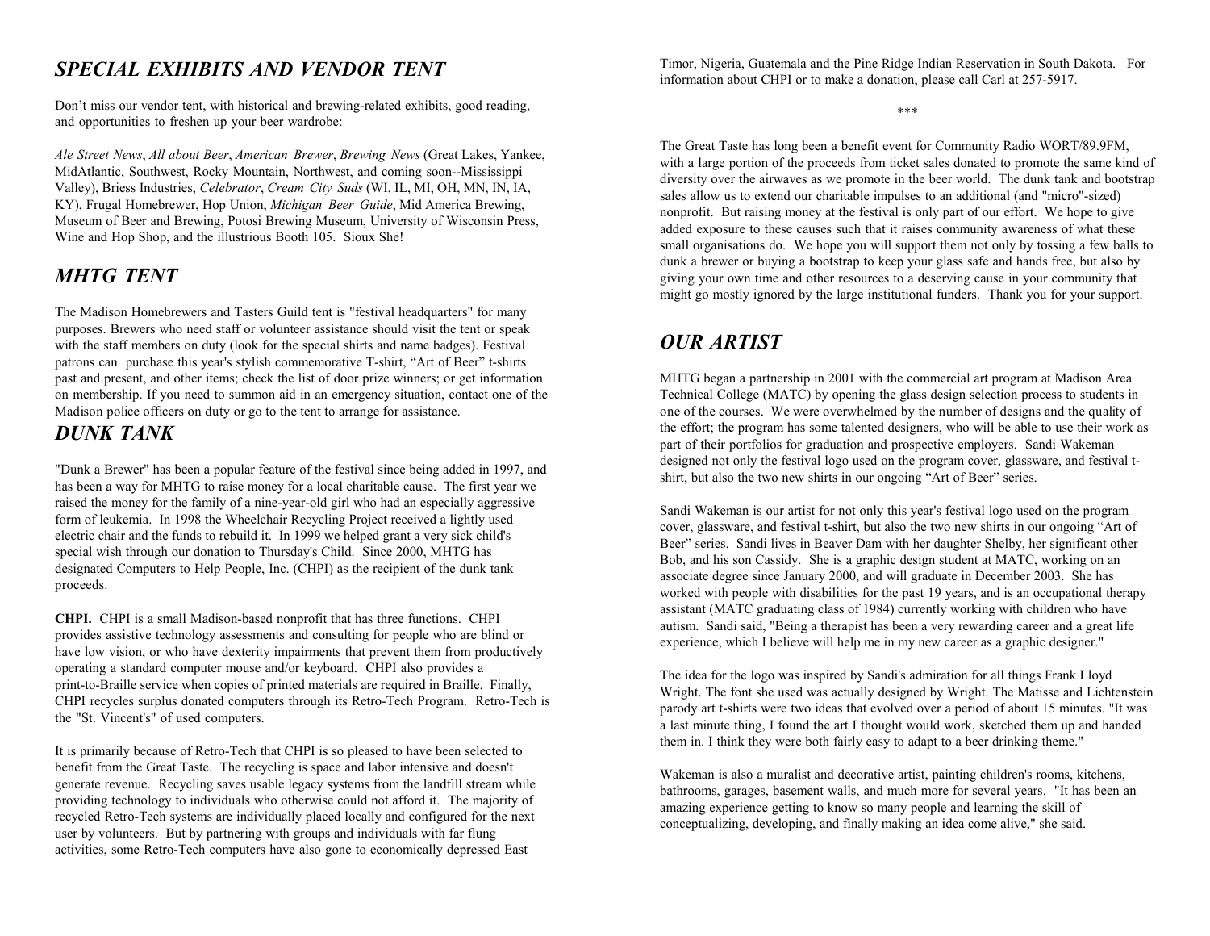## *SPECIAL EXHIBITS AND VENDOR TENT*

Don't miss our vendor tent, with historical and brewing-related exhibits, good reading, and opportunities to freshen up your beer wardrobe:

*Ale Street News*, *All about Beer*, *American Brewer*, *Brewing News* (Great Lakes, Yankee, MidAtlantic, Southwest, Rocky Mountain, Northwest, and coming soon--Mississippi Valley), Briess Industries, *Celebrator*, *Cream City Suds* (WI, IL, MI, OH, MN, IN, IA, KY), Frugal Homebrewer, Hop Union, *Michigan Beer Guide*, Mid America Brewing, Museum of Beer and Brewing, Potosi Brewing Museum, University of Wisconsin Press, Wine and Hop Shop, and the illustrious Booth 105. Sioux She!

## *MHTG TENT*

The Madison Homebrewers and Tasters Guild tent is "festival headquarters" for many purposes. Brewers who need staff or volunteer assistance should visit the tent or speak with the staff members on duty (look for the special shirts and name badges). Festival patrons can purchase this year's stylish commemorative T-shirt, "Art of Beer" t-shirts past and present, and other items; check the list of door prize winners; or get information on membership. If you need to summon aid in an emergency situation, contact one of the Madison police officers on duty or go to the tent to arrange for assistance.

## *DUNK TANK*

"Dunk a Brewer" has been a popular feature of the festival since being added in 1997, and has been a way for MHTG to raise money for a local charitable cause. The first year we raised the money for the family of a nine-year-old girl who had an especially aggressive form of leukemia. In 1998 the Wheelchair Recycling Project received a lightly used electric chair and the funds to rebuild it. In 1999 we helped grant a very sick child's special wish through our donation to Thursday's Child. Since 2000, MHTG has designated Computers to Help People, Inc. (CHPI) as the recipient of the dunk tank proceeds.

**CHPI.** CHPI is a small Madison-based nonprofit that has three functions. CHPI provides assistive technology assessments and consulting for people who are blind or have low vision, or who have dexterity impairments that prevent them from productively operating a standard computer mouse and/or keyboard. CHPI also provides a print-to-Braille service when copies of printed materials are required in Braille. Finally, CHPI recycles surplus donated computers through its Retro-Tech Program. Retro-Tech is the "St. Vincent's" of used computers.

It is primarily because of Retro-Tech that CHPI is so pleased to have been selected to benefit from the Great Taste. The recycling is space and labor intensive and doesn't generate revenue. Recycling saves usable legacy systems from the landfill stream while providing technology to individuals who otherwise could not afford it. The majority of recycled Retro-Tech systems are individually placed locally and configured for the next user by volunteers. But by partnering with groups and individuals with far flung activities, some Retro-Tech computers have also gone to economically depressed East Timor, Nigeria, Guatemala and the Pine Ridge Indian Reservation in South Dakota. For information about CHPI or to make a donation, please call Carl at 257-5917.

\*\*\*

The Great Taste has long been a benefit event for Community Radio WORT/89.9FM, with a large portion of the proceeds from ticket sales donated to promote the same kind of diversity over the airwaves as we promote in the beer world. The dunk tank and bootstrap sales allow us to extend our charitable impulses to an additional (and "micro"-sized) nonprofit. But raising money at the festival is only part of our effort. We hope to give added exposure to these causes such that it raises community awareness of what these small organisations do. We hope you will support them not only by tossing a few balls to dunk a brewer or buying a bootstrap to keep your glass safe and hands free, but also by giving your own time and other resources to a deserving cause in your community that might go mostly ignored by the large institutional funders. Thank you for your support.

## *OUR ARTIST*

MHTG began a partnership in 2001 with the commercial art program at Madison Area Technical College (MATC) by opening the glass design selection process to students in one of the courses. We were overwhelmed by the number of designs and the quality of the effort; the program has some talented designers, who will be able to use their work as part of their portfolios for graduation and prospective employers. Sandi Wakeman designed not only the festival logo used on the program cover, glassware, and festival t-shirt, but also the two new shirts in our ongoing "Art of Beer" series.

Sandi Wakeman is our artist for not only this year's festival logo used on the program cover, glassware, and festival t-shirt, but also the two new shirts in our ongoing "Art of Beer" series. Sandi lives in Beaver Dam with her daughter Shelby, her significant other Bob, and his son Cassidy. She is a graphic design student at MATC, working on an associate degree since January 2000, and will graduate in December 2003. She has worked with people with disabilities for the past 19 years, and is an occupational therapy assistant (MATC graduating class of 1984) currently working with children who have autism. Sandi said, "Being a therapist has been a very rewarding career and a great life experience, which I believe will help me in my new career as a graphic designer."

The idea for the logo was inspired by Sandi's admiration for all things Frank Lloyd Wright. The font she used was actually designed by Wright. The Matisse and Lichtenstein parody art t-shirts were two ideas that evolved over a period of about 15 minutes. "It was a last minute thing, I found the art I thought would work, sketched them up and handed them in. I think they were both fairly easy to adapt to a beer drinking theme."

Wakeman is also a muralist and decorative artist, painting children's rooms, kitchens, bathrooms, garages, basement walls, and much more for several years. "It has been an amazing experience getting to know so many people and learning the skill of conceptualizing, developing, and finally making an idea come alive," she said.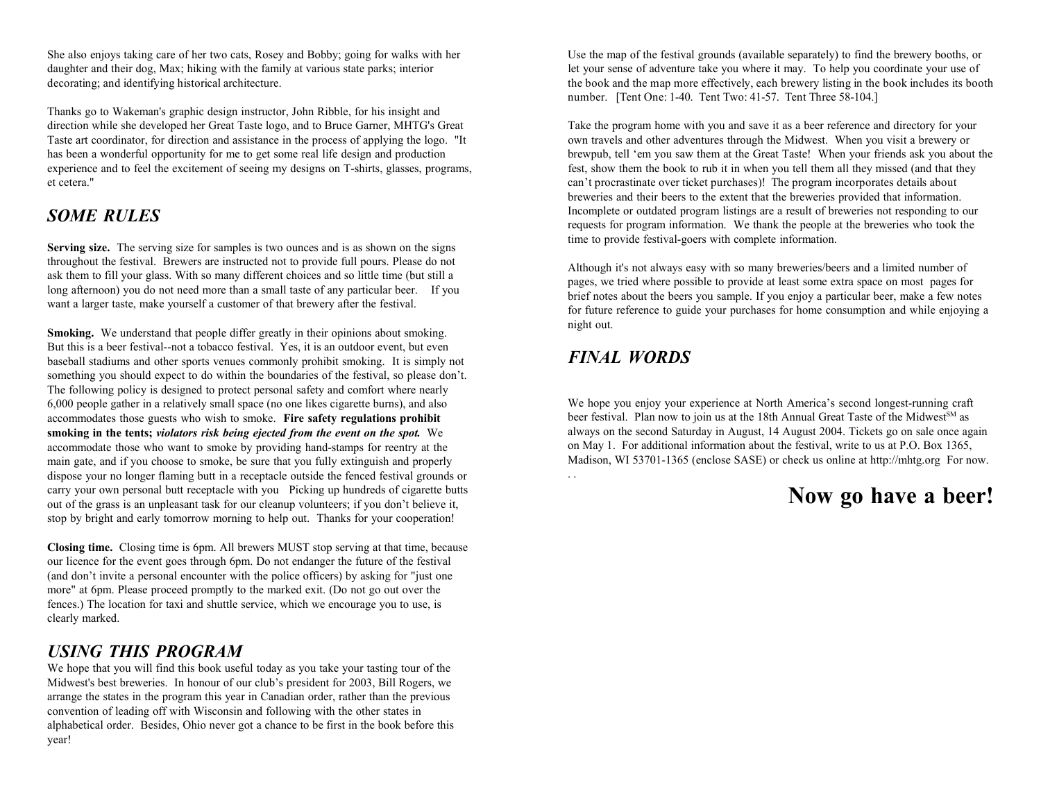She also enjoys taking care of her two cats, Rosey and Bobby; going for walks with her daughter and their dog, Max; hiking with the family at various state parks; interior decorating; and identifying historical architecture.

Thanks go to Wakeman's graphic design instructor, John Ribble, for his insight and direction while she developed her Great Taste logo, and to Bruce Garner, MHTG's Great Taste art coordinator, for direction and assistance in the process of applying the logo. "It has been a wonderful opportunity for me to get some real life design and production experience and to feel the excitement of seeing my designs on T-shirts, glasses, programs, et cetera."

## *SOME RULES*

**Serving size.** The serving size for samples is two ounces and is as shown on the signs throughout the festival. Brewers are instructed not to provide full pours. Please do not ask them to fill your glass. With so many different choices and so little time (but still a long afternoon) you do not need more than a small taste of any particular beer. If you want a larger taste, make yourself a customer of that brewery after the festival.

**Smoking.** We understand that people differ greatly in their opinions about smoking. But this is a beer festival--not a tobacco festival. Yes, it is an outdoor event, but even baseball stadiums and other sports venues commonly prohibit smoking. It is simply not something you should expect to do within the boundaries of the festival, so please don't. The following policy is designed to protect personal safety and comfort where nearly 6,000 people gather in a relatively small space (no one likes cigarette burns), and also accommodates those guests who wish to smoke. **Fire safety regulations prohibit smoking in the tents;** ***violators risk being ejected from the event on the spot.*** We accommodate those who want to smoke by providing hand-stamps for reentry at the main gate, and if you choose to smoke, be sure that you fully extinguish and properly dispose your no longer flaming butt in a receptacle outside the fenced festival grounds or carry your own personal butt receptacle with you Picking up hundreds of cigarette butts out of the grass is an unpleasant task for our cleanup volunteers; if you don't believe it, stop by bright and early tomorrow morning to help out. Thanks for your cooperation!

**Closing time.** Closing time is 6pm. All brewers MUST stop serving at that time, because our licence for the event goes through 6pm. Do not endanger the future of the festival (and don't invite a personal encounter with the police officers) by asking for "just one more" at 6pm. Please proceed promptly to the marked exit. (Do not go out over the fences.) The location for taxi and shuttle service, which we encourage you to use, is clearly marked.

## *USING THIS PROGRAM*

We hope that you will find this book useful today as you take your tasting tour of the Midwest's best breweries. In honour of our club's president for 2003, Bill Rogers, we arrange the states in the program this year in Canadian order, rather than the previous convention of leading off with Wisconsin and following with the other states in alphabetical order. Besides, Ohio never got a chance to be first in the book before this year!

Use the map of the festival grounds (available separately) to find the brewery booths, or let your sense of adventure take you where it may. To help you coordinate your use of the book and the map more effectively, each brewery listing in the book includes its booth number. [Tent One: 1-40. Tent Two: 41-57. Tent Three 58-104.]

Take the program home with you and save it as a beer reference and directory for your own travels and other adventures through the Midwest. When you visit a brewery or brewpub, tell 'em you saw them at the Great Taste! When your friends ask you about the fest, show them the book to rub it in when you tell them all they missed (and that they can't procrastinate over ticket purchases)! The program incorporates details about breweries and their beers to the extent that the breweries provided that information. Incomplete or outdated program listings are a result of breweries not responding to our requests for program information. We thank the people at the breweries who took the time to provide festival-goers with complete information.

Although it's not always easy with so many breweries/beers and a limited number of pages, we tried where possible to provide at least some extra space on most pages for brief notes about the beers you sample. If you enjoy a particular beer, make a few notes for future reference to guide your purchases for home consumption and while enjoying a night out.

## *FINAL WORDS*

We hope you enjoy your experience at North America's second longest-running craft beer festival. Plan now to join us at the 18th Annual Great Taste of the Midwest[SM] as always on the second Saturday in August, 14 August 2004. Tickets go on sale once again on May 1. For additional information about the festival, write to us at P.O. Box 1365, Madison, WI 53701-1365 (enclose SASE) or check us online at http://mhtg.org For now. . .

# Now go have a beer!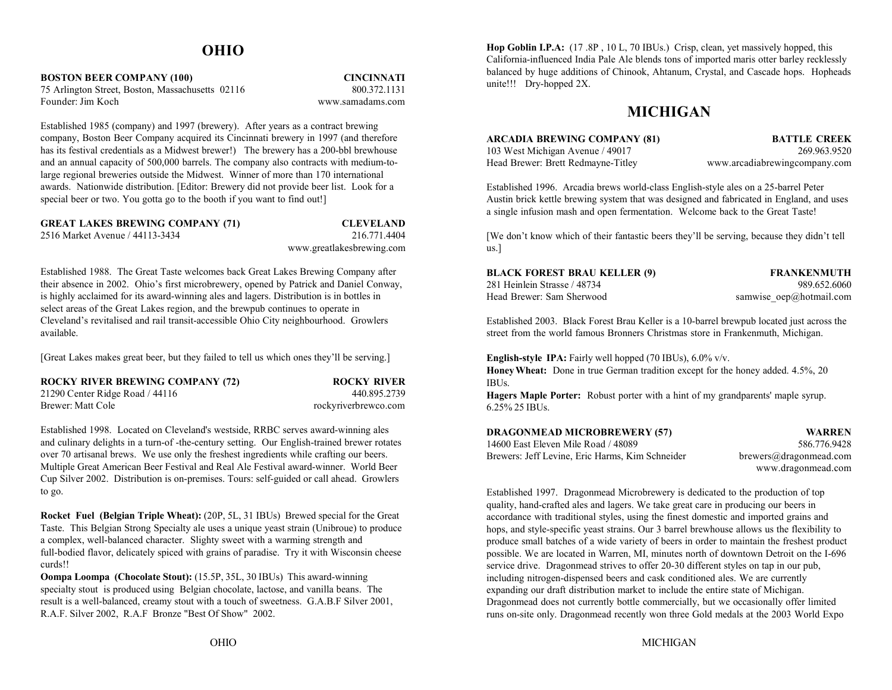# OHIO

**BOSTON BEER COMPANY (100)** **CINCINNATI**
75 Arlington Street, Boston, Massachusetts 02116 800.372.1131
Founder: Jim Koch www.samadams.com

Established 1985 (company) and 1997 (brewery). After years as a contract brewing company, Boston Beer Company acquired its Cincinnati brewery in 1997 (and therefore has its festival credentials as a Midwest brewer!) The brewery has a 200-bbl brewhouse and an annual capacity of 500,000 barrels. The company also contracts with medium-to-large regional breweries outside the Midwest. Winner of more than 170 international awards. Nationwide distribution. [Editor: Brewery did not provide beer list. Look for a special beer or two. You gotta go to the booth if you want to find out!]

**GREAT LAKES BREWING COMPANY (71)** **CLEVELAND**
2516 Market Avenue / 44113-3434 216.771.4404
www.greatlakesbrewing.com

Established 1988. The Great Taste welcomes back Great Lakes Brewing Company after their absence in 2002. Ohio's first microbrewery, opened by Patrick and Daniel Conway, is highly acclaimed for its award-winning ales and lagers. Distribution is in bottles in select areas of the Great Lakes region, and the brewpub continues to operate in Cleveland's revitalised and rail transit-accessible Ohio City neighbourhood. Growlers available.

[Great Lakes makes great beer, but they failed to tell us which ones they'll be serving.]

**ROCKY RIVER BREWING COMPANY (72)** **ROCKY RIVER**
21290 Center Ridge Road / 44116 440.895.2739
Brewer: Matt Cole rockyriverbrewco.com

Established 1998. Located on Cleveland's westside, RRBC serves award-winning ales and culinary delights in a turn-of -the-century setting. Our English-trained brewer rotates over 70 artisanal brews. We use only the freshest ingredients while crafting our beers. Multiple Great American Beer Festival and Real Ale Festival award-winner. World Beer Cup Silver 2002. Distribution is on-premises. Tours: self-guided or call ahead. Growlers to go.

**Rocket Fuel (Belgian Triple Wheat):** (20P, 5L, 31 IBUs) Brewed special for the Great Taste. This Belgian Strong Specialty ale uses a unique yeast strain (Unibroue) to produce a complex, well-balanced character. Slighty sweet with a warming strength and full-bodied flavor, delicately spiced with grains of paradise. Try it with Wisconsin cheese curds!!
**Oompa Loompa (Chocolate Stout):** (15.5P, 35L, 30 IBUs) This award-winning specialty stout is produced using Belgian chocolate, lactose, and vanilla beans. The result is a well-balanced, creamy stout with a touch of sweetness. G.A.B.F Silver 2001, R.A.F. Silver 2002, R.A.F Bronze "Best Of Show" 2002.
**Hop Goblin I.P.A:** (17 .8P , 10 L, 70 IBUs.) Crisp, clean, yet massively hopped, this California-influenced India Pale Ale blends tons of imported maris otter barley recklessly balanced by huge additions of Chinook, Ahtanum, Crystal, and Cascade hops. Hopheads unite!!! Dry-hopped 2X.

# MICHIGAN

**ARCADIA BREWING COMPANY (81)** **BATTLE CREEK**
103 West Michigan Avenue / 49017 269.963.9520
Head Brewer: Brett Redmayne-Titley www.arcadiabrewingcompany.com

Established 1996. Arcadia brews world-class English-style ales on a 25-barrel Peter Austin brick kettle brewing system that was designed and fabricated in England, and uses a single infusion mash and open fermentation. Welcome back to the Great Taste!

[We don't know which of their fantastic beers they'll be serving, because they didn't tell us.]

**BLACK FOREST BRAU KELLER (9)** **FRANKENMUTH**
281 Heinlein Strasse / 48734 989.652.6060
Head Brewer: Sam Sherwood samwise_oep@hotmail.com

Established 2003. Black Forest Brau Keller is a 10-barrel brewpub located just across the street from the world famous Bronners Christmas store in Frankenmuth, Michigan.

**English-style IPA:** Fairly well hopped (70 IBUs), 6.0% v/v.
**Honey Wheat:** Done in true German tradition except for the honey added. 4.5%, 20 IBUs.
**Hagers Maple Porter:** Robust porter with a hint of my grandparents' maple syrup. 6.25% 25 IBUs.

**DRAGONMEAD MICROBREWERY (57)** **WARREN**
14600 East Eleven Mile Road / 48089 586.776.9428
Brewers: Jeff Levine, Eric Harms, Kim Schneider brewers@dragonmead.com
www.dragonmead.com

Established 1997. Dragonmead Microbrewery is dedicated to the production of top quality, hand-crafted ales and lagers. We take great care in producing our beers in accordance with traditional styles, using the finest domestic and imported grains and hops, and style-specific yeast strains. Our 3 barrel brewhouse allows us the flexibility to produce small batches of a wide variety of beers in order to maintain the freshest product possible. We are located in Warren, MI, minutes north of downtown Detroit on the I-696 service drive. Dragonmead strives to offer 20-30 different styles on tap in our pub, including nitrogen-dispensed beers and cask conditioned ales. We are currently expanding our draft distribution market to include the entire state of Michigan. Dragonmead does not currently bottle commercially, but we occasionally offer limited runs on-site only. Dragonmead recently won three Gold medals at the 2003 World Expo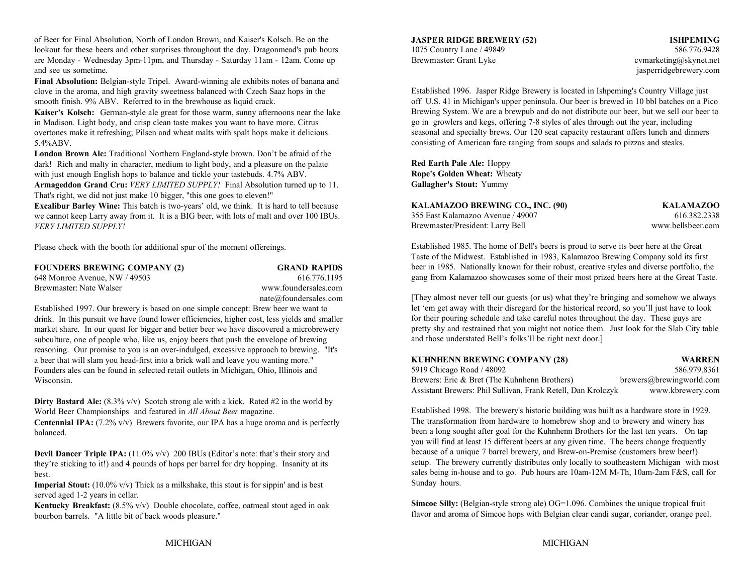of Beer for Final Absolution, North of London Brown, and Kaiser's Kolsch. Be on the lookout for these beers and other surprises throughout the day. Dragonmead's pub hours are Monday - Wednesday 3pm-11pm, and Thursday - Saturday 11am - 12am. Come up and see us sometime.

**Final Absolution:** Belgian-style Tripel. Award-winning ale exhibits notes of banana and clove in the aroma, and high gravity sweetness balanced with Czech Saaz hops in the smooth finish. 9% ABV. Referred to in the brewhouse as liquid crack.

**Kaiser's Kolsch:** German-style ale great for those warm, sunny afternoons near the lake in Madison. Light body, and crisp clean taste makes you want to have more. Citrus overtones make it refreshing; Pilsen and wheat malts with spalt hops make it delicious. 5.4%ABV.

**London Brown Ale:** Traditional Northern England-style brown. Don't be afraid of the dark! Rich and malty in character, medium to light body, and a pleasure on the palate with just enough English hops to balance and tickle your tastebuds. 4.7% ABV.

**Armageddon Grand Cru:** *VERY LIMITED SUPPLY!* Final Absolution turned up to 11. That's right, we did not just make 10 bigger, "this one goes to eleven!"

**Excalibur Barley Wine:** This batch is two-years' old, we think. It is hard to tell because we cannot keep Larry away from it. It is a BIG beer, with lots of malt and over 100 IBUs. *VERY LIMITED SUPPLY!*

Please check with the booth for additional spur of the moment offereings.

**FOUNDERS BREWING COMPANY (2)** — **GRAND RAPIDS**
648 Monroe Avenue, NW / 49503 — 616.776.1195
Brewmaster: Nate Walser — www.foundersales.com
nate@foundersales.com

Established 1997. Our brewery is based on one simple concept: Brew beer we want to drink. In this pursuit we have found lower efficiencies, higher cost, less yields and smaller market share. In our quest for bigger and better beer we have discovered a microbrewery subculture, one of people who, like us, enjoy beers that push the envelope of brewing reasoning. Our promise to you is an over-indulged, excessive approach to brewing. "It's a beer that will slam you head-first into a brick wall and leave you wanting more." Founders ales can be found in selected retail outlets in Michigan, Ohio, Illinois and Wisconsin.

**Dirty Bastard Ale:** (8.3% v/v) Scotch strong ale with a kick. Rated #2 in the world by World Beer Championships and featured in *All About Beer* magazine.

**Centennial IPA:** (7.2% v/v) Brewers favorite, our IPA has a huge aroma and is perfectly balanced.

**Devil Dancer Triple IPA:** (11.0% v/v) 200 IBUs (Editor's note: that's their story and they're sticking to it!) and 4 pounds of hops per barrel for dry hopping. Insanity at its best.

**Imperial Stout:** (10.0% v/v) Thick as a milkshake, this stout is for sippin' and is best served aged 1-2 years in cellar.

**Kentucky Breakfast:** (8.5% v/v) Double chocolate, coffee, oatmeal stout aged in oak bourbon barrels. "A little bit of back woods pleasure."

**JASPER RIDGE BREWERY (52)** — **ISHPEMING**
1075 Country Lane / 49849 — 586.776.9428
Brewmaster: Grant Lyke — cvmarketing@skynet.net
jasperridgebrewery.com

Established 1996. Jasper Ridge Brewery is located in Ishpeming's Country Village just off U.S. 41 in Michigan's upper peninsula. Our beer is brewed in 10 bbl batches on a Pico Brewing System. We are a brewpub and do not distribute our beer, but we sell our beer to go in growlers and kegs, offering 7-8 styles of ales through out the year, including seasonal and specialty brews. Our 120 seat capacity restaurant offers lunch and dinners consisting of American fare ranging from soups and salads to pizzas and steaks.

**Red Earth Pale Ale:** Hoppy
**Rope's Golden Wheat:** Wheaty
**Gallagher's Stout:** Yummy

**KALAMAZOO BREWING CO., INC. (90)** — **KALAMAZOO**
355 East Kalamazoo Avenue / 49007 — 616.382.2338
Brewmaster/President: Larry Bell — www.bellsbeer.com

Established 1985. The home of Bell's beers is proud to serve its beer here at the Great Taste of the Midwest. Established in 1983, Kalamazoo Brewing Company sold its first beer in 1985. Nationally known for their robust, creative styles and diverse portfolio, the gang from Kalamazoo showcases some of their most prized beers here at the Great Taste.

[They almost never tell our guests (or us) what they're bringing and somehow we always let 'em get away with their disregard for the historical record, so you'll just have to look for their pouring schedule and take careful notes throughout the day. These guys are pretty shy and restrained that you might not notice them. Just look for the Slab City table and those understated Bell's folks'll be right next door.]

**KUHNHENN BREWING COMPANY (28)** — **WARREN**
5919 Chicago Road / 48092 — 586.979.8361
Brewers: Eric & Bret (The Kuhnhenn Brothers) — brewers@brewingworld.com
Assistant Brewers: Phil Sullivan, Frank Retell, Dan Krolczyk — www.kbrewery.com

Established 1998. The brewery's historic building was built as a hardware store in 1929. The transformation from hardware to homebrew shop and to brewery and winery has been a long sought after goal for the Kuhnhenn Brothers for the last ten years. On tap you will find at least 15 different beers at any given time. The beers change frequently because of a unique 7 barrel brewery, and Brew-on-Premise (customers brew beer!) setup. The brewery currently distributes only locally to southeastern Michigan with most sales being in-house and to go. Pub hours are 10am-12M M-Th, 10am-2am F&S, call for Sunday hours.

**Simcoe Silly:** (Belgian-style strong ale) OG=1.096. Combines the unique tropical fruit flavor and aroma of Simcoe hops with Belgian clear candi sugar, coriander, orange peel.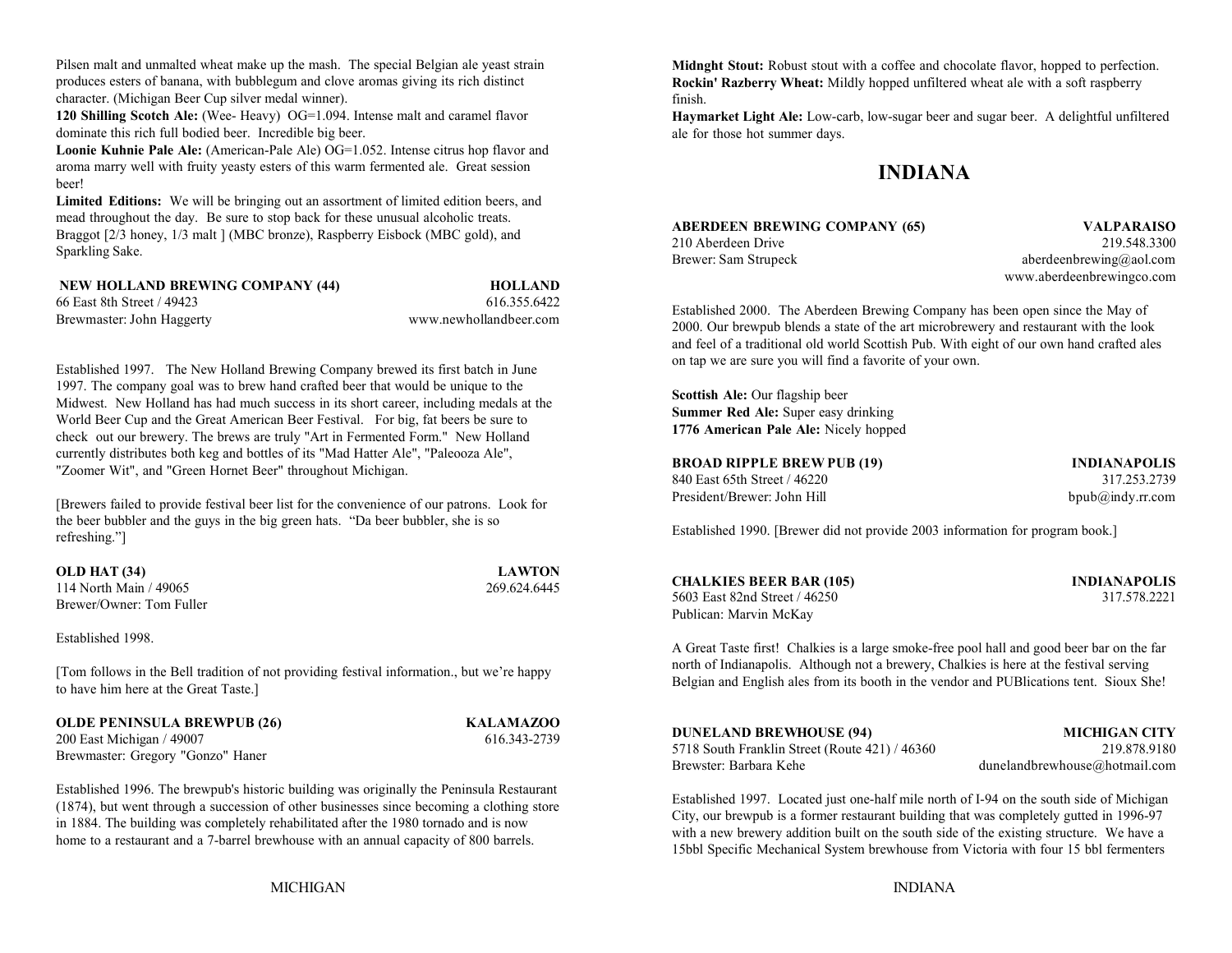Pilsen malt and unmalted wheat make up the mash. The special Belgian ale yeast strain produces esters of banana, with bubblegum and clove aromas giving its rich distinct character. (Michigan Beer Cup silver medal winner).

**120 Shilling Scotch Ale:** (Wee- Heavy) OG=1.094. Intense malt and caramel flavor dominate this rich full bodied beer. Incredible big beer.

**Loonie Kuhnie Pale Ale:** (American-Pale Ale) OG=1.052. Intense citrus hop flavor and aroma marry well with fruity yeasty esters of this warm fermented ale. Great session beer!

**Limited Editions:** We will be bringing out an assortment of limited edition beers, and mead throughout the day. Be sure to stop back for these unusual alcoholic treats. Braggot [2/3 honey, 1/3 malt ] (MBC bronze), Raspberry Eisbock (MBC gold), and Sparkling Sake.

**NEW HOLLAND BREWING COMPANY (44)** — **HOLLAND**
66 East 8th Street / 49423 — 616.355.6422
Brewmaster: John Haggerty — www.newhollandbeer.com

Established 1997. The New Holland Brewing Company brewed its first batch in June 1997. The company goal was to brew hand crafted beer that would be unique to the Midwest. New Holland has had much success in its short career, including medals at the World Beer Cup and the Great American Beer Festival. For big, fat beers be sure to check out our brewery. The brews are truly "Art in Fermented Form." New Holland currently distributes both keg and bottles of its "Mad Hatter Ale", "Paleooza Ale", "Zoomer Wit", and "Green Hornet Beer" throughout Michigan.

[Brewers failed to provide festival beer list for the convenience of our patrons. Look for the beer bubbler and the guys in the big green hats. "Da beer bubbler, she is so refreshing."]

**OLD HAT (34)** — **LAWTON**
114 North Main / 49065 — 269.624.6445
Brewer/Owner: Tom Fuller

Established 1998.

[Tom follows in the Bell tradition of not providing festival information., but we're happy to have him here at the Great Taste.]

**OLDE PENINSULA BREWPUB (26)** — **KALAMAZOO**
200 East Michigan / 49007 — 616.343-2739
Brewmaster: Gregory "Gonzo" Haner

Established 1996. The brewpub's historic building was originally the Peninsula Restaurant (1874), but went through a succession of other businesses since becoming a clothing store in 1884. The building was completely rehabilitated after the 1980 tornado and is now home to a restaurant and a 7-barrel brewhouse with an annual capacity of 800 barrels.

**Midnght Stout:** Robust stout with a coffee and chocolate flavor, hopped to perfection.
**Rockin' Razberry Wheat:** Mildly hopped unfiltered wheat ale with a soft raspberry finish.
**Haymarket Light Ale:** Low-carb, low-sugar beer and sugar beer. A delightful unfiltered ale for those hot summer days.

# INDIANA

**ABERDEEN BREWING COMPANY (65)** — **VALPARAISO**
210 Aberdeen Drive — 219.548.3300
Brewer: Sam Strupeck — aberdeenbrewing@aol.com
www.aberdeenbrewingco.com

Established 2000. The Aberdeen Brewing Company has been open since the May of 2000. Our brewpub blends a state of the art microbrewery and restaurant with the look and feel of a traditional old world Scottish Pub. With eight of our own hand crafted ales on tap we are sure you will find a favorite of your own.

**Scottish Ale:** Our flagship beer
**Summer Red Ale:** Super easy drinking
**1776 American Pale Ale:** Nicely hopped

**BROAD RIPPLE BREW PUB (19)** — **INDIANAPOLIS**
840 East 65th Street / 46220 — 317.253.2739
President/Brewer: John Hill — bpub@indy.rr.com

Established 1990. [Brewer did not provide 2003 information for program book.]

**CHALKIES BEER BAR (105)** — **INDIANAPOLIS**
5603 East 82nd Street / 46250 — 317.578.2221
Publican: Marvin McKay

A Great Taste first! Chalkies is a large smoke-free pool hall and good beer bar on the far north of Indianapolis. Although not a brewery, Chalkies is here at the festival serving Belgian and English ales from its booth in the vendor and PUBlications tent. Sioux She!

**DUNELAND BREWHOUSE (94)** — **MICHIGAN CITY**
5718 South Franklin Street (Route 421) / 46360 — 219.878.9180
Brewster: Barbara Kehe — dunelandbrewhouse@hotmail.com

Established 1997. Located just one-half mile north of I-94 on the south side of Michigan City, our brewpub is a former restaurant building that was completely gutted in 1996-97 with a new brewery addition built on the south side of the existing structure. We have a 15bbl Specific Mechanical System brewhouse from Victoria with four 15 bbl fermenters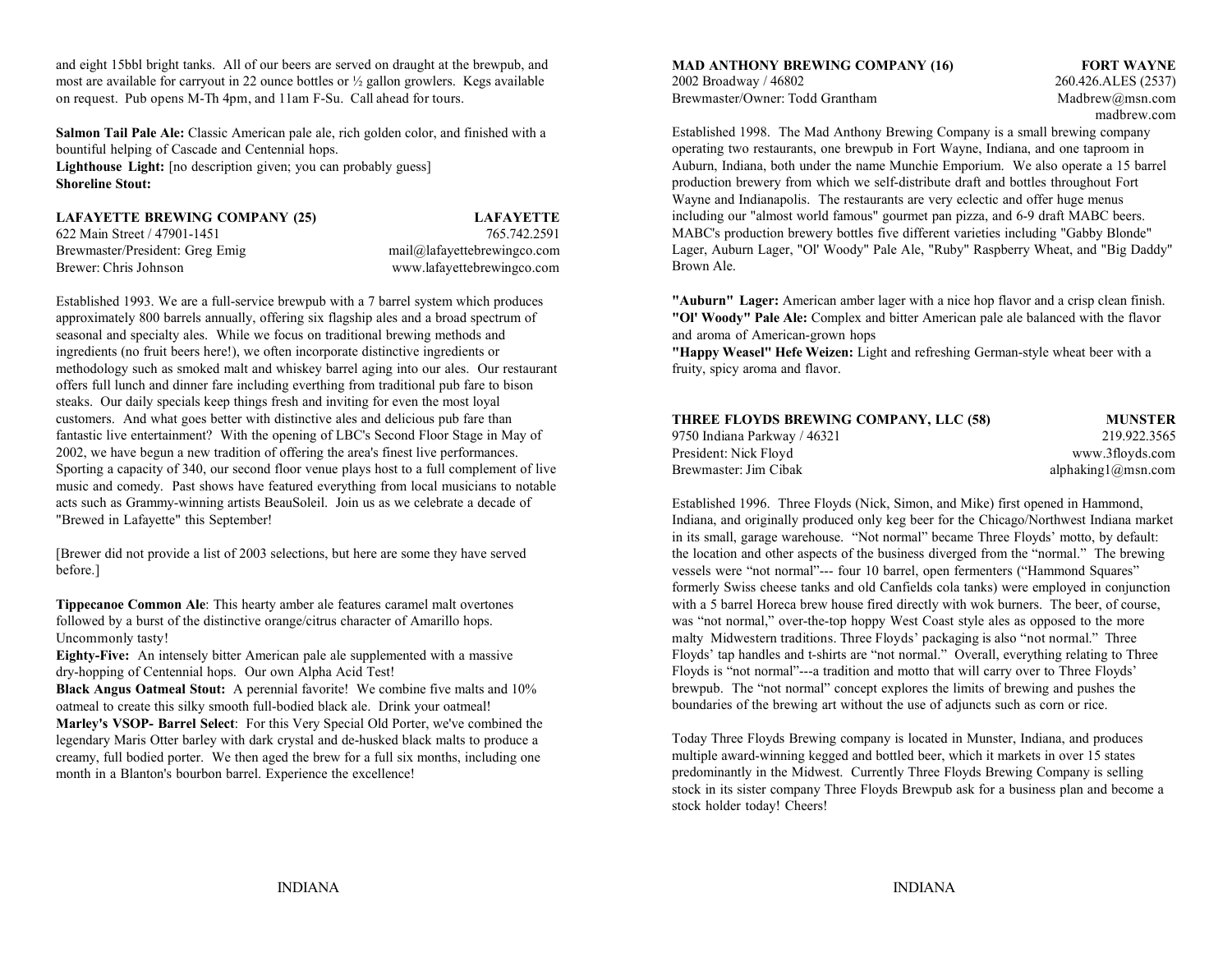and eight 15bbl bright tanks. All of our beers are served on draught at the brewpub, and most are available for carryout in 22 ounce bottles or ½ gallon growlers. Kegs available on request. Pub opens M-Th 4pm, and 11am F-Su. Call ahead for tours.

**Salmon Tail Pale Ale:** Classic American pale ale, rich golden color, and finished with a bountiful helping of Cascade and Centennial hops.
**Lighthouse Light:** [no description given; you can probably guess]
**Shoreline Stout:**

## LAFAYETTE BREWING COMPANY (25) — LAFAYETTE

622 Main Street / 47901-1451 — 765.742.2591
Brewmaster/President: Greg Emig — mail@lafayettebrewingco.com
Brewer: Chris Johnson — www.lafayettebrewingco.com

Established 1993. We are a full-service brewpub with a 7 barrel system which produces approximately 800 barrels annually, offering six flagship ales and a broad spectrum of seasonal and specialty ales. While we focus on traditional brewing methods and ingredients (no fruit beers here!), we often incorporate distinctive ingredients or methodology such as smoked malt and whiskey barrel aging into our ales. Our restaurant offers full lunch and dinner fare including everthing from traditional pub fare to bison steaks. Our daily specials keep things fresh and inviting for even the most loyal customers. And what goes better with distinctive ales and delicious pub fare than fantastic live entertainment? With the opening of LBC's Second Floor Stage in May of 2002, we have begun a new tradition of offering the area's finest live performances. Sporting a capacity of 340, our second floor venue plays host to a full complement of live music and comedy. Past shows have featured everything from local musicians to notable acts such as Grammy-winning artists BeauSoleil. Join us as we celebrate a decade of "Brewed in Lafayette" this September!

[Brewer did not provide a list of 2003 selections, but here are some they have served before.]

**Tippecanoe Common Ale**: This hearty amber ale features caramel malt overtones followed by a burst of the distinctive orange/citrus character of Amarillo hops. Uncommonly tasty!
**Eighty-Five:** An intensely bitter American pale ale supplemented with a massive dry-hopping of Centennial hops. Our own Alpha Acid Test!
**Black Angus Oatmeal Stout:** A perennial favorite! We combine five malts and 10% oatmeal to create this silky smooth full-bodied black ale. Drink your oatmeal!
**Marley's VSOP- Barrel Select**: For this Very Special Old Porter, we've combined the legendary Maris Otter barley with dark crystal and de-husked black malts to produce a creamy, full bodied porter. We then aged the brew for a full six months, including one month in a Blanton's bourbon barrel. Experience the excellence!

## MAD ANTHONY BREWING COMPANY (16) — FORT WAYNE

2002 Broadway / 46802 — 260.426.ALES (2537)
Brewmaster/Owner: Todd Grantham — Madbrew@msn.com
madbrew.com

Established 1998. The Mad Anthony Brewing Company is a small brewing company operating two restaurants, one brewpub in Fort Wayne, Indiana, and one taproom in Auburn, Indiana, both under the name Munchie Emporium. We also operate a 15 barrel production brewery from which we self-distribute draft and bottles throughout Fort Wayne and Indianapolis. The restaurants are very eclectic and offer huge menus including our "almost world famous" gourmet pan pizza, and 6-9 draft MABC beers. MABC's production brewery bottles five different varieties including "Gabby Blonde" Lager, Auburn Lager, "Ol' Woody" Pale Ale, "Ruby" Raspberry Wheat, and "Big Daddy" Brown Ale.

**"Auburn" Lager:** American amber lager with a nice hop flavor and a crisp clean finish.
**"Ol' Woody" Pale Ale:** Complex and bitter American pale ale balanced with the flavor and aroma of American-grown hops
**"Happy Weasel" Hefe Weizen:** Light and refreshing German-style wheat beer with a fruity, spicy aroma and flavor.

## THREE FLOYDS BREWING COMPANY, LLC (58) — MUNSTER

9750 Indiana Parkway / 46321 — 219.922.3565
President: Nick Floyd — www.3floyds.com
Brewmaster: Jim Cibak — alphaking1@msn.com

Established 1996. Three Floyds (Nick, Simon, and Mike) first opened in Hammond, Indiana, and originally produced only keg beer for the Chicago/Northwest Indiana market in its small, garage warehouse. "Not normal" became Three Floyds' motto, by default: the location and other aspects of the business diverged from the "normal." The brewing vessels were "not normal"--- four 10 barrel, open fermenters ("Hammond Squares" formerly Swiss cheese tanks and old Canfields cola tanks) were employed in conjunction with a 5 barrel Horeca brew house fired directly with wok burners. The beer, of course, was "not normal," over-the-top hoppy West Coast style ales as opposed to the more malty Midwestern traditions. Three Floyds' packaging is also "not normal." Three Floyds' tap handles and t-shirts are "not normal." Overall, everything relating to Three Floyds is "not normal"---a tradition and motto that will carry over to Three Floyds' brewpub. The "not normal" concept explores the limits of brewing and pushes the boundaries of the brewing art without the use of adjuncts such as corn or rice.

Today Three Floyds Brewing company is located in Munster, Indiana, and produces multiple award-winning kegged and bottled beer, which it markets in over 15 states predominantly in the Midwest. Currently Three Floyds Brewing Company is selling stock in its sister company Three Floyds Brewpub ask for a business plan and become a stock holder today! Cheers!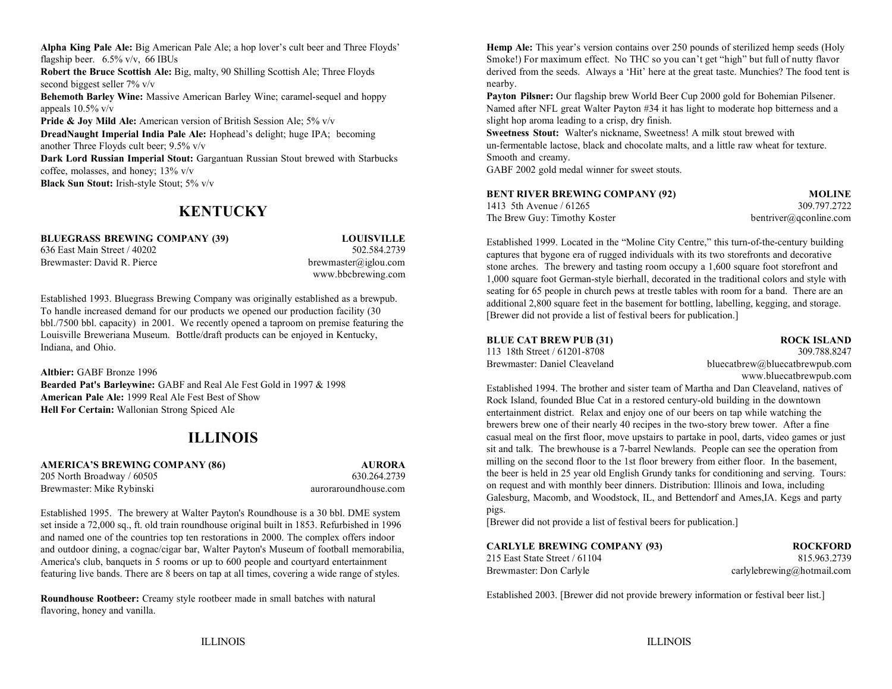**Alpha King Pale Ale:** Big American Pale Ale; a hop lover's cult beer and Three Floyds' flagship beer. 6.5% v/v, 66 IBUs
**Robert the Bruce Scottish Ale:** Big, malty, 90 Shilling Scottish Ale; Three Floyds second biggest seller 7% v/v
**Behemoth Barley Wine:** Massive American Barley Wine; caramel-sequel and hoppy appeals 10.5% v/v
**Pride & Joy Mild Ale:** American version of British Session Ale; 5% v/v
**DreadNaught Imperial India Pale Ale:** Hophead's delight; huge IPA; becoming another Three Floyds cult beer; 9.5% v/v
**Dark Lord Russian Imperial Stout:** Gargantuan Russian Stout brewed with Starbucks coffee, molasses, and honey; 13% v/v
**Black Sun Stout:** Irish-style Stout; 5% v/v

## KENTUCKY

**BLUEGRASS BREWING COMPANY (39)** — **LOUISVILLE**
636 East Main Street / 40202 — 502.584.2739
Brewmaster: David R. Pierce — brewmaster@iglou.com
www.bbcbrewing.com

Established 1993. Bluegrass Brewing Company was originally established as a brewpub. To handle increased demand for our products we opened our production facility (30 bbl./7500 bbl. capacity) in 2001. We recently opened a taproom on premise featuring the Louisville Breweriana Museum. Bottle/draft products can be enjoyed in Kentucky, Indiana, and Ohio.

**Altbier:** GABF Bronze 1996
**Bearded Pat's Barleywine:** GABF and Real Ale Fest Gold in 1997 & 1998
**American Pale Ale:** 1999 Real Ale Fest Best of Show
**Hell For Certain:** Wallonian Strong Spiced Ale

## ILLINOIS

**AMERICA'S BREWING COMPANY (86)** — **AURORA**
205 North Broadway / 60505 — 630.264.2739
Brewmaster: Mike Rybinski — auroraroundhouse.com

Established 1995. The brewery at Walter Payton's Roundhouse is a 30 bbl. DME system set inside a 72,000 sq., ft. old train roundhouse original built in 1853. Refurbished in 1996 and named one of the countries top ten restorations in 2000. The complex offers indoor and outdoor dining, a cognac/cigar bar, Walter Payton's Museum of football memorabilia, America's club, banquets in 5 rooms or up to 600 people and courtyard entertainment featuring live bands. There are 8 beers on tap at all times, covering a wide range of styles.

**Roundhouse Rootbeer:** Creamy style rootbeer made in small batches with natural flavoring, honey and vanilla.

**Hemp Ale:** This year's version contains over 250 pounds of sterilized hemp seeds (Holy Smoke!) For maximum effect. No THC so you can't get "high" but full of nutty flavor derived from the seeds. Always a 'Hit' here at the great taste. Munchies? The food tent is nearby.
**Payton Pilsner:** Our flagship brew World Beer Cup 2000 gold for Bohemian Pilsener. Named after NFL great Walter Payton #34 it has light to moderate hop bitterness and a slight hop aroma leading to a crisp, dry finish.
**Sweetness Stout:** Walter's nickname, Sweetness! A milk stout brewed with un-fermentable lactose, black and chocolate malts, and a little raw wheat for texture. Smooth and creamy.
GABF 2002 gold medal winner for sweet stouts.

**BENT RIVER BREWING COMPANY (92)** — **MOLINE**
1413 5th Avenue / 61265 — 309.797.2722
The Brew Guy: Timothy Koster — bentriver@qconline.com

Established 1999. Located in the "Moline City Centre," this turn-of-the-century building captures that bygone era of rugged individuals with its two storefronts and decorative stone arches. The brewery and tasting room occupy a 1,600 square foot storefront and 1,000 square foot German-style bierhall, decorated in the traditional colors and style with seating for 65 people in church pews at trestle tables with room for a band. There are an additional 2,800 square feet in the basement for bottling, labelling, kegging, and storage. [Brewer did not provide a list of festival beers for publication.]

**BLUE CAT BREW PUB (31)** — **ROCK ISLAND**
113 18th Street / 61201-8708 — 309.788.8247
Brewmaster: Daniel Cleaveland — bluecatbrew@bluecatbrewpub.com
www.bluecatbrewpub.com

Established 1994. The brother and sister team of Martha and Dan Cleaveland, natives of Rock Island, founded Blue Cat in a restored century-old building in the downtown entertainment district. Relax and enjoy one of our beers on tap while watching the brewers brew one of their nearly 40 recipes in the two-story brew tower. After a fine casual meal on the first floor, move upstairs to partake in pool, darts, video games or just sit and talk. The brewhouse is a 7-barrel Newlands. People can see the operation from milling on the second floor to the 1st floor brewery from either floor. In the basement, the beer is held in 25 year old English Grundy tanks for conditioning and serving. Tours: on request and with monthly beer dinners. Distribution: Illinois and Iowa, including Galesburg, Macomb, and Woodstock, IL, and Bettendorf and Ames,IA. Kegs and party pigs.
[Brewer did not provide a list of festival beers for publication.]

**CARLYLE BREWING COMPANY (93)** — **ROCKFORD**
215 East State Street / 61104 — 815.963.2739
Brewmaster: Don Carlyle — carlylebrewing@hotmail.com

Established 2003. [Brewer did not provide brewery information or festival beer list.]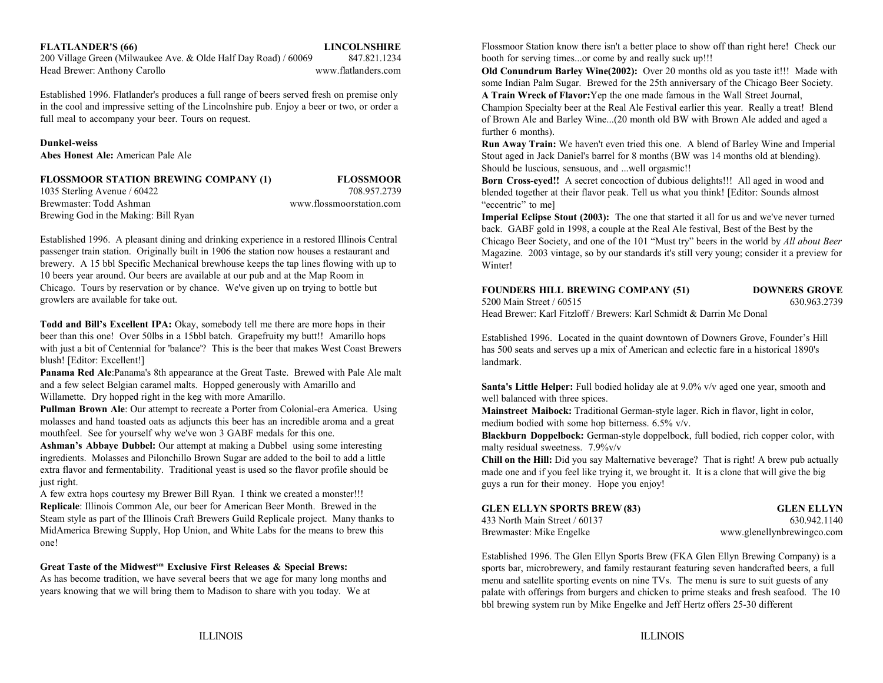**FLATLANDER'S (66)** **LINCOLNSHIRE**
200 Village Green (Milwaukee Ave. & Olde Half Day Road) / 60069 847.821.1234
Head Brewer: Anthony Carollo www.flatlanders.com

Established 1996. Flatlander's produces a full range of beers served fresh on premise only in the cool and impressive setting of the Lincolnshire pub. Enjoy a beer or two, or order a full meal to accompany your beer. Tours on request.

**Dunkel-weiss**
**Abes Honest Ale:** American Pale Ale

**FLOSSMOOR STATION BREWING COMPANY (1)** **FLOSSMOOR**
1035 Sterling Avenue / 60422 708.957.2739
Brewmaster: Todd Ashman www.flossmoorstation.com
Brewing God in the Making: Bill Ryan

Established 1996. A pleasant dining and drinking experience in a restored Illinois Central passenger train station. Originally built in 1906 the station now houses a restaurant and brewery. A 15 bbl Specific Mechanical brewhouse keeps the tap lines flowing with up to 10 beers year around. Our beers are available at our pub and at the Map Room in Chicago. Tours by reservation or by chance. We've given up on trying to bottle but growlers are available for take out.

**Todd and Bill's Excellent IPA:** Okay, somebody tell me there are more hops in their beer than this one! Over 50lbs in a 15bbl batch. Grapefruity my butt!! Amarillo hops with just a bit of Centennial for 'balance'? This is the beer that makes West Coast Brewers blush! [Editor: Excellent!]
**Panama Red Ale**:Panama's 8th appearance at the Great Taste. Brewed with Pale Ale malt and a few select Belgian caramel malts. Hopped generously with Amarillo and Willamette. Dry hopped right in the keg with more Amarillo.
**Pullman Brown Ale**: Our attempt to recreate a Porter from Colonial-era America. Using molasses and hand toasted oats as adjuncts this beer has an incredible aroma and a great mouthfeel. See for yourself why we've won 3 GABF medals for this one.
**Ashman's Abbaye Dubbel:** Our attempt at making a Dubbel using some interesting ingredients. Molasses and Pilonchillo Brown Sugar are added to the boil to add a little extra flavor and fermentability. Traditional yeast is used so the flavor profile should be just right.
A few extra hops courtesy my Brewer Bill Ryan. I think we created a monster!!!
**Replicale**: Illinois Common Ale, our beer for American Beer Month. Brewed in the Steam style as part of the Illinois Craft Brewers Guild Replicale project. Many thanks to MidAmerica Brewing Supply, Hop Union, and White Labs for the means to brew this one!

**Great Taste of the Midwest℠ Exclusive First Releases & Special Brews:**
As has become tradition, we have several beers that we age for many long months and years knowing that we will bring them to Madison to share with you today. We at Flossmoor Station know there isn't a better place to show off than right here! Check our booth for serving times...or come by and really suck up!!!
**Old Conundrum Barley Wine(2002):** Over 20 months old as you taste it!!! Made with some Indian Palm Sugar. Brewed for the 25th anniversary of the Chicago Beer Society.
**A Train Wreck of Flavor:**Yep the one made famous in the Wall Street Journal, Champion Specialty beer at the Real Ale Festival earlier this year. Really a treat! Blend of Brown Ale and Barley Wine...(20 month old BW with Brown Ale added and aged a further 6 months).
**Run Away Train:** We haven't even tried this one. A blend of Barley Wine and Imperial Stout aged in Jack Daniel's barrel for 8 months (BW was 14 months old at blending). Should be luscious, sensuous, and ...well orgasmic!!
**Born Cross-eyed!!** A secret concoction of dubious delights!!! All aged in wood and blended together at their flavor peak. Tell us what you think! [Editor: Sounds almost "eccentric" to me]
**Imperial Eclipse Stout (2003):** The one that started it all for us and we've never turned back. GABF gold in 1998, a couple at the Real Ale festival, Best of the Best by the Chicago Beer Society, and one of the 101 "Must try" beers in the world by *All about Beer* Magazine. 2003 vintage, so by our standards it's still very young; consider it a preview for Winter!

**FOUNDERS HILL BREWING COMPANY (51)** **DOWNERS GROVE**
5200 Main Street / 60515 630.963.2739
Head Brewer: Karl Fitzloff / Brewers: Karl Schmidt & Darrin Mc Donal

Established 1996. Located in the quaint downtown of Downers Grove, Founder's Hill has 500 seats and serves up a mix of American and eclectic fare in a historical 1890's landmark.

**Santa's Little Helper:** Full bodied holiday ale at 9.0% v/v aged one year, smooth and well balanced with three spices.
**Mainstreet Maibock:** Traditional German-style lager. Rich in flavor, light in color, medium bodied with some hop bitterness. 6.5% v/v.
**Blackburn Doppelbock:** German-style doppelbock, full bodied, rich copper color, with malty residual sweetness. 7.9%v/v
**Chill on the Hill:** Did you say Malternative beverage? That is right! A brew pub actually made one and if you feel like trying it, we brought it. It is a clone that will give the big guys a run for their money. Hope you enjoy!

**GLEN ELLYN SPORTS BREW (83)** **GLEN ELLYN**
433 North Main Street / 60137 630.942.1140
Brewmaster: Mike Engelke www.glenellynbrewingco.com

Established 1996. The Glen Ellyn Sports Brew (FKA Glen Ellyn Brewing Company) is a sports bar, microbrewery, and family restaurant featuring seven handcrafted beers, a full menu and satellite sporting events on nine TVs. The menu is sure to suit guests of any palate with offerings from burgers and chicken to prime steaks and fresh seafood. The 10 bbl brewing system run by Mike Engelke and Jeff Hertz offers 25-30 different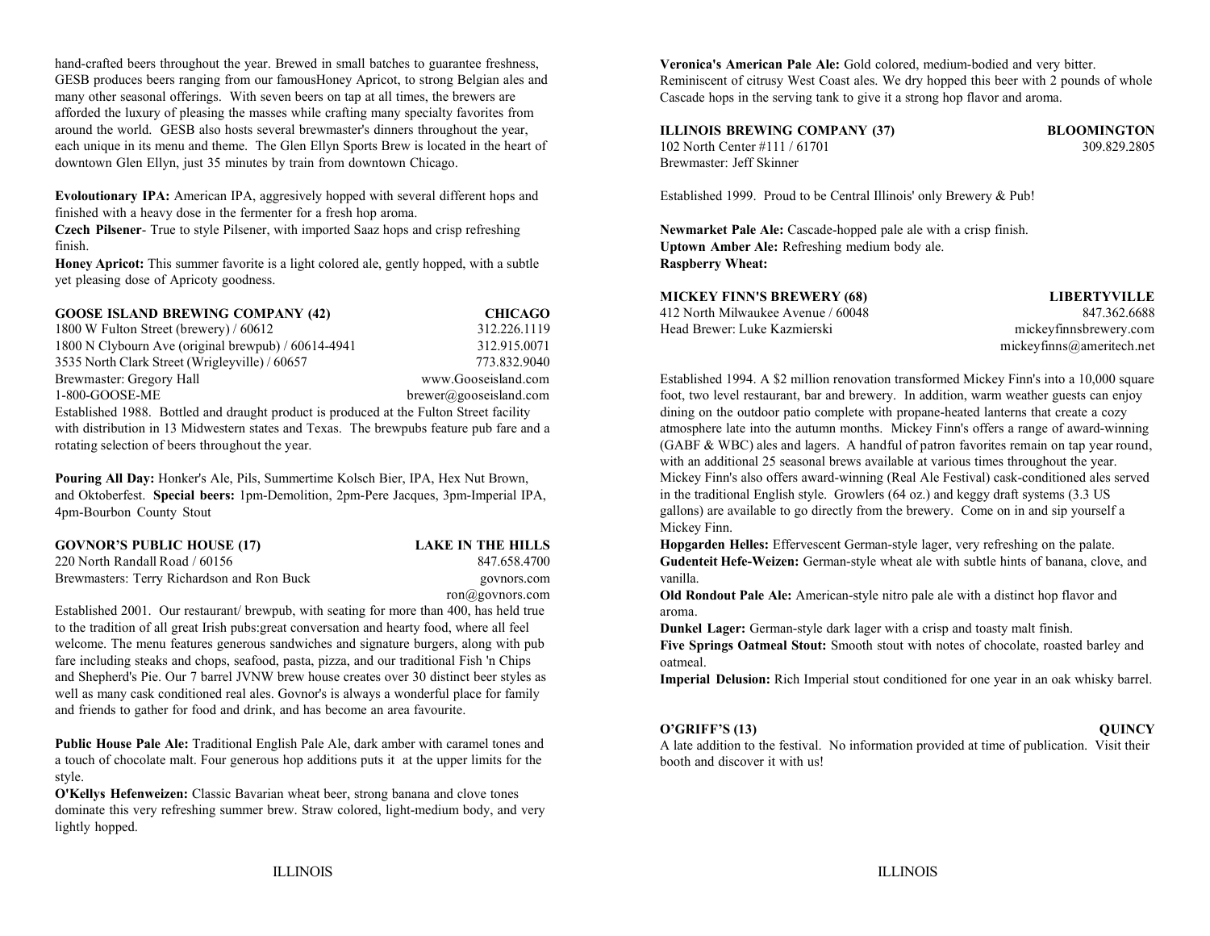hand-crafted beers throughout the year. Brewed in small batches to guarantee freshness, GESB produces beers ranging from our famousHoney Apricot, to strong Belgian ales and many other seasonal offerings. With seven beers on tap at all times, the brewers are afforded the luxury of pleasing the masses while crafting many specialty favorites from around the world. GESB also hosts several brewmaster's dinners throughout the year, each unique in its menu and theme. The Glen Ellyn Sports Brew is located in the heart of downtown Glen Ellyn, just 35 minutes by train from downtown Chicago.

**Evoloutionary IPA:** American IPA, aggresively hopped with several different hops and finished with a heavy dose in the fermenter for a fresh hop aroma.
**Czech Pilsener**- True to style Pilsener, with imported Saaz hops and crisp refreshing finish.
**Honey Apricot:** This summer favorite is a light colored ale, gently hopped, with a subtle yet pleasing dose of Apricoty goodness.

**GOOSE ISLAND BREWING COMPANY (42)** — **CHICAGO**
1800 W Fulton Street (brewery) / 60612 — 312.226.1119
1800 N Clybourn Ave (original brewpub) / 60614-4941 — 312.915.0071
3535 North Clark Street (Wrigleyville) / 60657 — 773.832.9040
Brewmaster: Gregory Hall — www.Gooseisland.com
1-800-GOOSE-ME — brewer@gooseisland.com
Established 1988. Bottled and draught product is produced at the Fulton Street facility with distribution in 13 Midwestern states and Texas. The brewpubs feature pub fare and a rotating selection of beers throughout the year.

**Pouring All Day:** Honker's Ale, Pils, Summertime Kolsch Bier, IPA, Hex Nut Brown, and Oktoberfest. **Special beers:** 1pm-Demolition, 2pm-Pere Jacques, 3pm-Imperial IPA, 4pm-Bourbon County Stout

**GOVNOR'S PUBLIC HOUSE (17)** — **LAKE IN THE HILLS**
220 North Randall Road / 60156 — 847.658.4700
Brewmasters: Terry Richardson and Ron Buck — govnors.com
ron@govnors.com
Established 2001. Our restaurant/ brewpub, with seating for more than 400, has held true to the tradition of all great Irish pubs:great conversation and hearty food, where all feel welcome. The menu features generous sandwiches and signature burgers, along with pub fare including steaks and chops, seafood, pasta, pizza, and our traditional Fish 'n Chips and Shepherd's Pie. Our 7 barrel JVNW brew house creates over 30 distinct beer styles as well as many cask conditioned real ales. Govnor's is always a wonderful place for family and friends to gather for food and drink, and has become an area favourite.

**Public House Pale Ale:** Traditional English Pale Ale, dark amber with caramel tones and a touch of chocolate malt. Four generous hop additions puts it at the upper limits for the style.
**O'Kellys Hefenweizen:** Classic Bavarian wheat beer, strong banana and clove tones dominate this very refreshing summer brew. Straw colored, light-medium body, and very lightly hopped.

**Veronica's American Pale Ale:** Gold colored, medium-bodied and very bitter. Reminiscent of citrusy West Coast ales. We dry hopped this beer with 2 pounds of whole Cascade hops in the serving tank to give it a strong hop flavor and aroma.

**ILLINOIS BREWING COMPANY (37)** — **BLOOMINGTON**
102 North Center #111 / 61701 — 309.829.2805
Brewmaster: Jeff Skinner

Established 1999. Proud to be Central Illinois' only Brewery & Pub!

**Newmarket Pale Ale:** Cascade-hopped pale ale with a crisp finish.
**Uptown Amber Ale:** Refreshing medium body ale.
**Raspberry Wheat:**

**MICKEY FINN'S BREWERY (68)** — **LIBERTYVILLE**
412 North Milwaukee Avenue / 60048 — 847.362.6688
Head Brewer: Luke Kazmierski — mickeyfinnsbrewery.com
mickeyfinns@ameritech.net

Established 1994. A $2 million renovation transformed Mickey Finn's into a 10,000 square foot, two level restaurant, bar and brewery. In addition, warm weather guests can enjoy dining on the outdoor patio complete with propane-heated lanterns that create a cozy atmosphere late into the autumn months. Mickey Finn's offers a range of award-winning (GABF & WBC) ales and lagers. A handful of patron favorites remain on tap year round, with an additional 25 seasonal brews available at various times throughout the year. Mickey Finn's also offers award-winning (Real Ale Festival) cask-conditioned ales served in the traditional English style. Growlers (64 oz.) and keggy draft systems (3.3 US gallons) are available to go directly from the brewery. Come on in and sip yourself a Mickey Finn.
**Hopgarden Helles:** Effervescent German-style lager, very refreshing on the palate.
**Gudenteit Hefe-Weizen:** German-style wheat ale with subtle hints of banana, clove, and vanilla.
**Old Rondout Pale Ale:** American-style nitro pale ale with a distinct hop flavor and aroma.
**Dunkel Lager:** German-style dark lager with a crisp and toasty malt finish.
**Five Springs Oatmeal Stout:** Smooth stout with notes of chocolate, roasted barley and oatmeal.
**Imperial Delusion:** Rich Imperial stout conditioned for one year in an oak whisky barrel.

**O'GRIFF'S (13)** — **QUINCY**
A late addition to the festival. No information provided at time of publication. Visit their booth and discover it with us!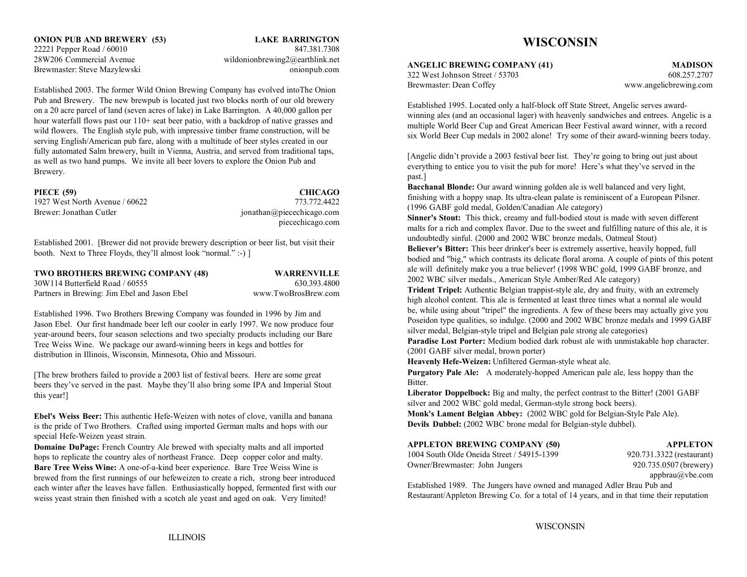**ONION PUB AND BREWERY (53)** **LAKE BARRINGTON**
22221 Pepper Road / 60010 847.381.7308
28W206 Commercial Avenue wildonionbrewing2@earthlink.net
Brewmaster: Steve Mazylewski onionpub.com

Established 2003. The former Wild Onion Brewing Company has evolved intoThe Onion Pub and Brewery. The new brewpub is located just two blocks north of our old brewery on a 20 acre parcel of land (seven acres of lake) in Lake Barrington. A 40,000 gallon per hour waterfall flows past our 110+ seat beer patio, with a backdrop of native grasses and wild flowers. The English style pub, with impressive timber frame construction, will be serving English/American pub fare, along with a multitude of beer styles created in our fully automated Salm brewery, built in Vienna, Austria, and served from traditional taps, as well as two hand pumps. We invite all beer lovers to explore the Onion Pub and Brewery.

**PIECE (59)** **CHICAGO**
1927 West North Avenue / 60622 773.772.4422
Brewer: Jonathan Cutler jonathan@piecechicago.com
piecechicago.com

Established 2001. [Brewer did not provide brewery description or beer list, but visit their booth. Next to Three Floyds, they'll almost look "normal." :-) ]

**TWO BROTHERS BREWING COMPANY (48)** **WARRENVILLE**
30W114 Butterfield Road / 60555 630.393.4800
Partners in Brewing: Jim Ebel and Jason Ebel www.TwoBrosBrew.com

Established 1996. Two Brothers Brewing Company was founded in 1996 by Jim and Jason Ebel. Our first handmade beer left our cooler in early 1997. We now produce four year-around beers, four season selections and two specialty products including our Bare Tree Weiss Wine. We package our award-winning beers in kegs and bottles for distribution in Illinois, Wisconsin, Minnesota, Ohio and Missouri.

[The brew brothers failed to provide a 2003 list of festival beers. Here are some great beers they've served in the past. Maybe they'll also bring some IPA and Imperial Stout this year!]

**Ebel's Weiss Beer:** This authentic Hefe-Weizen with notes of clove, vanilla and banana is the pride of Two Brothers. Crafted using imported German malts and hops with our special Hefe-Weizen yeast strain.
**Domaine DuPage:** French Country Ale brewed with specialty malts and all imported hops to replicate the country ales of northeast France. Deep copper color and malty.
**Bare Tree Weiss Wine:** A one-of-a-kind beer experience. Bare Tree Weiss Wine is brewed from the first runnings of our hefeweizen to create a rich, strong beer introduced each winter after the leaves have fallen. Enthusiastically hopped, fermented first with our weiss yeast strain then finished with a scotch ale yeast and aged on oak. Very limited!

# WISCONSIN

**ANGELIC BREWING COMPANY (41)** **MADISON**
322 West Johnson Street / 53703 608.257.2707
Brewmaster: Dean Coffey www.angelicbrewing.com

Established 1995. Located only a half-block off State Street, Angelic serves award-winning ales (and an occasional lager) with heavenly sandwiches and entrees. Angelic is a multiple World Beer Cup and Great American Beer Festival award winner, with a record six World Beer Cup medals in 2002 alone! Try some of their award-winning beers today.

[Angelic didn't provide a 2003 festival beer list. They're going to bring out just about everything to entice you to visit the pub for more! Here's what they've served in the past.]
**Bacchanal Blonde:** Our award winning golden ale is well balanced and very light, finishing with a hoppy snap. Its ultra-clean palate is reminiscent of a European Pilsner. (1996 GABF gold medal, Golden/Canadian Ale category)
**Sinner's Stout:** This thick, creamy and full-bodied stout is made with seven different malts for a rich and complex flavor. Due to the sweet and fulfilling nature of this ale, it is undoubtedly sinful. (2000 and 2002 WBC bronze medals, Oatmeal Stout)
**Believer's Bitter:** This beer drinker's beer is extremely assertive, heavily hopped, full bodied and "big," which contrasts its delicate floral aroma. A couple of pints of this potent ale will definitely make you a true believer! (1998 WBC gold, 1999 GABF bronze, and 2002 WBC silver medals., American Style Amber/Red Ale category)
**Trident Tripel:** Authentic Belgian trappist-style ale, dry and fruity, with an extremely high alcohol content. This ale is fermented at least three times what a normal ale would be, while using about "tripel" the ingredients. A few of these beers may actually give you Poseidon type qualities, so indulge. (2000 and 2002 WBC bronze medals and 1999 GABF silver medal, Belgian-style tripel and Belgian pale strong ale categories)
**Paradise Lost Porter:** Medium bodied dark robust ale with unmistakable hop character. (2001 GABF silver medal, brown porter)
**Heavenly Hefe-Weizen:** Unfiltered German-style wheat ale.
**Purgatory Pale Ale:** A moderately-hopped American pale ale, less hoppy than the Bitter.
**Liberator Doppelbock:** Big and malty, the perfect contrast to the Bitter! (2001 GABF silver and 2002 WBC gold medal, German-style strong bock beers).
**Monk's Lament Belgian Abbey:** (2002 WBC gold for Belgian-Style Pale Ale).
**Devils Dubbel:** (2002 WBC brone medal for Belgian-style dubbel).

**APPLETON BREWING COMPANY (50)** **APPLETON**
1004 South Olde Oneida Street / 54915-1399 920.731.3322 (restaurant)
Owner/Brewmaster: John Jungers 920.735.0507 (brewery)
appbrau@vbe.com

Established 1989. The Jungers have owned and managed Adler Brau Pub and Restaurant/Appleton Brewing Co. for a total of 14 years, and in that time their reputation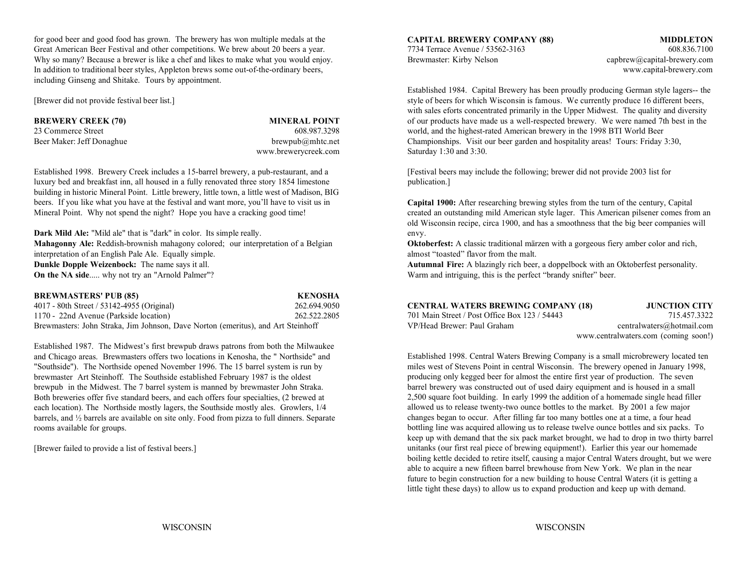for good beer and good food has grown. The brewery has won multiple medals at the Great American Beer Festival and other competitions. We brew about 20 beers a year. Why so many? Because a brewer is like a chef and likes to make what you would enjoy. In addition to traditional beer styles, Appleton brews some out-of-the-ordinary beers, including Ginseng and Shitake. Tours by appointment.

[Brewer did not provide festival beer list.]

**BREWERY CREEK (70)** — **MINERAL POINT**

23 Commerce Street — 608.987.3298

Beer Maker: Jeff Donaghue — brewpub@mhtc.net

www.brewerycreek.com

Established 1998. Brewery Creek includes a 15-barrel brewery, a pub-restaurant, and a luxury bed and breakfast inn, all housed in a fully renovated three story 1854 limestone building in historic Mineral Point. Little brewery, little town, a little west of Madison, BIG beers. If you like what you have at the festival and want more, you'll have to visit us in Mineral Point. Why not spend the night? Hope you have a cracking good time!

**Dark Mild Ale:** "Mild ale" that is "dark" in color. Its simple really.
**Mahagonny Ale:** Reddish-brownish mahogany colored; our interpretation of a Belgian interpretation of an English Pale Ale. Equally simple.
**Dunkle Dopple Weizenbock:** The name says it all.
**On the NA side**..... why not try an "Arnold Palmer"?

**BREWMASTERS' PUB (85)** — **KENOSHA**

4017 - 80th Street / 53142-4955 (Original) — 262.694.9050

1170 - 22nd Avenue (Parkside location) — 262.522.2805

Brewmasters: John Straka, Jim Johnson, Dave Norton (emeritus), and Art Steinhoff

Established 1987. The Midwest's first brewpub draws patrons from both the Milwaukee and Chicago areas. Brewmasters offers two locations in Kenosha, the " Northside" and "Southside"). The Northside opened November 1996. The 15 barrel system is run by brewmaster Art Steinhoff. The Southside established February 1987 is the oldest brewpub in the Midwest. The 7 barrel system is manned by brewmaster John Straka. Both breweries offer five standard beers, and each offers four specialties, (2 brewed at each location). The Northside mostly lagers, the Southside mostly ales. Growlers, 1/4 barrels, and ½ barrels are available on site only. Food from pizza to full dinners. Separate rooms available for groups.

[Brewer failed to provide a list of festival beers.]

**CAPITAL BREWERY COMPANY (88)** — **MIDDLETON**

7734 Terrace Avenue / 53562-3163 — 608.836.7100

Brewmaster: Kirby Nelson — capbrew@capital-brewery.com

www.capital-brewery.com

Established 1984. Capital Brewery has been proudly producing German style lagers-- the style of beers for which Wisconsin is famous. We currently produce 16 different beers, with sales eforts concentrated primarily in the Upper Midwest. The quality and diversity of our products have made us a well-respected brewery. We were named 7th best in the world, and the highest-rated American brewery in the 1998 BTI World Beer Championships. Visit our beer garden and hospitality areas! Tours: Friday 3:30, Saturday 1:30 and 3:30.

[Festival beers may include the following; brewer did not provide 2003 list for publication.]

**Capital 1900:** After researching brewing styles from the turn of the century, Capital created an outstanding mild American style lager. This American pilsener comes from an old Wisconsin recipe, circa 1900, and has a smoothness that the big beer companies will envy.
**Oktoberfest:** A classic traditional märzen with a gorgeous fiery amber color and rich, almost "toasted" flavor from the malt.
**Autumnal Fire:** A blazingly rich beer, a doppelbock with an Oktoberfest personality. Warm and intriguing, this is the perfect "brandy snifter" beer.

**CENTRAL WATERS BREWING COMPANY (18)** — **JUNCTION CITY**

701 Main Street / Post Office Box 123 / 54443 — 715.457.3322

VP/Head Brewer: Paul Graham — centralwaters@hotmail.com

www.centralwaters.com (coming soon!)

Established 1998. Central Waters Brewing Company is a small microbrewery located ten miles west of Stevens Point in central Wisconsin. The brewery opened in January 1998, producing only kegged beer for almost the entire first year of production. The seven barrel brewery was constructed out of used dairy equipment and is housed in a small 2,500 square foot building. In early 1999 the addition of a homemade single head filler allowed us to release twenty-two ounce bottles to the market. By 2001 a few major changes began to occur. After filling far too many bottles one at a time, a four head bottling line was acquired allowing us to release twelve ounce bottles and six packs. To keep up with demand that the six pack market brought, we had to drop in two thirty barrel unitanks (our first real piece of brewing equipment!). Earlier this year our homemade boiling kettle decided to retire itself, causing a major Central Waters drought, but we were able to acquire a new fifteen barrel brewhouse from New York. We plan in the near future to begin construction for a new building to house Central Waters (it is getting a little tight these days) to allow us to expand production and keep up with demand.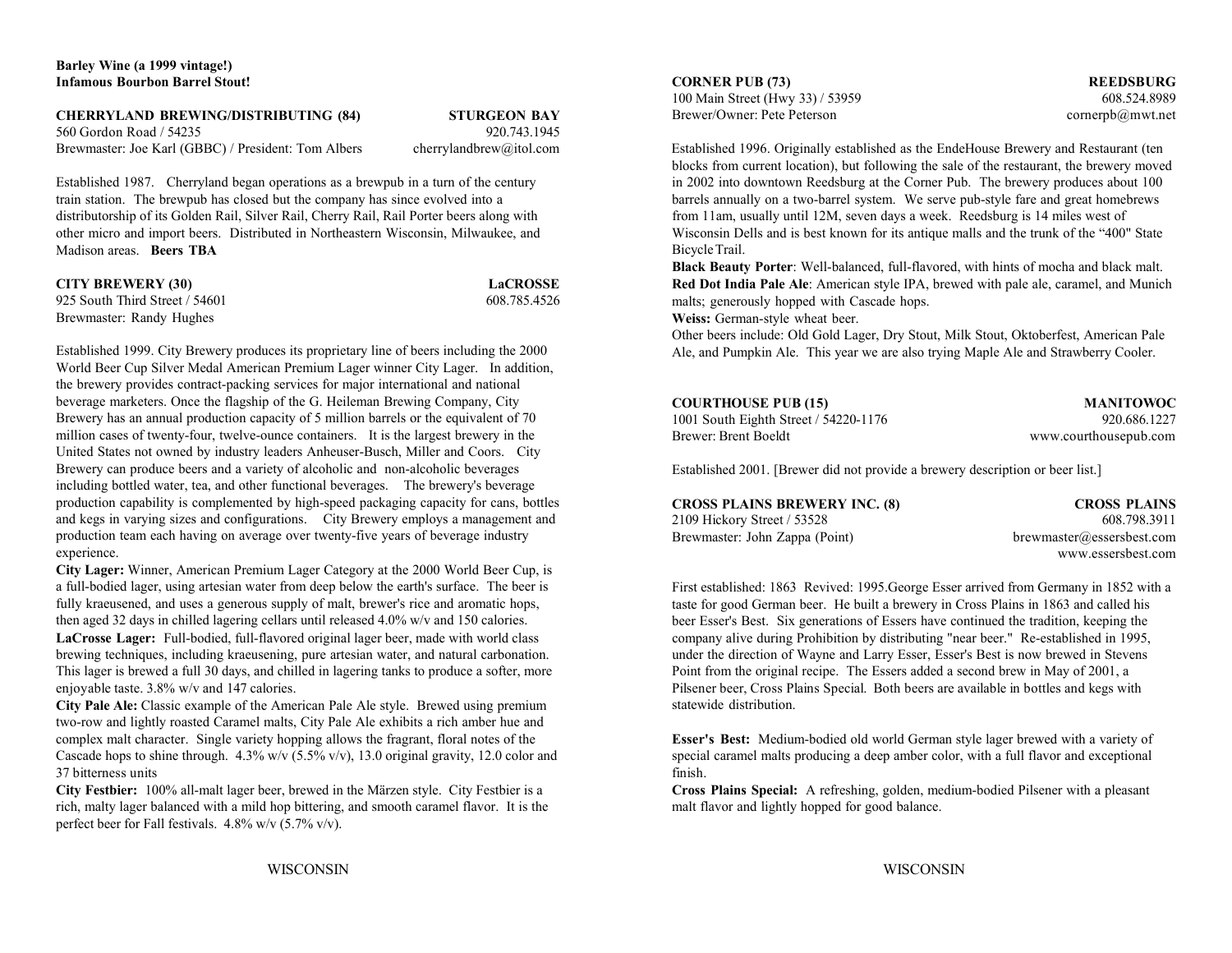**Barley Wine (a 1999 vintage!)**
**Infamous Bourbon Barrel Stout!**

**CHERRYLAND BREWING/DISTRIBUTING (84)** **STURGEON BAY**
560 Gordon Road / 54235 920.743.1945
Brewmaster: Joe Karl (GBBC) / President: Tom Albers cherrylandbrew@itol.com

Established 1987. Cherryland began operations as a brewpub in a turn of the century train station. The brewpub has closed but the company has since evolved into a distributorship of its Golden Rail, Silver Rail, Cherry Rail, Rail Porter beers along with other micro and import beers. Distributed in Northeastern Wisconsin, Milwaukee, and Madison areas. **Beers TBA**

**CITY BREWERY (30)** **LaCROSSE**
925 South Third Street / 54601 608.785.4526
Brewmaster: Randy Hughes

Established 1999. City Brewery produces its proprietary line of beers including the 2000 World Beer Cup Silver Medal American Premium Lager winner City Lager. In addition, the brewery provides contract-packing services for major international and national beverage marketers. Once the flagship of the G. Heileman Brewing Company, City Brewery has an annual production capacity of 5 million barrels or the equivalent of 70 million cases of twenty-four, twelve-ounce containers. It is the largest brewery in the United States not owned by industry leaders Anheuser-Busch, Miller and Coors. City Brewery can produce beers and a variety of alcoholic and non-alcoholic beverages including bottled water, tea, and other functional beverages. The brewery's beverage production capability is complemented by high-speed packaging capacity for cans, bottles and kegs in varying sizes and configurations. City Brewery employs a management and production team each having on average over twenty-five years of beverage industry experience.

**City Lager:** Winner, American Premium Lager Category at the 2000 World Beer Cup, is a full-bodied lager, using artesian water from deep below the earth's surface. The beer is fully kraeusened, and uses a generous supply of malt, brewer's rice and aromatic hops, then aged 32 days in chilled lagering cellars until released 4.0% w/v and 150 calories.
**LaCrosse Lager:** Full-bodied, full-flavored original lager beer, made with world class brewing techniques, including kraeusening, pure artesian water, and natural carbonation. This lager is brewed a full 30 days, and chilled in lagering tanks to produce a softer, more enjoyable taste. 3.8% w/v and 147 calories.
**City Pale Ale:** Classic example of the American Pale Ale style. Brewed using premium two-row and lightly roasted Caramel malts, City Pale Ale exhibits a rich amber hue and complex malt character. Single variety hopping allows the fragrant, floral notes of the Cascade hops to shine through. 4.3% w/v (5.5% v/v), 13.0 original gravity, 12.0 color and 37 bitterness units
**City Festbier:** 100% all-malt lager beer, brewed in the Märzen style. City Festbier is a rich, malty lager balanced with a mild hop bittering, and smooth caramel flavor. It is the perfect beer for Fall festivals. 4.8% w/v (5.7% v/v).

**CORNER PUB (73)** **REEDSBURG**
100 Main Street (Hwy 33) / 53959 608.524.8989
Brewer/Owner: Pete Peterson cornerpb@mwt.net

Established 1996. Originally established as the EndeHouse Brewery and Restaurant (ten blocks from current location), but following the sale of the restaurant, the brewery moved in 2002 into downtown Reedsburg at the Corner Pub. The brewery produces about 100 barrels annually on a two-barrel system. We serve pub-style fare and great homebrews from 11am, usually until 12M, seven days a week. Reedsburg is 14 miles west of Wisconsin Dells and is best known for its antique malls and the trunk of the "400" State Bicycle Trail.
**Black Beauty Porter**: Well-balanced, full-flavored, with hints of mocha and black malt.
**Red Dot India Pale Ale**: American style IPA, brewed with pale ale, caramel, and Munich malts; generously hopped with Cascade hops.
**Weiss:** German-style wheat beer.
Other beers include: Old Gold Lager, Dry Stout, Milk Stout, Oktoberfest, American Pale Ale, and Pumpkin Ale. This year we are also trying Maple Ale and Strawberry Cooler.

**COURTHOUSE PUB (15)** **MANITOWOC**
1001 South Eighth Street / 54220-1176 920.686.1227
Brewer: Brent Boeldt www.courthousepub.com

Established 2001. [Brewer did not provide a brewery description or beer list.]

**CROSS PLAINS BREWERY INC. (8)** **CROSS PLAINS**
2109 Hickory Street / 53528 608.798.3911
Brewmaster: John Zappa (Point) brewmaster@essersbest.com
www.essersbest.com

First established: 1863 Revived: 1995.George Esser arrived from Germany in 1852 with a taste for good German beer. He built a brewery in Cross Plains in 1863 and called his beer Esser's Best. Six generations of Essers have continued the tradition, keeping the company alive during Prohibition by distributing "near beer." Re-established in 1995, under the direction of Wayne and Larry Esser, Esser's Best is now brewed in Stevens Point from the original recipe. The Essers added a second brew in May of 2001, a Pilsener beer, Cross Plains Special. Both beers are available in bottles and kegs with statewide distribution.

**Esser's Best:** Medium-bodied old world German style lager brewed with a variety of special caramel malts producing a deep amber color, with a full flavor and exceptional finish.
**Cross Plains Special:** A refreshing, golden, medium-bodied Pilsener with a pleasant malt flavor and lightly hopped for good balance.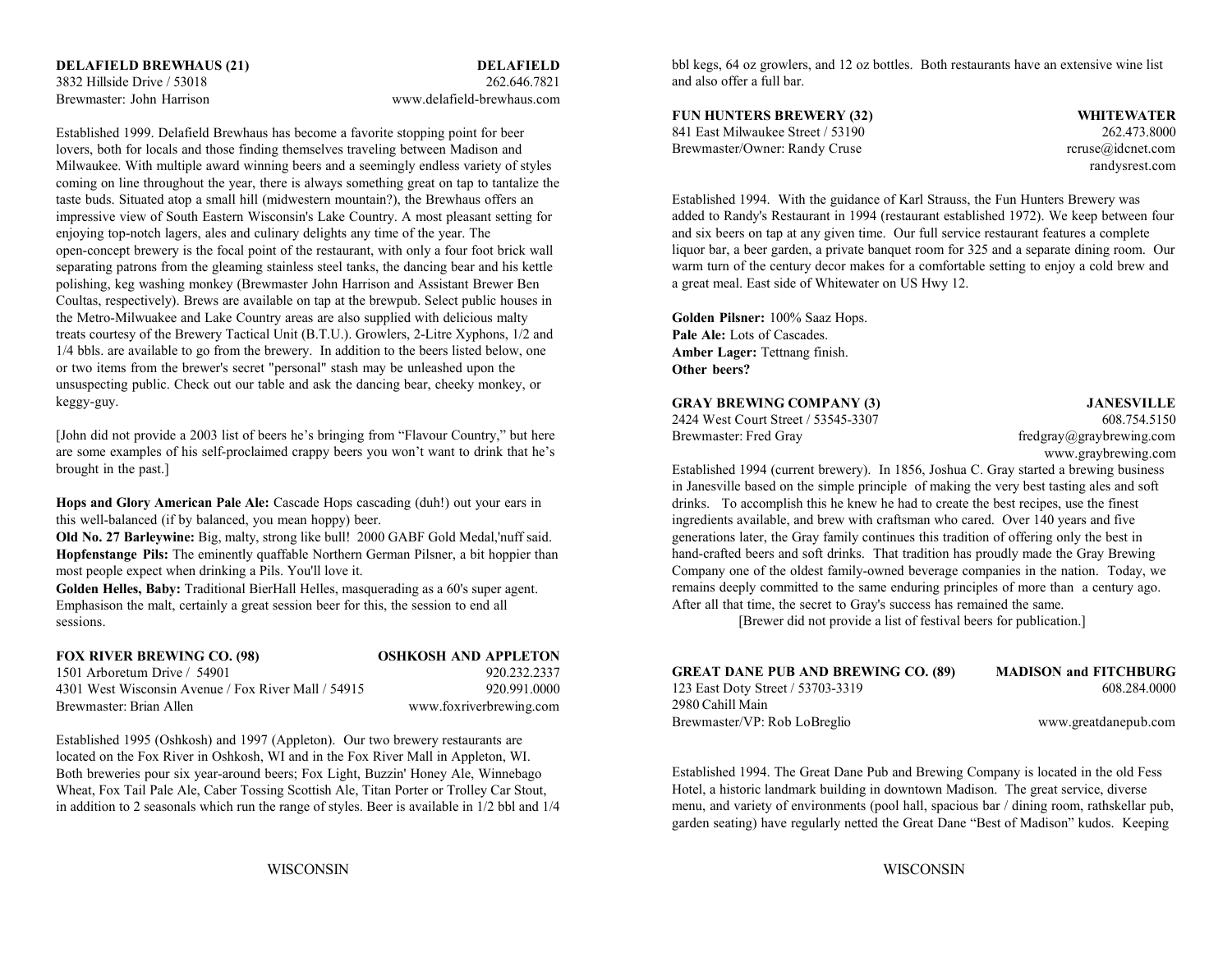**DELAFIELD BREWHAUS (21)** **DELAFIELD**
3832 Hillside Drive / 53018 262.646.7821
Brewmaster: John Harrison www.delafield-brewhaus.com

Established 1999. Delafield Brewhaus has become a favorite stopping point for beer lovers, both for locals and those finding themselves traveling between Madison and Milwaukee. With multiple award winning beers and a seemingly endless variety of styles coming on line throughout the year, there is always something great on tap to tantalize the taste buds. Situated atop a small hill (midwestern mountain?), the Brewhaus offers an impressive view of South Eastern Wisconsin's Lake Country. A most pleasant setting for enjoying top-notch lagers, ales and culinary delights any time of the year. The open-concept brewery is the focal point of the restaurant, with only a four foot brick wall separating patrons from the gleaming stainless steel tanks, the dancing bear and his kettle polishing, keg washing monkey (Brewmaster John Harrison and Assistant Brewer Ben Coultas, respectively). Brews are available on tap at the brewpub. Select public houses in the Metro-Milwuakee and Lake Country areas are also supplied with delicious malty treats courtesy of the Brewery Tactical Unit (B.T.U.). Growlers, 2-Litre Xyphons, 1/2 and 1/4 bbls. are available to go from the brewery. In addition to the beers listed below, one or two items from the brewer's secret "personal" stash may be unleashed upon the unsuspecting public. Check out our table and ask the dancing bear, cheeky monkey, or keggy-guy.

[John did not provide a 2003 list of beers he's bringing from "Flavour Country," but here are some examples of his self-proclaimed crappy beers you won't want to drink that he's brought in the past.]

**Hops and Glory American Pale Ale:** Cascade Hops cascading (duh!) out your ears in this well-balanced (if by balanced, you mean hoppy) beer.
**Old No. 27 Barleywine:** Big, malty, strong like bull! 2000 GABF Gold Medal,'nuff said.
**Hopfenstange Pils:** The eminently quaffable Northern German Pilsner, a bit hoppier than most people expect when drinking a Pils. You'll love it.
**Golden Helles, Baby:** Traditional BierHall Helles, masquerading as a 60's super agent. Emphasison the malt, certainly a great session beer for this, the session to end all sessions.

**FOX RIVER BREWING CO. (98)** **OSHKOSH AND APPLETON**
1501 Arboretum Drive / 54901 920.232.2337
4301 West Wisconsin Avenue / Fox River Mall / 54915 920.991.0000
Brewmaster: Brian Allen www.foxriverbrewing.com

Established 1995 (Oshkosh) and 1997 (Appleton). Our two brewery restaurants are located on the Fox River in Oshkosh, WI and in the Fox River Mall in Appleton, WI. Both breweries pour six year-around beers; Fox Light, Buzzin' Honey Ale, Winnebago Wheat, Fox Tail Pale Ale, Caber Tossing Scottish Ale, Titan Porter or Trolley Car Stout, in addition to 2 seasonals which run the range of styles. Beer is available in 1/2 bbl and 1/4 bbl kegs, 64 oz growlers, and 12 oz bottles. Both restaurants have an extensive wine list and also offer a full bar.

**FUN HUNTERS BREWERY (32)** **WHITEWATER**
841 East Milwaukee Street / 53190 262.473.8000
Brewmaster/Owner: Randy Cruse rcruse@idcnet.com
randysrest.com

Established 1994. With the guidance of Karl Strauss, the Fun Hunters Brewery was added to Randy's Restaurant in 1994 (restaurant established 1972). We keep between four and six beers on tap at any given time. Our full service restaurant features a complete liquor bar, a beer garden, a private banquet room for 325 and a separate dining room. Our warm turn of the century decor makes for a comfortable setting to enjoy a cold brew and a great meal. East side of Whitewater on US Hwy 12.

**Golden Pilsner:** 100% Saaz Hops.
**Pale Ale:** Lots of Cascades.
**Amber Lager:** Tettnang finish.
**Other beers?**

**GRAY BREWING COMPANY (3)** **JANESVILLE**
2424 West Court Street / 53545-3307 608.754.5150
Brewmaster: Fred Gray fredgray@graybrewing.com
www.graybrewing.com

Established 1994 (current brewery). In 1856, Joshua C. Gray started a brewing business in Janesville based on the simple principle of making the very best tasting ales and soft drinks. To accomplish this he knew he had to create the best recipes, use the finest ingredients available, and brew with craftsman who cared. Over 140 years and five generations later, the Gray family continues this tradition of offering only the best in hand-crafted beers and soft drinks. That tradition has proudly made the Gray Brewing Company one of the oldest family-owned beverage companies in the nation. Today, we remains deeply committed to the same enduring principles of more than a century ago. After all that time, the secret to Gray's success has remained the same.

[Brewer did not provide a list of festival beers for publication.]

**GREAT DANE PUB AND BREWING CO. (89)** **MADISON and FITCHBURG**
123 East Doty Street / 53703-3319 608.284.0000
2980 Cahill Main
Brewmaster/VP: Rob LoBreglio www.greatdanepub.com

Established 1994. The Great Dane Pub and Brewing Company is located in the old Fess Hotel, a historic landmark building in downtown Madison. The great service, diverse menu, and variety of environments (pool hall, spacious bar / dining room, rathskellar pub, garden seating) have regularly netted the Great Dane "Best of Madison" kudos. Keeping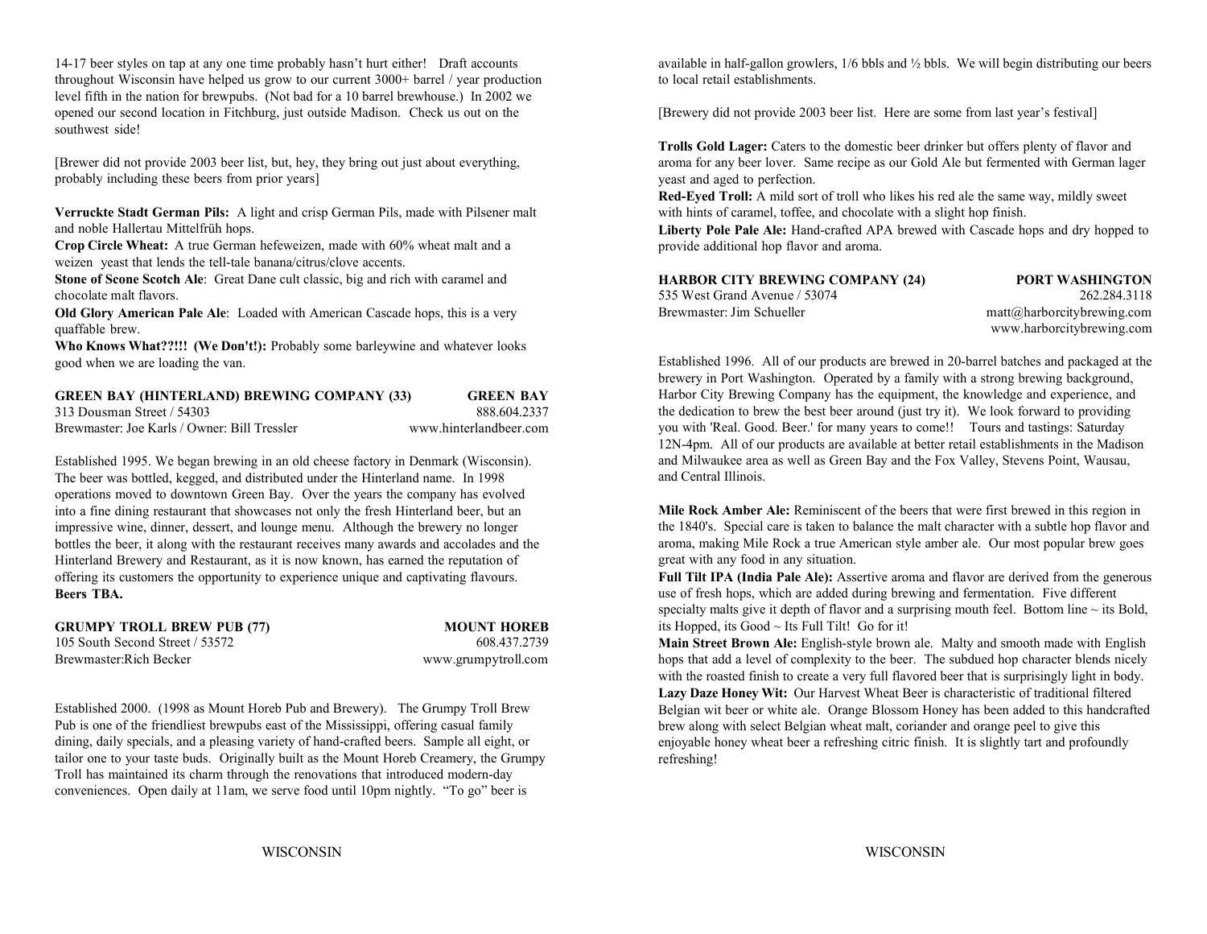14-17 beer styles on tap at any one time probably hasn't hurt either! Draft accounts throughout Wisconsin have helped us grow to our current 3000+ barrel / year production level fifth in the nation for brewpubs. (Not bad for a 10 barrel brewhouse.) In 2002 we opened our second location in Fitchburg, just outside Madison. Check us out on the southwest side!

[Brewer did not provide 2003 beer list, but, hey, they bring out just about everything, probably including these beers from prior years]

**Verruckte Stadt German Pils:** A light and crisp German Pils, made with Pilsener malt and noble Hallertau Mittelfrüh hops.
**Crop Circle Wheat:** A true German hefeweizen, made with 60% wheat malt and a weizen yeast that lends the tell-tale banana/citrus/clove accents.
**Stone of Scone Scotch Ale**: Great Dane cult classic, big and rich with caramel and chocolate malt flavors.
**Old Glory American Pale Ale**: Loaded with American Cascade hops, this is a very quaffable brew.
**Who Knows What??!!! (We Don't!):** Probably some barleywine and whatever looks good when we are loading the van.

**GREEN BAY (HINTERLAND) BREWING COMPANY (33) — GREEN BAY**
313 Dousman Street / 54303 — 888.604.2337
Brewmaster: Joe Karls / Owner: Bill Tressler — www.hinterlandbeer.com

Established 1995. We began brewing in an old cheese factory in Denmark (Wisconsin). The beer was bottled, kegged, and distributed under the Hinterland name. In 1998 operations moved to downtown Green Bay. Over the years the company has evolved into a fine dining restaurant that showcases not only the fresh Hinterland beer, but an impressive wine, dinner, dessert, and lounge menu. Although the brewery no longer bottles the beer, it along with the restaurant receives many awards and accolades and the Hinterland Brewery and Restaurant, as it is now known, has earned the reputation of offering its customers the opportunity to experience unique and captivating flavours.
**Beers TBA.**

**GRUMPY TROLL BREW PUB (77) — MOUNT HOREB**
105 South Second Street / 53572 — 608.437.2739
Brewmaster:Rich Becker — www.grumpytroll.com

Established 2000. (1998 as Mount Horeb Pub and Brewery). The Grumpy Troll Brew Pub is one of the friendliest brewpubs east of the Mississippi, offering casual family dining, daily specials, and a pleasing variety of hand-crafted beers. Sample all eight, or tailor one to your taste buds. Originally built as the Mount Horeb Creamery, the Grumpy Troll has maintained its charm through the renovations that introduced modern-day conveniences. Open daily at 11am, we serve food until 10pm nightly. "To go" beer is available in half-gallon growlers, 1/6 bbls and ½ bbls. We will begin distributing our beers to local retail establishments.

[Brewery did not provide 2003 beer list. Here are some from last year's festival]

**Trolls Gold Lager:** Caters to the domestic beer drinker but offers plenty of flavor and aroma for any beer lover. Same recipe as our Gold Ale but fermented with German lager yeast and aged to perfection.
**Red-Eyed Troll:** A mild sort of troll who likes his red ale the same way, mildly sweet with hints of caramel, toffee, and chocolate with a slight hop finish.
**Liberty Pole Pale Ale:** Hand-crafted APA brewed with Cascade hops and dry hopped to provide additional hop flavor and aroma.

**HARBOR CITY BREWING COMPANY (24) — PORT WASHINGTON**
535 West Grand Avenue / 53074 — 262.284.3118
Brewmaster: Jim Schueller — matt@harborcitybrewing.com
www.harborcitybrewing.com

Established 1996. All of our products are brewed in 20-barrel batches and packaged at the brewery in Port Washington. Operated by a family with a strong brewing background, Harbor City Brewing Company has the equipment, the knowledge and experience, and the dedication to brew the best beer around (just try it). We look forward to providing you with 'Real. Good. Beer.' for many years to come!! Tours and tastings: Saturday 12N-4pm. All of our products are available at better retail establishments in the Madison and Milwaukee area as well as Green Bay and the Fox Valley, Stevens Point, Wausau, and Central Illinois.

**Mile Rock Amber Ale:** Reminiscent of the beers that were first brewed in this region in the 1840's. Special care is taken to balance the malt character with a subtle hop flavor and aroma, making Mile Rock a true American style amber ale. Our most popular brew goes great with any food in any situation.
**Full Tilt IPA (India Pale Ale):** Assertive aroma and flavor are derived from the generous use of fresh hops, which are added during brewing and fermentation. Five different specialty malts give it depth of flavor and a surprising mouth feel. Bottom line ~ its Bold, its Hopped, its Good ~ Its Full Tilt! Go for it!
**Main Street Brown Ale:** English-style brown ale. Malty and smooth made with English hops that add a level of complexity to the beer. The subdued hop character blends nicely with the roasted finish to create a very full flavored beer that is surprisingly light in body.
**Lazy Daze Honey Wit:** Our Harvest Wheat Beer is characteristic of traditional filtered Belgian wit beer or white ale. Orange Blossom Honey has been added to this handcrafted brew along with select Belgian wheat malt, coriander and orange peel to give this enjoyable honey wheat beer a refreshing citric finish. It is slightly tart and profoundly refreshing!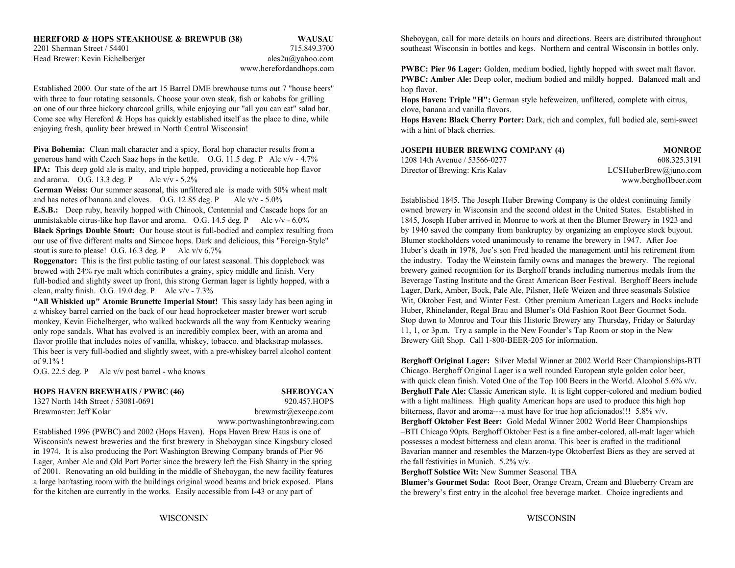**HEREFORD & HOPS STEAKHOUSE & BREWPUB (38)** **WAUSAU**
2201 Sherman Street / 54401 715.849.3700
Head Brewer: Kevin Eichelberger ales2u@yahoo.com
www.herefordandhops.com

Established 2000. Our state of the art 15 Barrel DME brewhouse turns out 7 "house beers" with three to four rotating seasonals. Choose your own steak, fish or kabobs for grilling on one of our three hickory charcoal grills, while enjoying our "all you can eat" salad bar. Come see why Hereford & Hops has quickly established itself as the place to dine, while enjoying fresh, quality beer brewed in North Central Wisconsin!

**Piva Bohemia:** Clean malt character and a spicy, floral hop character results from a generous hand with Czech Saaz hops in the kettle. O.G. 11.5 deg. P Alc v/v - 4.7%
**IPA:** This deep gold ale is malty, and triple hopped, providing a noticeable hop flavor and aroma. O.G. 13.3 deg. P Alc v/v - 5.2%
**German Weiss:** Our summer seasonal, this unfiltered ale is made with 50% wheat malt and has notes of banana and cloves. O.G. 12.85 deg. P Alc v/v - 5.0%
**E.S.B.:** Deep ruby, heavily hopped with Chinook, Centennial and Cascade hops for an unmistakable citrus-like hop flavor and aroma. O.G. 14.5 deg. P Alc v/v - 6.0%
**Black Springs Double Stout:** Our house stout is full-bodied and complex resulting from our use of five different malts and Simcoe hops. Dark and delicious, this "Foreign-Style" stout is sure to please! O.G. 16.3 deg. P Alc v/v 6.7%
**Roggenator:** This is the first public tasting of our latest seasonal. This dopplebock was brewed with 24% rye malt which contributes a grainy, spicy middle and finish. Very full-bodied and slightly sweet up front, this strong German lager is lightly hopped, with a clean, malty finish. O.G. 19.0 deg. P Alc v/v - 7.3%
**"All Whiskied up" Atomic Brunette Imperial Stout!** This sassy lady has been aging in a whiskey barrel carried on the back of our head hoprocketeer master brewer wort scrub monkey, Kevin Eichelberger, who walked backwards all the way from Kentucky wearing only rope sandals. What has evolved is an incredibly complex beer, with an aroma and flavor profile that includes notes of vanilla, whiskey, tobacco. and blackstrap molasses. This beer is very full-bodied and slightly sweet, with a pre-whiskey barrel alcohol content of 9.1% !
O.G. 22.5 deg. P Alc v/v post barrel - who knows

**HOPS HAVEN BREWHAUS / PWBC (46)** **SHEBOYGAN**
1327 North 14th Street / 53081-0691 920.457.HOPS
Brewmaster: Jeff Kolar brewmstr@execpc.com
www.portwashingtonbrewing.com

Established 1996 (PWBC) and 2002 (Hops Haven). Hops Haven Brew Haus is one of Wisconsin's newest breweries and the first brewery in Sheboygan since Kingsbury closed in 1974. It is also producing the Port Washington Brewing Company brands of Pier 96 Lager, Amber Ale and Old Port Porter since the brewery left the Fish Shanty in the spring of 2001. Renovating an old building in the middle of Sheboygan, the new facility features a large bar/tasting room with the buildings original wood beams and brick exposed. Plans for the kitchen are currently in the works. Easily accessible from I-43 or any part of Sheboygan, call for more details on hours and directions. Beers are distributed throughout southeast Wisconsin in bottles and kegs. Northern and central Wisconsin in bottles only.

**PWBC: Pier 96 Lager:** Golden, medium bodied, lightly hopped with sweet malt flavor.
**PWBC: Amber Ale:** Deep color, medium bodied and mildly hopped. Balanced malt and hop flavor.
**Hops Haven: Triple "H":** German style hefeweizen, unfiltered, complete with citrus, clove, banana and vanilla flavors.
**Hops Haven: Black Cherry Porter:** Dark, rich and complex, full bodied ale, semi-sweet with a hint of black cherries.

**JOSEPH HUBER BREWING COMPANY (4)** **MONROE**
1208 14th Avenue / 53566-0277 608.325.3191
Director of Brewing: Kris Kalav LCSHuberBrew@juno.com
www.berghoffbeer.com

Established 1845. The Joseph Huber Brewing Company is the oldest continuing family owned brewery in Wisconsin and the second oldest in the United States. Established in 1845, Joseph Huber arrived in Monroe to work at then the Blumer Brewery in 1923 and by 1940 saved the company from bankruptcy by organizing an employee stock buyout. Blumer stockholders voted unanimously to rename the brewery in 1947. After Joe Huber's death in 1978, Joe's son Fred headed the management until his retirement from the industry. Today the Weinstein family owns and manages the brewery. The regional brewery gained recognition for its Berghoff brands including numerous medals from the Beverage Tasting Institute and the Great American Beer Festival. Berghoff Beers include Lager, Dark, Amber, Bock, Pale Ale, Pilsner, Hefe Weizen and three seasonals Solstice Wit, Oktober Fest, and Winter Fest. Other premium American Lagers and Bocks include Huber, Rhinelander, Regal Brau and Blumer's Old Fashion Root Beer Gourmet Soda. Stop down to Monroe and Tour this Historic Brewery any Thursday, Friday or Saturday 11, 1, or 3p.m. Try a sample in the New Founder's Tap Room or stop in the New Brewery Gift Shop. Call 1-800-BEER-205 for information.

**Berghoff Original Lager:** Silver Medal Winner at 2002 World Beer Championships-BTI Chicago. Berghoff Original Lager is a well rounded European style golden color beer, with quick clean finish. Voted One of the Top 100 Beers in the World. Alcohol 5.6% v/v.
**Berghoff Pale Ale:** Classic American style. It is light copper-colored and medium bodied with a light maltiness. High quality American hops are used to produce this high hop bitterness, flavor and aroma---a must have for true hop aficionados!!! 5.8% v/v.
**Berghoff Oktober Fest Beer:** Gold Medal Winner 2002 World Beer Championships –BTI Chicago 90pts. Berghoff Oktober Fest is a fine amber-colored, all-malt lager which possesses a modest bitterness and clean aroma. This beer is crafted in the traditional Bavarian manner and resembles the Marzen-type Oktoberfest Biers as they are served at the fall festivities in Munich. 5.2% v/v.
**Berghoff Solstice Wit:** New Summer Seasonal TBA
**Blumer's Gourmet Soda:** Root Beer, Orange Cream, Cream and Blueberry Cream are the brewery's first entry in the alcohol free beverage market. Choice ingredients and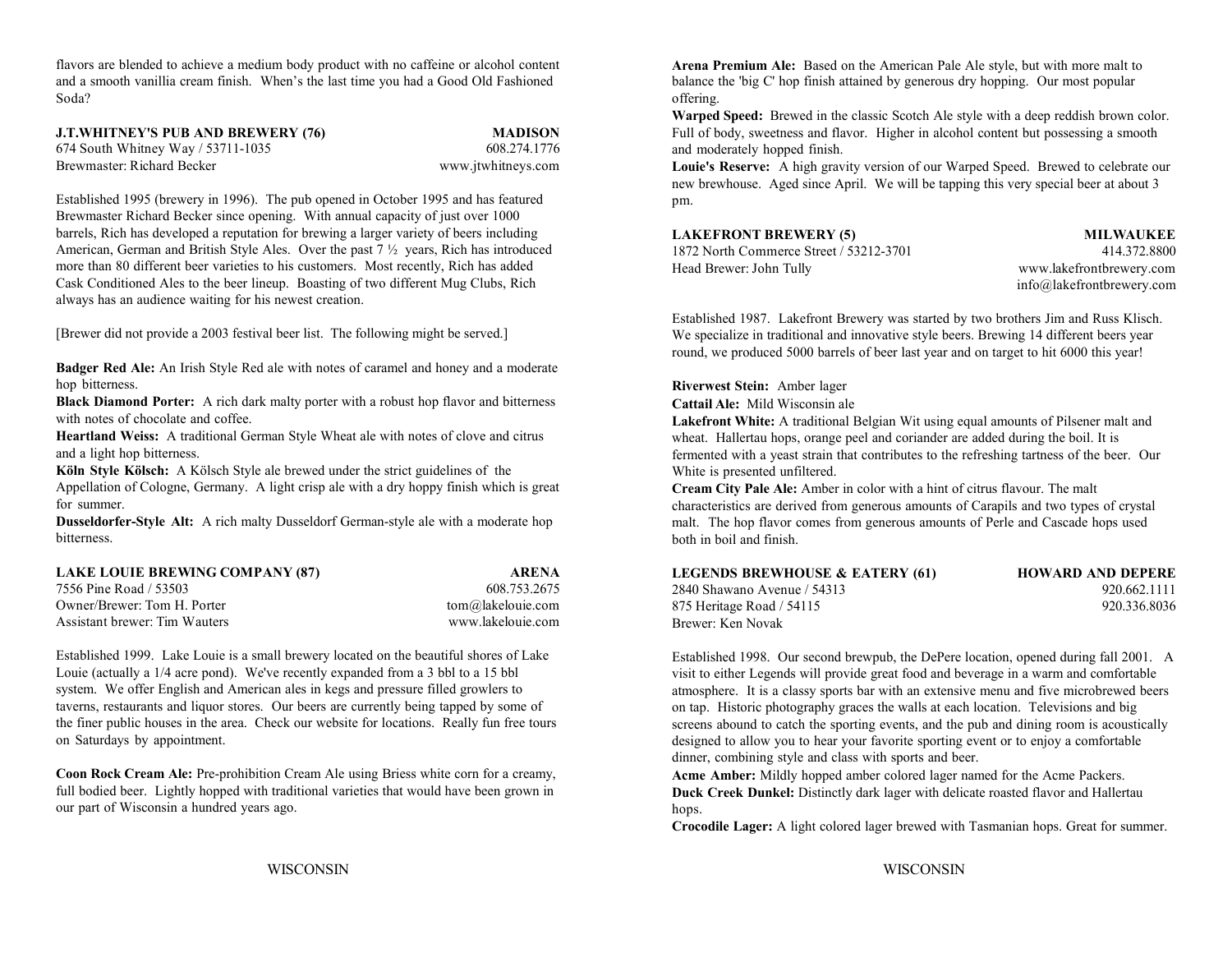flavors are blended to achieve a medium body product with no caffeine or alcohol content and a smooth vanillia cream finish. When's the last time you had a Good Old Fashioned Soda?

**J.T.WHITNEY'S PUB AND BREWERY (76)** — **MADISON**
674 South Whitney Way / 53711-1035 — 608.274.1776
Brewmaster: Richard Becker — www.jtwhitneys.com

Established 1995 (brewery in 1996). The pub opened in October 1995 and has featured Brewmaster Richard Becker since opening. With annual capacity of just over 1000 barrels, Rich has developed a reputation for brewing a larger variety of beers including American, German and British Style Ales. Over the past 7 ½ years, Rich has introduced more than 80 different beer varieties to his customers. Most recently, Rich has added Cask Conditioned Ales to the beer lineup. Boasting of two different Mug Clubs, Rich always has an audience waiting for his newest creation.

[Brewer did not provide a 2003 festival beer list. The following might be served.]

**Badger Red Ale:** An Irish Style Red ale with notes of caramel and honey and a moderate hop bitterness.
**Black Diamond Porter:** A rich dark malty porter with a robust hop flavor and bitterness with notes of chocolate and coffee.
**Heartland Weiss:** A traditional German Style Wheat ale with notes of clove and citrus and a light hop bitterness.
**Köln Style Kölsch:** A Kölsch Style ale brewed under the strict guidelines of the Appellation of Cologne, Germany. A light crisp ale with a dry hoppy finish which is great for summer.
**Dusseldorfer-Style Alt:** A rich malty Dusseldorf German-style ale with a moderate hop bitterness.

**LAKE LOUIE BREWING COMPANY (87)** — **ARENA**
7556 Pine Road / 53503 — 608.753.2675
Owner/Brewer: Tom H. Porter — tom@lakelouie.com
Assistant brewer: Tim Wauters — www.lakelouie.com

Established 1999. Lake Louie is a small brewery located on the beautiful shores of Lake Louie (actually a 1/4 acre pond). We've recently expanded from a 3 bbl to a 15 bbl system. We offer English and American ales in kegs and pressure filled growlers to taverns, restaurants and liquor stores. Our beers are currently being tapped by some of the finer public houses in the area. Check our website for locations. Really fun free tours on Saturdays by appointment.

**Coon Rock Cream Ale:** Pre-prohibition Cream Ale using Briess white corn for a creamy, full bodied beer. Lightly hopped with traditional varieties that would have been grown in our part of Wisconsin a hundred years ago.

**Arena Premium Ale:** Based on the American Pale Ale style, but with more malt to balance the 'big C' hop finish attained by generous dry hopping. Our most popular offering.
**Warped Speed:** Brewed in the classic Scotch Ale style with a deep reddish brown color. Full of body, sweetness and flavor. Higher in alcohol content but possessing a smooth and moderately hopped finish.
**Louie's Reserve:** A high gravity version of our Warped Speed. Brewed to celebrate our new brewhouse. Aged since April. We will be tapping this very special beer at about 3 pm.

**LAKEFRONT BREWERY (5)** — **MILWAUKEE**
1872 North Commerce Street / 53212-3701 — 414.372.8800
Head Brewer: John Tully — www.lakefrontbrewery.com
info@lakefrontbrewery.com

Established 1987. Lakefront Brewery was started by two brothers Jim and Russ Klisch. We specialize in traditional and innovative style beers. Brewing 14 different beers year round, we produced 5000 barrels of beer last year and on target to hit 6000 this year!

**Riverwest Stein:** Amber lager
**Cattail Ale:** Mild Wisconsin ale
**Lakefront White:** A traditional Belgian Wit using equal amounts of Pilsener malt and wheat. Hallertau hops, orange peel and coriander are added during the boil. It is fermented with a yeast strain that contributes to the refreshing tartness of the beer. Our White is presented unfiltered.
**Cream City Pale Ale:** Amber in color with a hint of citrus flavour. The malt characteristics are derived from generous amounts of Carapils and two types of crystal malt. The hop flavor comes from generous amounts of Perle and Cascade hops used both in boil and finish.

**LEGENDS BREWHOUSE & EATERY (61)** — **HOWARD AND DEPERE**
2840 Shawano Avenue / 54313 — 920.662.1111
875 Heritage Road / 54115 — 920.336.8036
Brewer: Ken Novak

Established 1998. Our second brewpub, the DePere location, opened during fall 2001. A visit to either Legends will provide great food and beverage in a warm and comfortable atmosphere. It is a classy sports bar with an extensive menu and five microbrewed beers on tap. Historic photography graces the walls at each location. Televisions and big screens abound to catch the sporting events, and the pub and dining room is acoustically designed to allow you to hear your favorite sporting event or to enjoy a comfortable dinner, combining style and class with sports and beer.

**Acme Amber:** Mildly hopped amber colored lager named for the Acme Packers.
**Duck Creek Dunkel:** Distinctly dark lager with delicate roasted flavor and Hallertau hops.
**Crocodile Lager:** A light colored lager brewed with Tasmanian hops. Great for summer.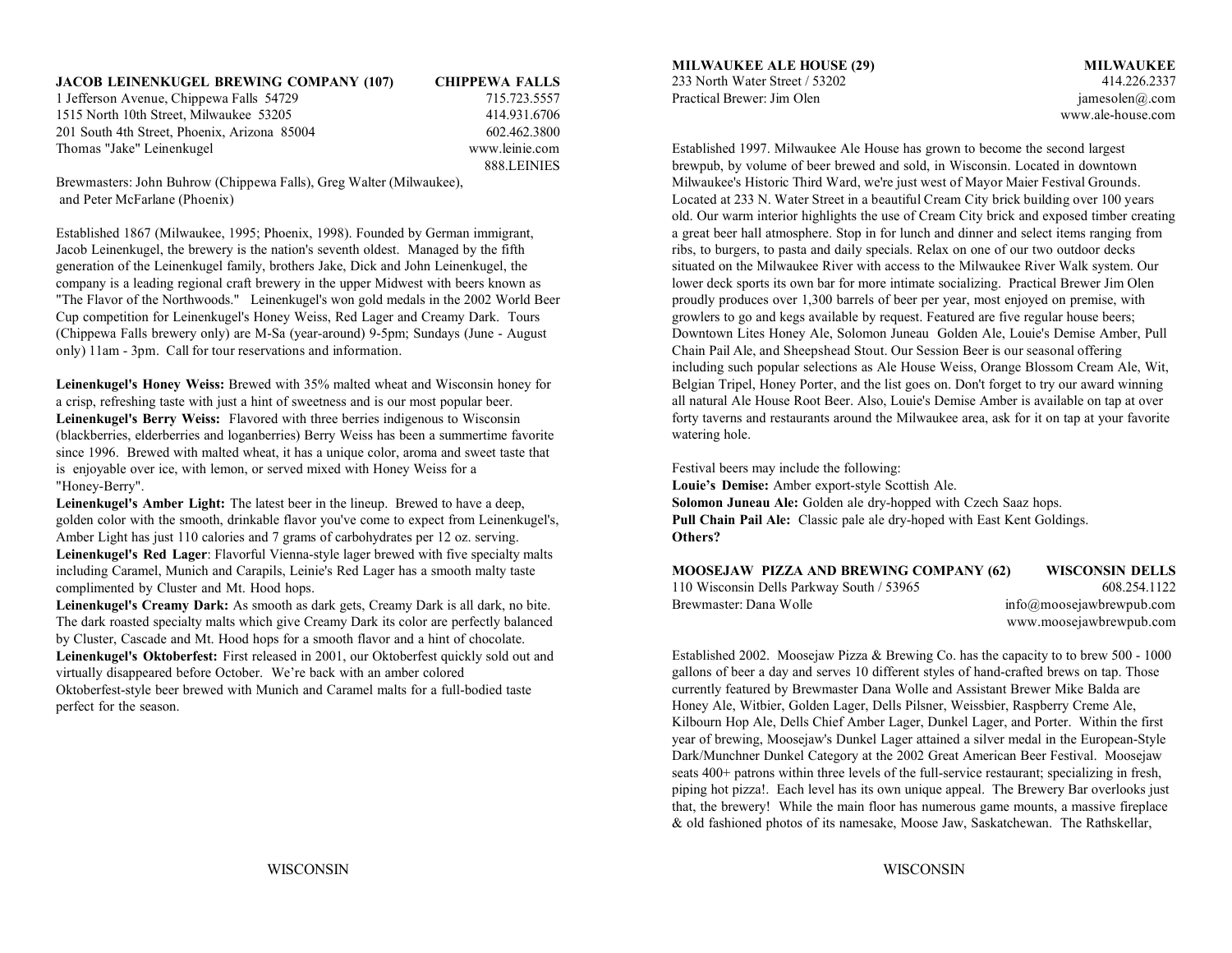**JACOB LEINENKUGEL BREWING COMPANY (107)** **CHIPPEWA FALLS**

1 Jefferson Avenue, Chippewa Falls 54729 — 715.723.5557
1515 North 10th Street, Milwaukee 53205 — 414.931.6706
201 South 4th Street, Phoenix, Arizona 85004 — 602.462.3800
Thomas "Jake" Leinenkugel — www.leinie.com
888.LEINIES

Brewmasters: John Buhrow (Chippewa Falls), Greg Walter (Milwaukee), and Peter McFarlane (Phoenix)

Established 1867 (Milwaukee, 1995; Phoenix, 1998). Founded by German immigrant, Jacob Leinenkugel, the brewery is the nation's seventh oldest. Managed by the fifth generation of the Leinenkugel family, brothers Jake, Dick and John Leinenkugel, the company is a leading regional craft brewery in the upper Midwest with beers known as "The Flavor of the Northwoods." Leinenkugel's won gold medals in the 2002 World Beer Cup competition for Leinenkugel's Honey Weiss, Red Lager and Creamy Dark. Tours (Chippewa Falls brewery only) are M-Sa (year-around) 9-5pm; Sundays (June - August only) 11am - 3pm. Call for tour reservations and information.

**Leinenkugel's Honey Weiss:** Brewed with 35% malted wheat and Wisconsin honey for a crisp, refreshing taste with just a hint of sweetness and is our most popular beer.
**Leinenkugel's Berry Weiss:** Flavored with three berries indigenous to Wisconsin (blackberries, elderberries and loganberries) Berry Weiss has been a summertime favorite since 1996. Brewed with malted wheat, it has a unique color, aroma and sweet taste that is enjoyable over ice, with lemon, or served mixed with Honey Weiss for a "Honey-Berry".
**Leinenkugel's Amber Light:** The latest beer in the lineup. Brewed to have a deep, golden color with the smooth, drinkable flavor you've come to expect from Leinenkugel's, Amber Light has just 110 calories and 7 grams of carbohydrates per 12 oz. serving.
**Leinenkugel's Red Lager**: Flavorful Vienna-style lager brewed with five specialty malts including Caramel, Munich and Carapils, Leinie's Red Lager has a smooth malty taste complimented by Cluster and Mt. Hood hops.
**Leinenkugel's Creamy Dark:** As smooth as dark gets, Creamy Dark is all dark, no bite. The dark roasted specialty malts which give Creamy Dark its color are perfectly balanced by Cluster, Cascade and Mt. Hood hops for a smooth flavor and a hint of chocolate.
**Leinenkugel's Oktoberfest:** First released in 2001, our Oktoberfest quickly sold out and virtually disappeared before October. We're back with an amber colored Oktoberfest-style beer brewed with Munich and Caramel malts for a full-bodied taste perfect for the season.

**MILWAUKEE ALE HOUSE (29)** **MILWAUKEE**

233 North Water Street / 53202 — 414.226.2337
Practical Brewer: Jim Olen — jamesolen@.com
www.ale-house.com

Established 1997. Milwaukee Ale House has grown to become the second largest brewpub, by volume of beer brewed and sold, in Wisconsin. Located in downtown Milwaukee's Historic Third Ward, we're just west of Mayor Maier Festival Grounds. Located at 233 N. Water Street in a beautiful Cream City brick building over 100 years old. Our warm interior highlights the use of Cream City brick and exposed timber creating a great beer hall atmosphere. Stop in for lunch and dinner and select items ranging from ribs, to burgers, to pasta and daily specials. Relax on one of our two outdoor decks situated on the Milwaukee River with access to the Milwaukee River Walk system. Our lower deck sports its own bar for more intimate socializing. Practical Brewer Jim Olen proudly produces over 1,300 barrels of beer per year, most enjoyed on premise, with growlers to go and kegs available by request. Featured are five regular house beers; Downtown Lites Honey Ale, Solomon Juneau Golden Ale, Louie's Demise Amber, Pull Chain Pail Ale, and Sheepshead Stout. Our Session Beer is our seasonal offering including such popular selections as Ale House Weiss, Orange Blossom Cream Ale, Wit, Belgian Tripel, Honey Porter, and the list goes on. Don't forget to try our award winning all natural Ale House Root Beer. Also, Louie's Demise Amber is available on tap at over forty taverns and restaurants around the Milwaukee area, ask for it on tap at your favorite watering hole.

Festival beers may include the following:
**Louie's Demise:** Amber export-style Scottish Ale.
**Solomon Juneau Ale:** Golden ale dry-hopped with Czech Saaz hops.
**Pull Chain Pail Ale:** Classic pale ale dry-hoped with East Kent Goldings.
**Others?**

**MOOSEJAW PIZZA AND BREWING COMPANY (62)** **WISCONSIN DELLS**

110 Wisconsin Dells Parkway South / 53965 — 608.254.1122
Brewmaster: Dana Wolle — info@moosejawbrewpub.com
www.moosejawbrewpub.com

Established 2002. Moosejaw Pizza & Brewing Co. has the capacity to to brew 500 - 1000 gallons of beer a day and serves 10 different styles of hand-crafted brews on tap. Those currently featured by Brewmaster Dana Wolle and Assistant Brewer Mike Balda are Honey Ale, Witbier, Golden Lager, Dells Pilsner, Weissbier, Raspberry Creme Ale, Kilbourn Hop Ale, Dells Chief Amber Lager, Dunkel Lager, and Porter. Within the first year of brewing, Moosejaw's Dunkel Lager attained a silver medal in the European-Style Dark/Munchner Dunkel Category at the 2002 Great American Beer Festival. Moosejaw seats 400+ patrons within three levels of the full-service restaurant; specializing in fresh, piping hot pizza!. Each level has its own unique appeal. The Brewery Bar overlooks just that, the brewery! While the main floor has numerous game mounts, a massive fireplace & old fashioned photos of its namesake, Moose Jaw, Saskatchewan. The Rathskellar,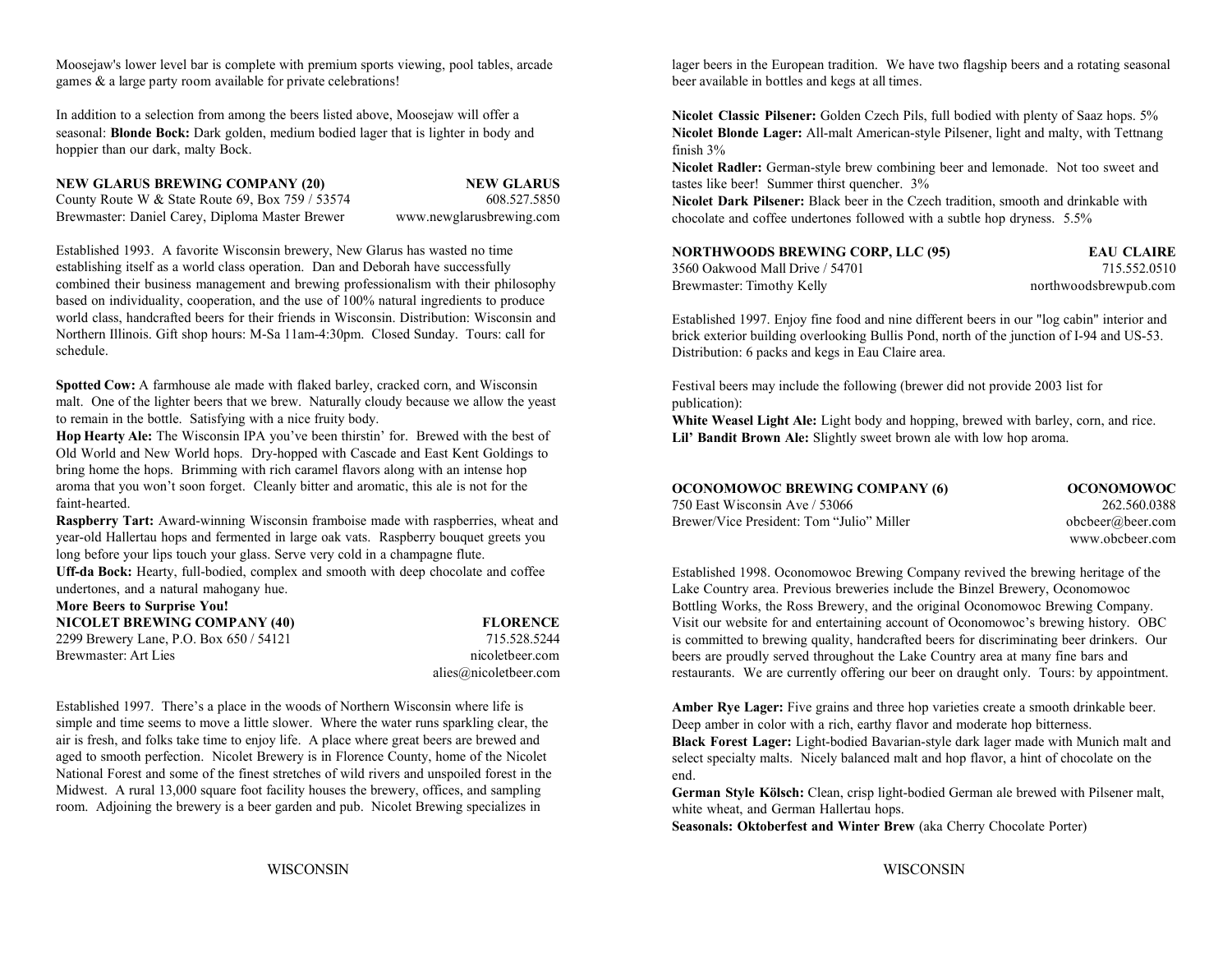Moosejaw's lower level bar is complete with premium sports viewing, pool tables, arcade games & a large party room available for private celebrations!

In addition to a selection from among the beers listed above, Moosejaw will offer a seasonal: **Blonde Bock:** Dark golden, medium bodied lager that is lighter in body and hoppier than our dark, malty Bock.

**NEW GLARUS BREWING COMPANY (20)** — **NEW GLARUS**
County Route W & State Route 69, Box 759 / 53574 — 608.527.5850
Brewmaster: Daniel Carey, Diploma Master Brewer — www.newglarusbrewing.com

Established 1993. A favorite Wisconsin brewery, New Glarus has wasted no time establishing itself as a world class operation. Dan and Deborah have successfully combined their business management and brewing professionalism with their philosophy based on individuality, cooperation, and the use of 100% natural ingredients to produce world class, handcrafted beers for their friends in Wisconsin. Distribution: Wisconsin and Northern Illinois. Gift shop hours: M-Sa 11am-4:30pm. Closed Sunday. Tours: call for schedule.

**Spotted Cow:** A farmhouse ale made with flaked barley, cracked corn, and Wisconsin malt. One of the lighter beers that we brew. Naturally cloudy because we allow the yeast to remain in the bottle. Satisfying with a nice fruity body.
**Hop Hearty Ale:** The Wisconsin IPA you've been thirstin' for. Brewed with the best of Old World and New World hops. Dry-hopped with Cascade and East Kent Goldings to bring home the hops. Brimming with rich caramel flavors along with an intense hop aroma that you won't soon forget. Cleanly bitter and aromatic, this ale is not for the faint-hearted.
**Raspberry Tart:** Award-winning Wisconsin framboise made with raspberries, wheat and year-old Hallertau hops and fermented in large oak vats. Raspberry bouquet greets you long before your lips touch your glass. Serve very cold in a champagne flute.
**Uff-da Bock:** Hearty, full-bodied, complex and smooth with deep chocolate and coffee undertones, and a natural mahogany hue.
**More Beers to Surprise You!**

**NICOLET BREWING COMPANY (40)** — **FLORENCE**
2299 Brewery Lane, P.O. Box 650 / 54121 — 715.528.5244
Brewmaster: Art Lies — nicoletbeer.com
alies@nicoletbeer.com

Established 1997. There's a place in the woods of Northern Wisconsin where life is simple and time seems to move a little slower. Where the water runs sparkling clear, the air is fresh, and folks take time to enjoy life. A place where great beers are brewed and aged to smooth perfection. Nicolet Brewery is in Florence County, home of the Nicolet National Forest and some of the finest stretches of wild rivers and unspoiled forest in the Midwest. A rural 13,000 square foot facility houses the brewery, offices, and sampling room. Adjoining the brewery is a beer garden and pub. Nicolet Brewing specializes in lager beers in the European tradition. We have two flagship beers and a rotating seasonal beer available in bottles and kegs at all times.

**Nicolet Classic Pilsener:** Golden Czech Pils, full bodied with plenty of Saaz hops. 5%
**Nicolet Blonde Lager:** All-malt American-style Pilsener, light and malty, with Tettnang finish 3%
**Nicolet Radler:** German-style brew combining beer and lemonade. Not too sweet and tastes like beer! Summer thirst quencher. 3%
**Nicolet Dark Pilsener:** Black beer in the Czech tradition, smooth and drinkable with chocolate and coffee undertones followed with a subtle hop dryness. 5.5%

**NORTHWOODS BREWING CORP, LLC (95)** — **EAU CLAIRE**
3560 Oakwood Mall Drive / 54701 — 715.552.0510
Brewmaster: Timothy Kelly — northwoodsbrewpub.com

Established 1997. Enjoy fine food and nine different beers in our "log cabin" interior and brick exterior building overlooking Bullis Pond, north of the junction of I-94 and US-53. Distribution: 6 packs and kegs in Eau Claire area.

Festival beers may include the following (brewer did not provide 2003 list for publication):
**White Weasel Light Ale:** Light body and hopping, brewed with barley, corn, and rice.
**Lil' Bandit Brown Ale:** Slightly sweet brown ale with low hop aroma.

**OCONOMOWOC BREWING COMPANY (6)** — **OCONOMOWOC**
750 East Wisconsin Ave / 53066 — 262.560.0388
Brewer/Vice President: Tom "Julio" Miller — obcbeer@beer.com
www.obcbeer.com

Established 1998. Oconomowoc Brewing Company revived the brewing heritage of the Lake Country area. Previous breweries include the Binzel Brewery, Oconomowoc Bottling Works, the Ross Brewery, and the original Oconomowoc Brewing Company. Visit our website for and entertaining account of Oconomowoc's brewing history. OBC is committed to brewing quality, handcrafted beers for discriminating beer drinkers. Our beers are proudly served throughout the Lake Country area at many fine bars and restaurants. We are currently offering our beer on draught only. Tours: by appointment.

**Amber Rye Lager:** Five grains and three hop varieties create a smooth drinkable beer. Deep amber in color with a rich, earthy flavor and moderate hop bitterness.
**Black Forest Lager:** Light-bodied Bavarian-style dark lager made with Munich malt and select specialty malts. Nicely balanced malt and hop flavor, a hint of chocolate on the end.
**German Style Kölsch:** Clean, crisp light-bodied German ale brewed with Pilsener malt, white wheat, and German Hallertau hops.
**Seasonals: Oktoberfest and Winter Brew** (aka Cherry Chocolate Porter)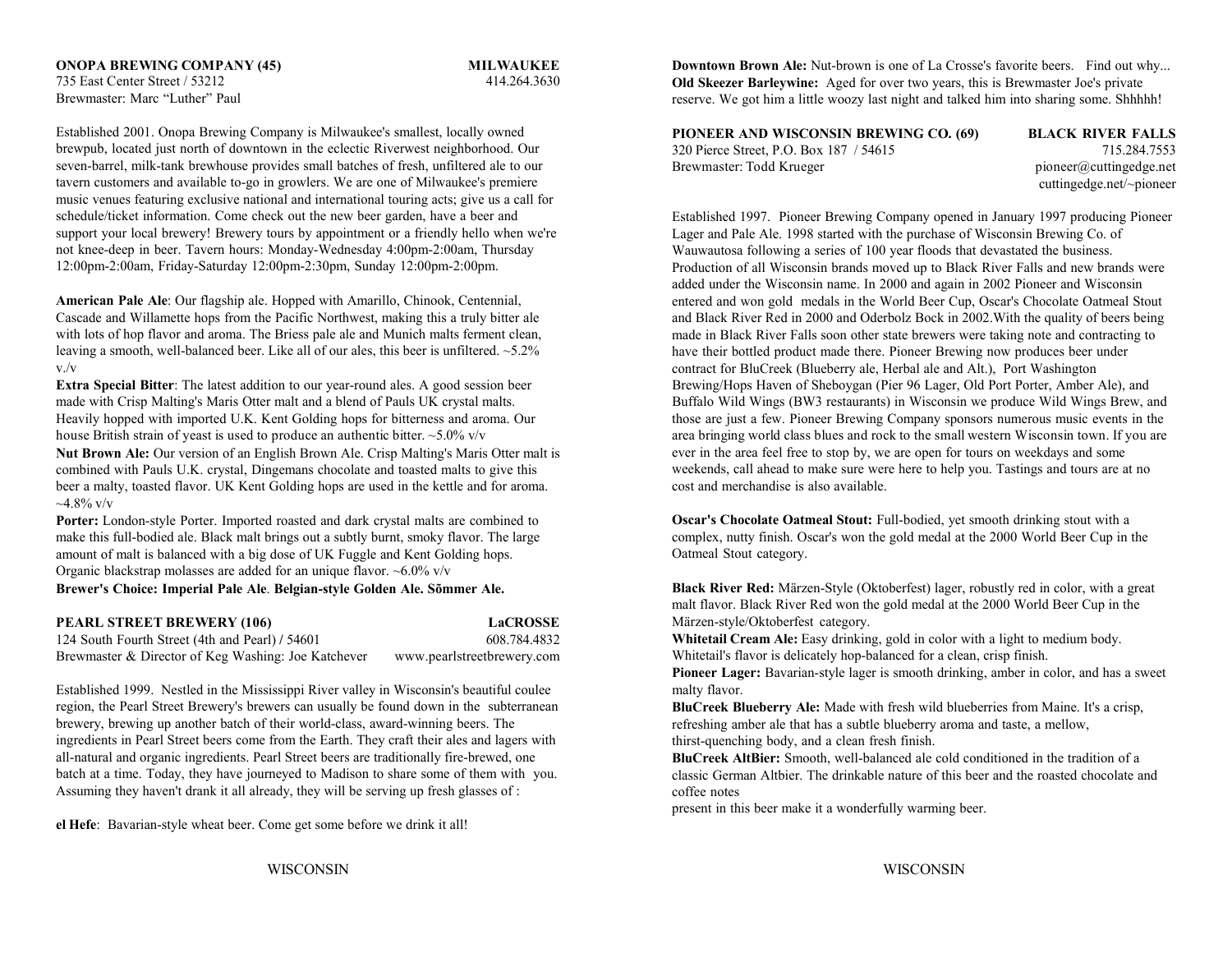**ONOPA BREWING COMPANY (45)** **MILWAUKEE**
735 East Center Street / 53212 414.264.3630
Brewmaster: Marc "Luther" Paul

Established 2001. Onopa Brewing Company is Milwaukee's smallest, locally owned brewpub, located just north of downtown in the eclectic Riverwest neighborhood. Our seven-barrel, milk-tank brewhouse provides small batches of fresh, unfiltered ale to our tavern customers and available to-go in growlers. We are one of Milwaukee's premiere music venues featuring exclusive national and international touring acts; give us a call for schedule/ticket information. Come check out the new beer garden, have a beer and support your local brewery! Brewery tours by appointment or a friendly hello when we're not knee-deep in beer. Tavern hours: Monday-Wednesday 4:00pm-2:00am, Thursday 12:00pm-2:00am, Friday-Saturday 12:00pm-2:30pm, Sunday 12:00pm-2:00pm.

**American Pale Ale**: Our flagship ale. Hopped with Amarillo, Chinook, Centennial, Cascade and Willamette hops from the Pacific Northwest, making this a truly bitter ale with lots of hop flavor and aroma. The Briess pale ale and Munich malts ferment clean, leaving a smooth, well-balanced beer. Like all of our ales, this beer is unfiltered. ~5.2% v./v

**Extra Special Bitter**: The latest addition to our year-round ales. A good session beer made with Crisp Malting's Maris Otter malt and a blend of Pauls UK crystal malts. Heavily hopped with imported U.K. Kent Golding hops for bitterness and aroma. Our house British strain of yeast is used to produce an authentic bitter. ~5.0% v/v

**Nut Brown Ale:** Our version of an English Brown Ale. Crisp Malting's Maris Otter malt is combined with Pauls U.K. crystal, Dingemans chocolate and toasted malts to give this beer a malty, toasted flavor. UK Kent Golding hops are used in the kettle and for aroma. ~4.8% v/v

**Porter:** London-style Porter. Imported roasted and dark crystal malts are combined to make this full-bodied ale. Black malt brings out a subtly burnt, smoky flavor. The large amount of malt is balanced with a big dose of UK Fuggle and Kent Golding hops. Organic blackstrap molasses are added for an unique flavor. ~6.0% v/v

**Brewer's Choice: Imperial Pale Ale**. **Belgian-style Golden Ale. Sõmmer Ale.**

**PEARL STREET BREWERY (106)** **LaCROSSE**
124 South Fourth Street (4th and Pearl) / 54601 608.784.4832
Brewmaster & Director of Keg Washing: Joe Katchever www.pearlstreetbrewery.com

Established 1999. Nestled in the Mississippi River valley in Wisconsin's beautiful coulee region, the Pearl Street Brewery's brewers can usually be found down in the subterranean brewery, brewing up another batch of their world-class, award-winning beers. The ingredients in Pearl Street beers come from the Earth. They craft their ales and lagers with all-natural and organic ingredients. Pearl Street beers are traditionally fire-brewed, one batch at a time. Today, they have journeyed to Madison to share some of them with you. Assuming they haven't drank it all already, they will be serving up fresh glasses of :

**el Hefe**: Bavarian-style wheat beer. Come get some before we drink it all!

**Downtown Brown Ale:** Nut-brown is one of La Crosse's favorite beers. Find out why...
**Old Skeezer Barleywine:** Aged for over two years, this is Brewmaster Joe's private reserve. We got him a little woozy last night and talked him into sharing some. Shhhhh!

**PIONEER AND WISCONSIN BREWING CO. (69)** **BLACK RIVER FALLS**
320 Pierce Street, P.O. Box 187 / 54615 715.284.7553
Brewmaster: Todd Krueger pioneer@cuttingedge.net
cuttingedge.net/~pioneer

Established 1997. Pioneer Brewing Company opened in January 1997 producing Pioneer Lager and Pale Ale. 1998 started with the purchase of Wisconsin Brewing Co. of Wauwautosa following a series of 100 year floods that devastated the business. Production of all Wisconsin brands moved up to Black River Falls and new brands were added under the Wisconsin name. In 2000 and again in 2002 Pioneer and Wisconsin entered and won gold medals in the World Beer Cup, Oscar's Chocolate Oatmeal Stout and Black River Red in 2000 and Oderbolz Bock in 2002.With the quality of beers being made in Black River Falls soon other state brewers were taking note and contracting to have their bottled product made there. Pioneer Brewing now produces beer under contract for BluCreek (Blueberry ale, Herbal ale and Alt.), Port Washington Brewing/Hops Haven of Sheboygan (Pier 96 Lager, Old Port Porter, Amber Ale), and Buffalo Wild Wings (BW3 restaurants) in Wisconsin we produce Wild Wings Brew, and those are just a few. Pioneer Brewing Company sponsors numerous music events in the area bringing world class blues and rock to the small western Wisconsin town. If you are ever in the area feel free to stop by, we are open for tours on weekdays and some weekends, call ahead to make sure were here to help you. Tastings and tours are at no cost and merchandise is also available.

**Oscar's Chocolate Oatmeal Stout:** Full-bodied, yet smooth drinking stout with a complex, nutty finish. Oscar's won the gold medal at the 2000 World Beer Cup in the Oatmeal Stout category.

**Black River Red:** Märzen-Style (Oktoberfest) lager, robustly red in color, with a great malt flavor. Black River Red won the gold medal at the 2000 World Beer Cup in the Märzen-style/Oktoberfest category.

**Whitetail Cream Ale:** Easy drinking, gold in color with a light to medium body. Whitetail's flavor is delicately hop-balanced for a clean, crisp finish.

**Pioneer Lager:** Bavarian-style lager is smooth drinking, amber in color, and has a sweet malty flavor.

**BluCreek Blueberry Ale:** Made with fresh wild blueberries from Maine. It's a crisp, refreshing amber ale that has a subtle blueberry aroma and taste, a mellow, thirst-quenching body, and a clean fresh finish.

**BluCreek AltBier:** Smooth, well-balanced ale cold conditioned in the tradition of a classic German Altbier. The drinkable nature of this beer and the roasted chocolate and coffee notes present in this beer make it a wonderfully warming beer.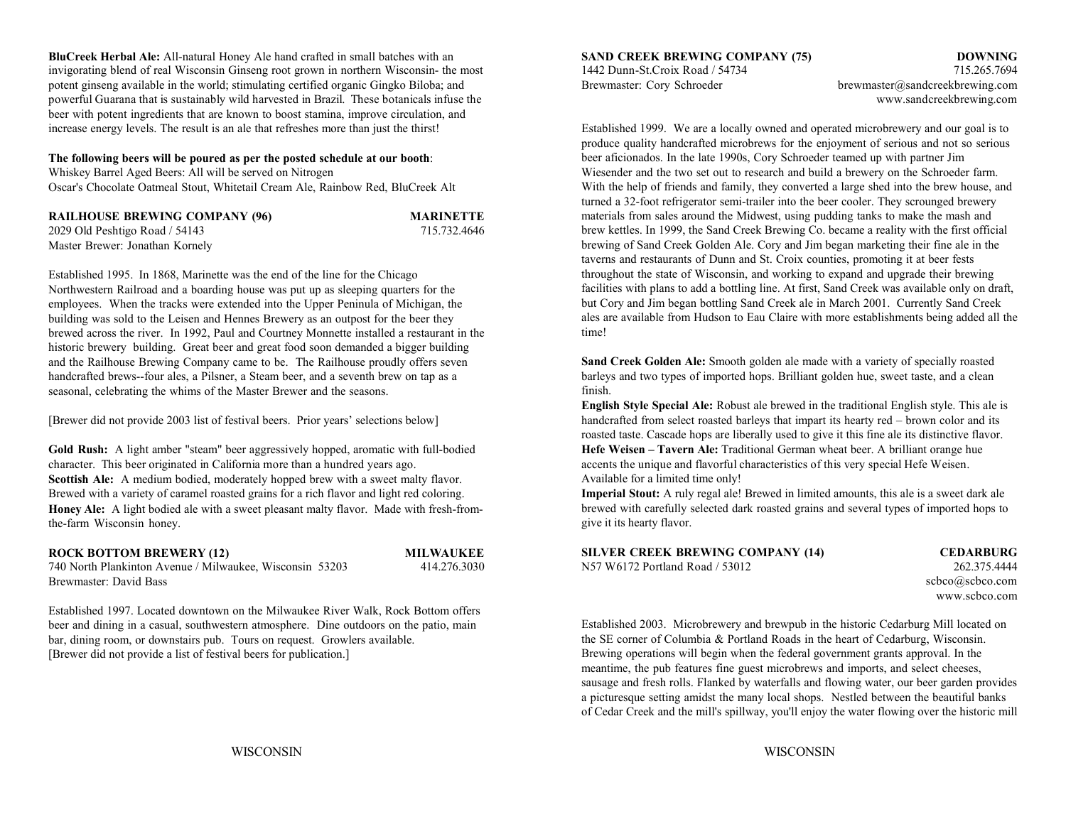**BluCreek Herbal Ale:** All-natural Honey Ale hand crafted in small batches with an invigorating blend of real Wisconsin Ginseng root grown in northern Wisconsin- the most potent ginseng available in the world; stimulating certified organic Gingko Biloba; and powerful Guarana that is sustainably wild harvested in Brazil. These botanicals infuse the beer with potent ingredients that are known to boost stamina, improve circulation, and increase energy levels. The result is an ale that refreshes more than just the thirst!

**The following beers will be poured as per the posted schedule at our booth**:
Whiskey Barrel Aged Beers: All will be served on Nitrogen
Oscar's Chocolate Oatmeal Stout, Whitetail Cream Ale, Rainbow Red, BluCreek Alt

**RAILHOUSE BREWING COMPANY (96)** — **MARINETTE**
2029 Old Peshtigo Road / 54143 — 715.732.4646
Master Brewer: Jonathan Kornely

Established 1995. In 1868, Marinette was the end of the line for the Chicago Northwestern Railroad and a boarding house was put up as sleeping quarters for the employees. When the tracks were extended into the Upper Peninula of Michigan, the building was sold to the Leisen and Hennes Brewery as an outpost for the beer they brewed across the river. In 1992, Paul and Courtney Monnette installed a restaurant in the historic brewery building. Great beer and great food soon demanded a bigger building and the Railhouse Brewing Company came to be. The Railhouse proudly offers seven handcrafted brews--four ales, a Pilsner, a Steam beer, and a seventh brew on tap as a seasonal, celebrating the whims of the Master Brewer and the seasons.

[Brewer did not provide 2003 list of festival beers. Prior years' selections below]

**Gold Rush:** A light amber "steam" beer aggressively hopped, aromatic with full-bodied character. This beer originated in California more than a hundred years ago.
**Scottish Ale:** A medium bodied, moderately hopped brew with a sweet malty flavor. Brewed with a variety of caramel roasted grains for a rich flavor and light red coloring.
**Honey Ale:** A light bodied ale with a sweet pleasant malty flavor. Made with fresh-from-the-farm Wisconsin honey.

**ROCK BOTTOM BREWERY (12)** — **MILWAUKEE**
740 North Plankinton Avenue / Milwaukee, Wisconsin 53203 — 414.276.3030
Brewmaster: David Bass

Established 1997. Located downtown on the Milwaukee River Walk, Rock Bottom offers beer and dining in a casual, southwestern atmosphere. Dine outdoors on the patio, main bar, dining room, or downstairs pub. Tours on request. Growlers available.
[Brewer did not provide a list of festival beers for publication.]

**SAND CREEK BREWING COMPANY (75)** — **DOWNING**
1442 Dunn-St.Croix Road / 54734 — 715.265.7694
Brewmaster: Cory Schroeder — brewmaster@sandcreekbrewing.com
www.sandcreekbrewing.com

Established 1999. We are a locally owned and operated microbrewery and our goal is to produce quality handcrafted microbrews for the enjoyment of serious and not so serious beer aficionados. In the late 1990s, Cory Schroeder teamed up with partner Jim Wiesender and the two set out to research and build a brewery on the Schroeder farm. With the help of friends and family, they converted a large shed into the brew house, and turned a 32-foot refrigerator semi-trailer into the beer cooler. They scrounged brewery materials from sales around the Midwest, using pudding tanks to make the mash and brew kettles. In 1999, the Sand Creek Brewing Co. became a reality with the first official brewing of Sand Creek Golden Ale. Cory and Jim began marketing their fine ale in the taverns and restaurants of Dunn and St. Croix counties, promoting it at beer fests throughout the state of Wisconsin, and working to expand and upgrade their brewing facilities with plans to add a bottling line. At first, Sand Creek was available only on draft, but Cory and Jim began bottling Sand Creek ale in March 2001. Currently Sand Creek ales are available from Hudson to Eau Claire with more establishments being added all the time!

**Sand Creek Golden Ale:** Smooth golden ale made with a variety of specially roasted barleys and two types of imported hops. Brilliant golden hue, sweet taste, and a clean finish.
**English Style Special Ale:** Robust ale brewed in the traditional English style. This ale is handcrafted from select roasted barleys that impart its hearty red – brown color and its roasted taste. Cascade hops are liberally used to give it this fine ale its distinctive flavor.
**Hefe Weisen – Tavern Ale:** Traditional German wheat beer. A brilliant orange hue accents the unique and flavorful characteristics of this very special Hefe Weisen. Available for a limited time only!
**Imperial Stout:** A ruly regal ale! Brewed in limited amounts, this ale is a sweet dark ale brewed with carefully selected dark roasted grains and several types of imported hops to give it its hearty flavor.

**SILVER CREEK BREWING COMPANY (14)** — **CEDARBURG**
N57 W6172 Portland Road / 53012 — 262.375.4444
scbco@scbco.com
www.scbco.com

Established 2003. Microbrewery and brewpub in the historic Cedarburg Mill located on the SE corner of Columbia & Portland Roads in the heart of Cedarburg, Wisconsin. Brewing operations will begin when the federal government grants approval. In the meantime, the pub features fine guest microbrews and imports, and select cheeses, sausage and fresh rolls. Flanked by waterfalls and flowing water, our beer garden provides a picturesque setting amidst the many local shops. Nestled between the beautiful banks of Cedar Creek and the mill's spillway, you'll enjoy the water flowing over the historic mill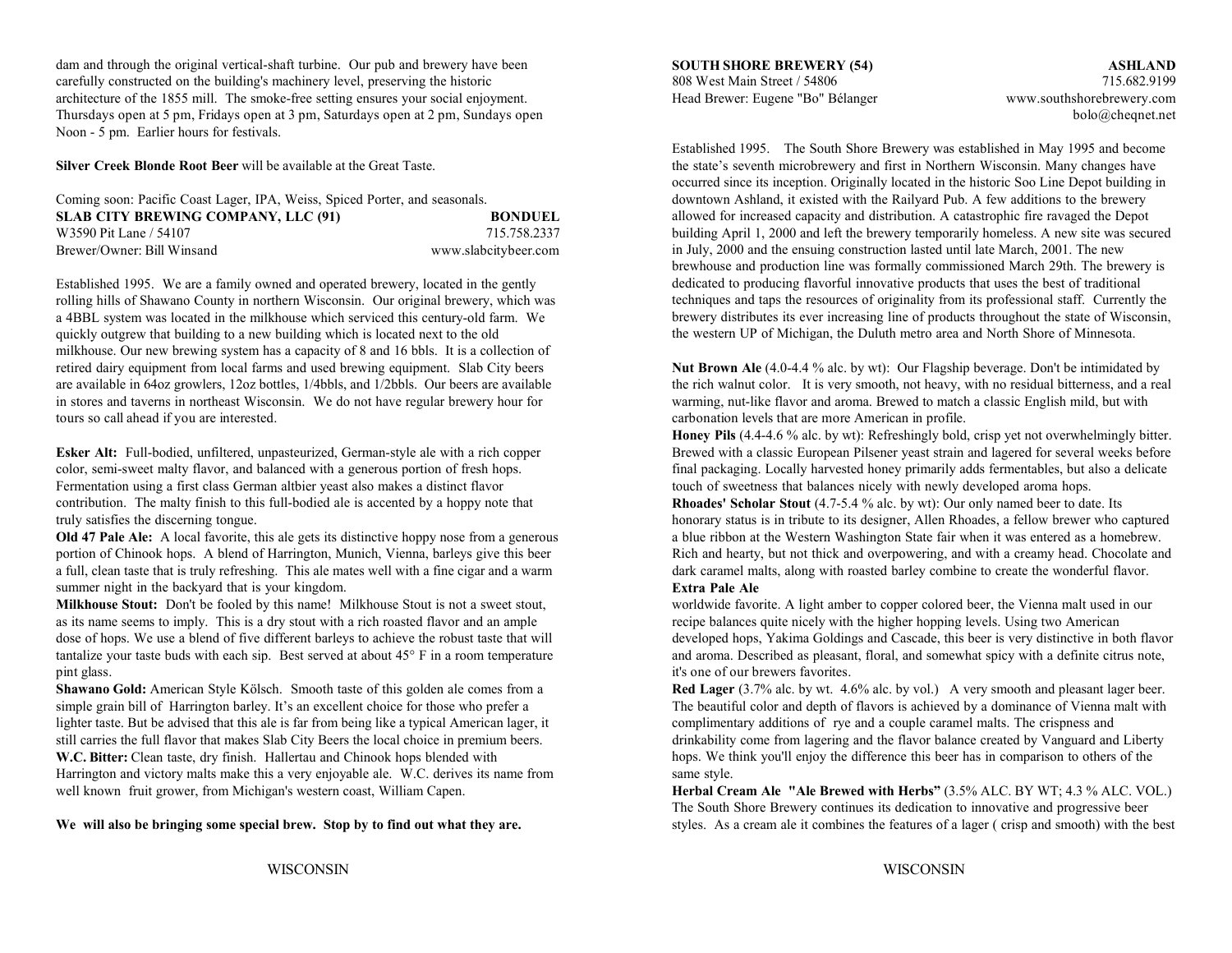dam and through the original vertical-shaft turbine. Our pub and brewery have been carefully constructed on the building's machinery level, preserving the historic architecture of the 1855 mill. The smoke-free setting ensures your social enjoyment. Thursdays open at 5 pm, Fridays open at 3 pm, Saturdays open at 2 pm, Sundays open Noon - 5 pm. Earlier hours for festivals.

**Silver Creek Blonde Root Beer** will be available at the Great Taste.

Coming soon: Pacific Coast Lager, IPA, Weiss, Spiced Porter, and seasonals.

**SLAB CITY BREWING COMPANY, LLC (91)** **BONDUEL**
W3590 Pit Lane / 54107 715.758.2337
Brewer/Owner: Bill Winsand www.slabcitybeer.com

Established 1995. We are a family owned and operated brewery, located in the gently rolling hills of Shawano County in northern Wisconsin. Our original brewery, which was a 4BBL system was located in the milkhouse which serviced this century-old farm. We quickly outgrew that building to a new building which is located next to the old milkhouse. Our new brewing system has a capacity of 8 and 16 bbls. It is a collection of retired dairy equipment from local farms and used brewing equipment. Slab City beers are available in 64oz growlers, 12oz bottles, 1/4bbls, and 1/2bbls. Our beers are available in stores and taverns in northeast Wisconsin. We do not have regular brewery hour for tours so call ahead if you are interested.

**Esker Alt:** Full-bodied, unfiltered, unpasteurized, German-style ale with a rich copper color, semi-sweet malty flavor, and balanced with a generous portion of fresh hops. Fermentation using a first class German altbier yeast also makes a distinct flavor contribution. The malty finish to this full-bodied ale is accented by a hoppy note that truly satisfies the discerning tongue.

**Old 47 Pale Ale:** A local favorite, this ale gets its distinctive hoppy nose from a generous portion of Chinook hops. A blend of Harrington, Munich, Vienna, barleys give this beer a full, clean taste that is truly refreshing. This ale mates well with a fine cigar and a warm summer night in the backyard that is your kingdom.

**Milkhouse Stout:** Don't be fooled by this name! Milkhouse Stout is not a sweet stout, as its name seems to imply. This is a dry stout with a rich roasted flavor and an ample dose of hops. We use a blend of five different barleys to achieve the robust taste that will tantalize your taste buds with each sip. Best served at about 45° F in a room temperature pint glass.

**Shawano Gold:** American Style Kölsch. Smooth taste of this golden ale comes from a simple grain bill of Harrington barley. It's an excellent choice for those who prefer a lighter taste. But be advised that this ale is far from being like a typical American lager, it still carries the full flavor that makes Slab City Beers the local choice in premium beers.

**W.C. Bitter:** Clean taste, dry finish. Hallertau and Chinook hops blended with Harrington and victory malts make this a very enjoyable ale. W.C. derives its name from well known fruit grower, from Michigan's western coast, William Capen.

**We will also be bringing some special brew. Stop by to find out what they are.**

**SOUTH SHORE BREWERY (54)** **ASHLAND**
808 West Main Street / 54806 715.682.9199
Head Brewer: Eugene "Bo" Bélanger www.southshorebrewery.com
bolo@cheqnet.net

Established 1995. The South Shore Brewery was established in May 1995 and become the state's seventh microbrewery and first in Northern Wisconsin. Many changes have occurred since its inception. Originally located in the historic Soo Line Depot building in downtown Ashland, it existed with the Railyard Pub. A few additions to the brewery allowed for increased capacity and distribution. A catastrophic fire ravaged the Depot building April 1, 2000 and left the brewery temporarily homeless. A new site was secured in July, 2000 and the ensuing construction lasted until late March, 2001. The new brewhouse and production line was formally commissioned March 29th. The brewery is dedicated to producing flavorful innovative products that uses the best of traditional techniques and taps the resources of originality from its professional staff. Currently the brewery distributes its ever increasing line of products throughout the state of Wisconsin, the western UP of Michigan, the Duluth metro area and North Shore of Minnesota.

**Nut Brown Ale** (4.0-4.4 % alc. by wt): Our Flagship beverage. Don't be intimidated by the rich walnut color. It is very smooth, not heavy, with no residual bitterness, and a real warming, nut-like flavor and aroma. Brewed to match a classic English mild, but with carbonation levels that are more American in profile.

**Honey Pils** (4.4-4.6 % alc. by wt): Refreshingly bold, crisp yet not overwhelmingly bitter. Brewed with a classic European Pilsener yeast strain and lagered for several weeks before final packaging. Locally harvested honey primarily adds fermentables, but also a delicate touch of sweetness that balances nicely with newly developed aroma hops.

**Rhoades' Scholar Stout** (4.7-5.4 % alc. by wt): Our only named beer to date. Its honorary status is in tribute to its designer, Allen Rhoades, a fellow brewer who captured a blue ribbon at the Western Washington State fair when it was entered as a homebrew. Rich and hearty, but not thick and overpowering, and with a creamy head. Chocolate and dark caramel malts, along with roasted barley combine to create the wonderful flavor.

**Extra Pale Ale**
worldwide favorite. A light amber to copper colored beer, the Vienna malt used in our recipe balances quite nicely with the higher hopping levels. Using two American developed hops, Yakima Goldings and Cascade, this beer is very distinctive in both flavor and aroma. Described as pleasant, floral, and somewhat spicy with a definite citrus note, it's one of our brewers favorites.

**Red Lager** (3.7% alc. by wt. 4.6% alc. by vol.) A very smooth and pleasant lager beer. The beautiful color and depth of flavors is achieved by a dominance of Vienna malt with complimentary additions of rye and a couple caramel malts. The crispness and drinkability come from lagering and the flavor balance created by Vanguard and Liberty hops. We think you'll enjoy the difference this beer has in comparison to others of the same style.

**Herbal Cream Ale "Ale Brewed with Herbs"** (3.5% ALC. BY WT; 4.3 % ALC. VOL.) The South Shore Brewery continues its dedication to innovative and progressive beer styles. As a cream ale it combines the features of a lager ( crisp and smooth) with the best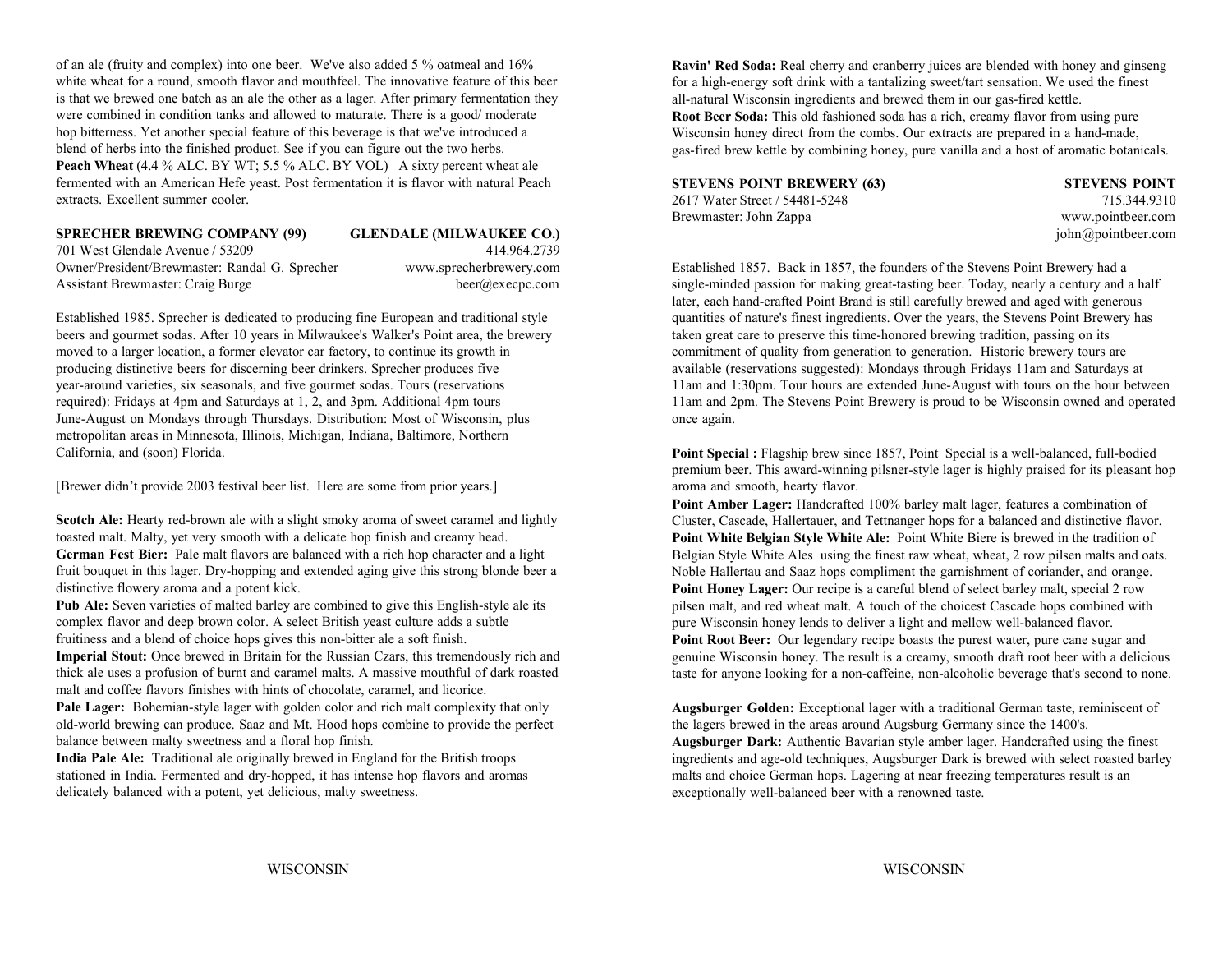of an ale (fruity and complex) into one beer. We've also added 5 % oatmeal and 16% white wheat for a round, smooth flavor and mouthfeel. The innovative feature of this beer is that we brewed one batch as an ale the other as a lager. After primary fermentation they were combined in condition tanks and allowed to maturate. There is a good/ moderate hop bitterness. Yet another special feature of this beverage is that we've introduced a blend of herbs into the finished product. See if you can figure out the two herbs.

**Peach Wheat** (4.4 % ALC. BY WT; 5.5 % ALC. BY VOL) A sixty percent wheat ale fermented with an American Hefe yeast. Post fermentation it is flavor with natural Peach extracts. Excellent summer cooler.

**SPRECHER BREWING COMPANY (99)** — **GLENDALE (MILWAUKEE CO.)**

701 West Glendale Avenue / 53209 — 414.964.2739

Owner/President/Brewmaster: Randal G. Sprecher — www.sprecherbrewery.com

Assistant Brewmaster: Craig Burge — beer@execpc.com

Established 1985. Sprecher is dedicated to producing fine European and traditional style beers and gourmet sodas. After 10 years in Milwaukee's Walker's Point area, the brewery moved to a larger location, a former elevator car factory, to continue its growth in producing distinctive beers for discerning beer drinkers. Sprecher produces five year-around varieties, six seasonals, and five gourmet sodas. Tours (reservations required): Fridays at 4pm and Saturdays at 1, 2, and 3pm. Additional 4pm tours June-August on Mondays through Thursdays. Distribution: Most of Wisconsin, plus metropolitan areas in Minnesota, Illinois, Michigan, Indiana, Baltimore, Northern California, and (soon) Florida.

[Brewer didn't provide 2003 festival beer list. Here are some from prior years.]

**Scotch Ale:** Hearty red-brown ale with a slight smoky aroma of sweet caramel and lightly toasted malt. Malty, yet very smooth with a delicate hop finish and creamy head.

**German Fest Bier:** Pale malt flavors are balanced with a rich hop character and a light fruit bouquet in this lager. Dry-hopping and extended aging give this strong blonde beer a distinctive flowery aroma and a potent kick.

**Pub Ale:** Seven varieties of malted barley are combined to give this English-style ale its complex flavor and deep brown color. A select British yeast culture adds a subtle fruitiness and a blend of choice hops gives this non-bitter ale a soft finish.

**Imperial Stout:** Once brewed in Britain for the Russian Czars, this tremendously rich and thick ale uses a profusion of burnt and caramel malts. A massive mouthful of dark roasted malt and coffee flavors finishes with hints of chocolate, caramel, and licorice.

**Pale Lager:** Bohemian-style lager with golden color and rich malt complexity that only old-world brewing can produce. Saaz and Mt. Hood hops combine to provide the perfect balance between malty sweetness and a floral hop finish.

**India Pale Ale:** Traditional ale originally brewed in England for the British troops stationed in India. Fermented and dry-hopped, it has intense hop flavors and aromas delicately balanced with a potent, yet delicious, malty sweetness.

**Ravin' Red Soda:** Real cherry and cranberry juices are blended with honey and ginseng for a high-energy soft drink with a tantalizing sweet/tart sensation. We used the finest all-natural Wisconsin ingredients and brewed them in our gas-fired kettle.

**Root Beer Soda:** This old fashioned soda has a rich, creamy flavor from using pure Wisconsin honey direct from the combs. Our extracts are prepared in a hand-made, gas-fired brew kettle by combining honey, pure vanilla and a host of aromatic botanicals.

**STEVENS POINT BREWERY (63)** — **STEVENS POINT**

2617 Water Street / 54481-5248 — 715.344.9310

Brewmaster: John Zappa — www.pointbeer.com

john@pointbeer.com

Established 1857. Back in 1857, the founders of the Stevens Point Brewery had a single-minded passion for making great-tasting beer. Today, nearly a century and a half later, each hand-crafted Point Brand is still carefully brewed and aged with generous quantities of nature's finest ingredients. Over the years, the Stevens Point Brewery has taken great care to preserve this time-honored brewing tradition, passing on its commitment of quality from generation to generation. Historic brewery tours are available (reservations suggested): Mondays through Fridays 11am and Saturdays at 11am and 1:30pm. Tour hours are extended June-August with tours on the hour between 11am and 2pm. The Stevens Point Brewery is proud to be Wisconsin owned and operated once again.

**Point Special :** Flagship brew since 1857, Point Special is a well-balanced, full-bodied premium beer. This award-winning pilsner-style lager is highly praised for its pleasant hop aroma and smooth, hearty flavor.

**Point Amber Lager:** Handcrafted 100% barley malt lager, features a combination of Cluster, Cascade, Hallertauer, and Tettnanger hops for a balanced and distinctive flavor.

**Point White Belgian Style White Ale:** Point White Biere is brewed in the tradition of Belgian Style White Ales using the finest raw wheat, wheat, 2 row pilsen malts and oats. Noble Hallertau and Saaz hops compliment the garnishment of coriander, and orange.

**Point Honey Lager:** Our recipe is a careful blend of select barley malt, special 2 row pilsen malt, and red wheat malt. A touch of the choicest Cascade hops combined with pure Wisconsin honey lends to deliver a light and mellow well-balanced flavor.

**Point Root Beer:** Our legendary recipe boasts the purest water, pure cane sugar and genuine Wisconsin honey. The result is a creamy, smooth draft root beer with a delicious taste for anyone looking for a non-caffeine, non-alcoholic beverage that's second to none.

**Augsburger Golden:** Exceptional lager with a traditional German taste, reminiscent of the lagers brewed in the areas around Augsburg Germany since the 1400's.

**Augsburger Dark:** Authentic Bavarian style amber lager. Handcrafted using the finest ingredients and age-old techniques, Augsburger Dark is brewed with select roasted barley malts and choice German hops. Lagering at near freezing temperatures result is an exceptionally well-balanced beer with a renowned taste.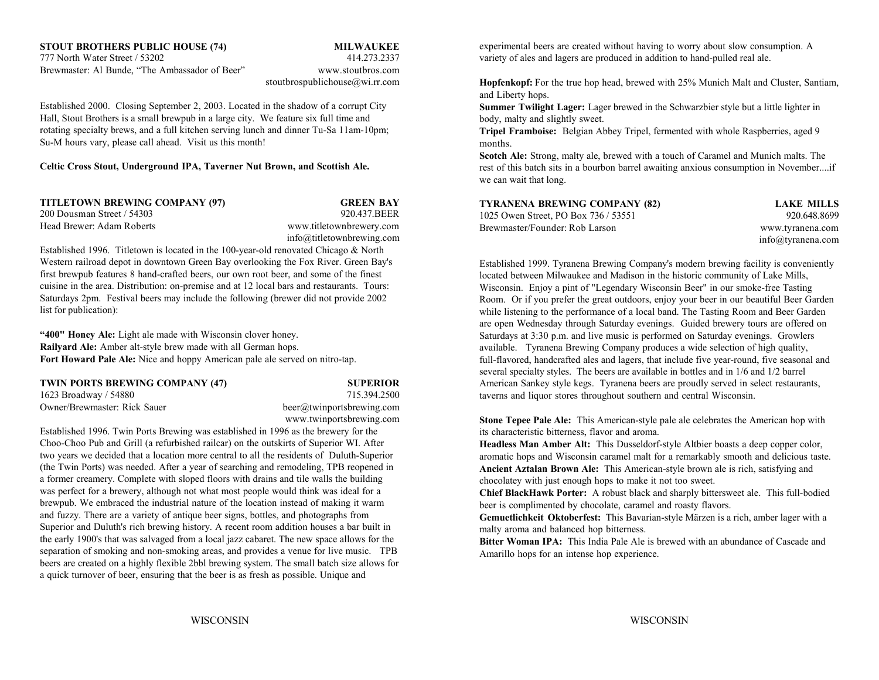**STOUT BROTHERS PUBLIC HOUSE (74)** **MILWAUKEE**
777 North Water Street / 53202
414.273.2337
Brewmaster: Al Bunde, "The Ambassador of Beer"
www.stoutbros.com
stoutbrospublichouse@wi.rr.com

Established 2000. Closing September 2, 2003. Located in the shadow of a corrupt City Hall, Stout Brothers is a small brewpub in a large city. We feature six full time and rotating specialty brews, and a full kitchen serving lunch and dinner Tu-Sa 11am-10pm; Su-M hours vary, please call ahead. Visit us this month!

**Celtic Cross Stout, Underground IPA, Taverner Nut Brown, and Scottish Ale.**

**TITLETOWN BREWING COMPANY (97)** **GREEN BAY**
200 Dousman Street / 54303
920.437.BEER
Head Brewer: Adam Roberts
www.titletownbrewery.com
info@titletownbrewing.com

Established 1996. Titletown is located in the 100-year-old renovated Chicago & North Western railroad depot in downtown Green Bay overlooking the Fox River. Green Bay's first brewpub features 8 hand-crafted beers, our own root beer, and some of the finest cuisine in the area. Distribution: on-premise and at 12 local bars and restaurants. Tours: Saturdays 2pm. Festival beers may include the following (brewer did not provide 2002 list for publication):

**"400" Honey Ale:** Light ale made with Wisconsin clover honey.
**Railyard Ale:** Amber alt-style brew made with all German hops.
**Fort Howard Pale Ale:** Nice and hoppy American pale ale served on nitro-tap.

**TWIN PORTS BREWING COMPANY (47)** **SUPERIOR**
1623 Broadway / 54880
715.394.2500
Owner/Brewmaster: Rick Sauer
beer@twinportsbrewing.com
www.twinportsbrewing.com

Established 1996. Twin Ports Brewing was established in 1996 as the brewery for the Choo-Choo Pub and Grill (a refurbished railcar) on the outskirts of Superior WI. After two years we decided that a location more central to all the residents of Duluth-Superior (the Twin Ports) was needed. After a year of searching and remodeling, TPB reopened in a former creamery. Complete with sloped floors with drains and tile walls the building was perfect for a brewery, although not what most people would think was ideal for a brewpub. We embraced the industrial nature of the location instead of making it warm and fuzzy. There are a variety of antique beer signs, bottles, and photographs from Superior and Duluth's rich brewing history. A recent room addition houses a bar built in the early 1900's that was salvaged from a local jazz cabaret. The new space allows for the separation of smoking and non-smoking areas, and provides a venue for live music. TPB beers are created on a highly flexible 2bbl brewing system. The small batch size allows for a quick turnover of beer, ensuring that the beer is as fresh as possible. Unique and experimental beers are created without having to worry about slow consumption. A variety of ales and lagers are produced in addition to hand-pulled real ale.

**Hopfenkopf:** For the true hop head, brewed with 25% Munich Malt and Cluster, Santiam, and Liberty hops.
**Summer Twilight Lager:** Lager brewed in the Schwarzbier style but a little lighter in body, malty and slightly sweet.
**Tripel Framboise:** Belgian Abbey Tripel, fermented with whole Raspberries, aged 9 months.
**Scotch Ale:** Strong, malty ale, brewed with a touch of Caramel and Munich malts. The rest of this batch sits in a bourbon barrel awaiting anxious consumption in November....if we can wait that long.

**TYRANENA BREWING COMPANY (82)** **LAKE MILLS**
1025 Owen Street, PO Box 736 / 53551
920.648.8699
Brewmaster/Founder: Rob Larson
www.tyranena.com
info@tyranena.com

Established 1999. Tyranena Brewing Company's modern brewing facility is conveniently located between Milwaukee and Madison in the historic community of Lake Mills, Wisconsin. Enjoy a pint of "Legendary Wisconsin Beer" in our smoke-free Tasting Room. Or if you prefer the great outdoors, enjoy your beer in our beautiful Beer Garden while listening to the performance of a local band. The Tasting Room and Beer Garden are open Wednesday through Saturday evenings. Guided brewery tours are offered on Saturdays at 3:30 p.m. and live music is performed on Saturday evenings. Growlers available. Tyranena Brewing Company produces a wide selection of high quality, full-flavored, handcrafted ales and lagers, that include five year-round, five seasonal and several specialty styles. The beers are available in bottles and in 1/6 and 1/2 barrel American Sankey style kegs. Tyranena beers are proudly served in select restaurants, taverns and liquor stores throughout southern and central Wisconsin.

**Stone Tepee Pale Ale:** This American-style pale ale celebrates the American hop with its characteristic bitterness, flavor and aroma.
**Headless Man Amber Alt:** This Dusseldorf-style Altbier boasts a deep copper color, aromatic hops and Wisconsin caramel malt for a remarkably smooth and delicious taste.
**Ancient Aztalan Brown Ale:** This American-style brown ale is rich, satisfying and chocolatey with just enough hops to make it not too sweet.
**Chief BlackHawk Porter:** A robust black and sharply bittersweet ale. This full-bodied beer is complimented by chocolate, caramel and roasty flavors.
**Gemuetlichkeit Oktoberfest:** This Bavarian-style Märzen is a rich, amber lager with a malty aroma and balanced hop bitterness.
**Bitter Woman IPA:** This India Pale Ale is brewed with an abundance of Cascade and Amarillo hops for an intense hop experience.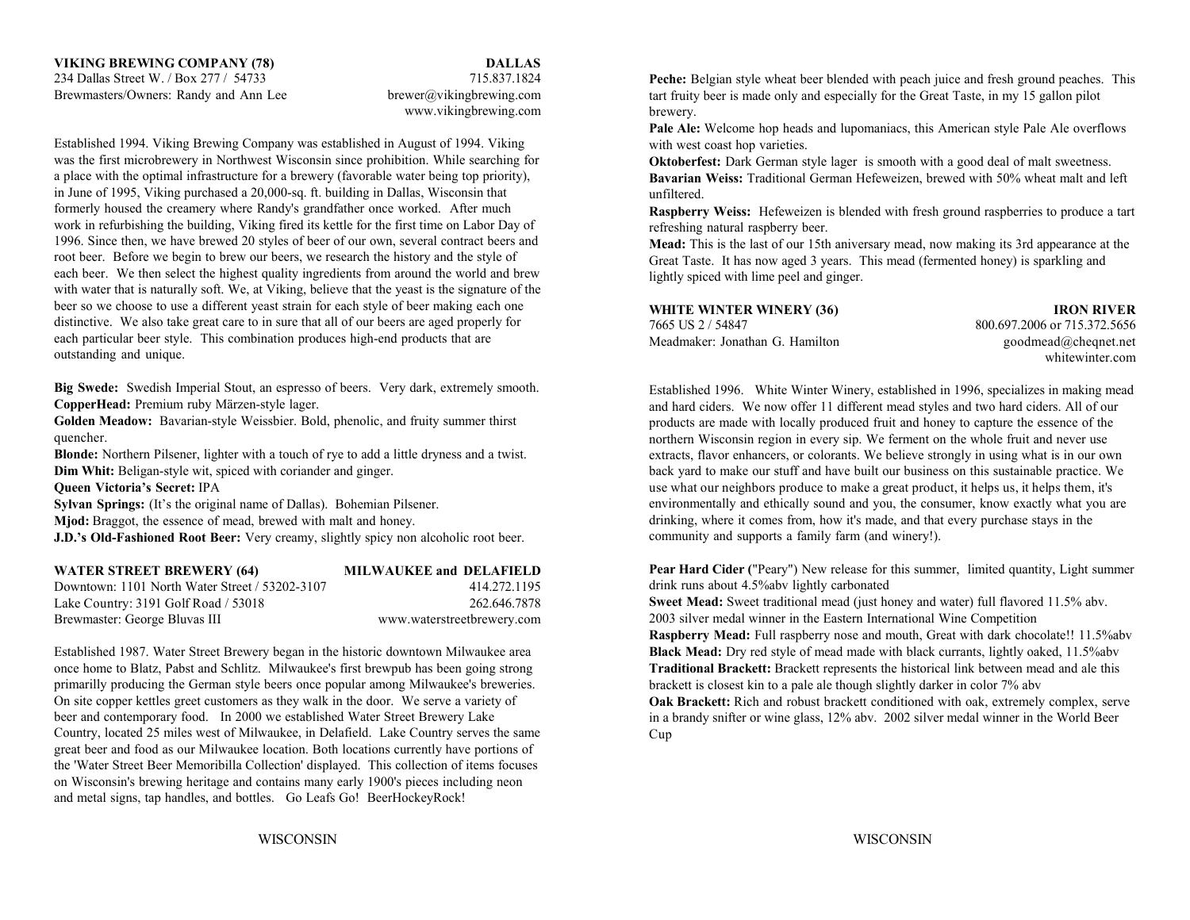**VIKING BREWING COMPANY (78)** **DALLAS**
234 Dallas Street W. / Box 277 / 54733 715.837.1824
Brewmasters/Owners: Randy and Ann Lee brewer@vikingbrewing.com
www.vikingbrewing.com

Established 1994. Viking Brewing Company was established in August of 1994. Viking was the first microbrewery in Northwest Wisconsin since prohibition. While searching for a place with the optimal infrastructure for a brewery (favorable water being top priority), in June of 1995, Viking purchased a 20,000-sq. ft. building in Dallas, Wisconsin that formerly housed the creamery where Randy's grandfather once worked. After much work in refurbishing the building, Viking fired its kettle for the first time on Labor Day of 1996. Since then, we have brewed 20 styles of beer of our own, several contract beers and root beer. Before we begin to brew our beers, we research the history and the style of each beer. We then select the highest quality ingredients from around the world and brew with water that is naturally soft. We, at Viking, believe that the yeast is the signature of the beer so we choose to use a different yeast strain for each style of beer making each one distinctive. We also take great care to in sure that all of our beers are aged properly for each particular beer style. This combination produces high-end products that are outstanding and unique.

**Big Swede:** Swedish Imperial Stout, an espresso of beers. Very dark, extremely smooth.
**CopperHead:** Premium ruby Märzen-style lager.
**Golden Meadow:** Bavarian-style Weissbier. Bold, phenolic, and fruity summer thirst quencher.
**Blonde:** Northern Pilsener, lighter with a touch of rye to add a little dryness and a twist.
**Dim Whit:** Beligan-style wit, spiced with coriander and ginger.
**Queen Victoria's Secret:** IPA
**Sylvan Springs:** (It's the original name of Dallas). Bohemian Pilsener.
**Mjod:** Braggot, the essence of mead, brewed with malt and honey.
**J.D.'s Old-Fashioned Root Beer:** Very creamy, slightly spicy non alcoholic root beer.

**WATER STREET BREWERY (64)** **MILWAUKEE and DELAFIELD**
Downtown: 1101 North Water Street / 53202-3107 414.272.1195
Lake Country: 3191 Golf Road / 53018 262.646.7878
Brewmaster: George Bluvas III www.waterstreetbrewery.com

Established 1987. Water Street Brewery began in the historic downtown Milwaukee area once home to Blatz, Pabst and Schlitz. Milwaukee's first brewpub has been going strong primarily producing the German style beers once popular among Milwaukee's breweries. On site copper kettles greet customers as they walk in the door. We serve a variety of beer and contemporary food. In 2000 we established Water Street Brewery Lake Country, located 25 miles west of Milwaukee, in Delafield. Lake Country serves the same great beer and food as our Milwaukee location. Both locations currently have portions of the 'Water Street Beer Memoribilla Collection' displayed. This collection of items focuses on Wisconsin's brewing heritage and contains many early 1900's pieces including neon and metal signs, tap handles, and bottles. Go Leafs Go! BeerHockeyRock!

**Peche:** Belgian style wheat beer blended with peach juice and fresh ground peaches. This tart fruity beer is made only and especially for the Great Taste, in my 15 gallon pilot brewery.
**Pale Ale:** Welcome hop heads and lupomaniacs, this American style Pale Ale overflows with west coast hop varieties.
**Oktoberfest:** Dark German style lager is smooth with a good deal of malt sweetness.
**Bavarian Weiss:** Traditional German Hefeweizen, brewed with 50% wheat malt and left unfiltered.
**Raspberry Weiss:** Hefeweizen is blended with fresh ground raspberries to produce a tart refreshing natural raspberry beer.
**Mead:** This is the last of our 15th aniversary mead, now making its 3rd appearance at the Great Taste. It has now aged 3 years. This mead (fermented honey) is sparkling and lightly spiced with lime peel and ginger.

**WHITE WINTER WINERY (36)** **IRON RIVER**
7665 US 2 / 54847 800.697.2006 or 715.372.5656
Meadmaker: Jonathan G. Hamilton goodmead@cheqnet.net
whitewinter.com

Established 1996. White Winter Winery, established in 1996, specializes in making mead and hard ciders. We now offer 11 different mead styles and two hard ciders. All of our products are made with locally produced fruit and honey to capture the essence of the northern Wisconsin region in every sip. We ferment on the whole fruit and never use extracts, flavor enhancers, or colorants. We believe strongly in using what is in our own back yard to make our stuff and have built our business on this sustainable practice. We use what our neighbors produce to make a great product, it helps us, it helps them, it's environmentally and ethically sound and you, the consumer, know exactly what you are drinking, where it comes from, how it's made, and that every purchase stays in the community and supports a family farm (and winery!).

**Pear Hard Cider (**"Peary") New release for this summer, limited quantity, Light summer drink runs about 4.5%abv lightly carbonated
**Sweet Mead:** Sweet traditional mead (just honey and water) full flavored 11.5% abv. 2003 silver medal winner in the Eastern International Wine Competition
**Raspberry Mead:** Full raspberry nose and mouth, Great with dark chocolate!! 11.5%abv
**Black Mead:** Dry red style of mead made with black currants, lightly oaked, 11.5%abv
**Traditional Brackett:** Brackett represents the historical link between mead and ale this brackett is closest kin to a pale ale though slightly darker in color 7% abv
**Oak Brackett:** Rich and robust brackett conditioned with oak, extremely complex, serve in a brandy snifter or wine glass, 12% abv. 2002 silver medal winner in the World Beer Cup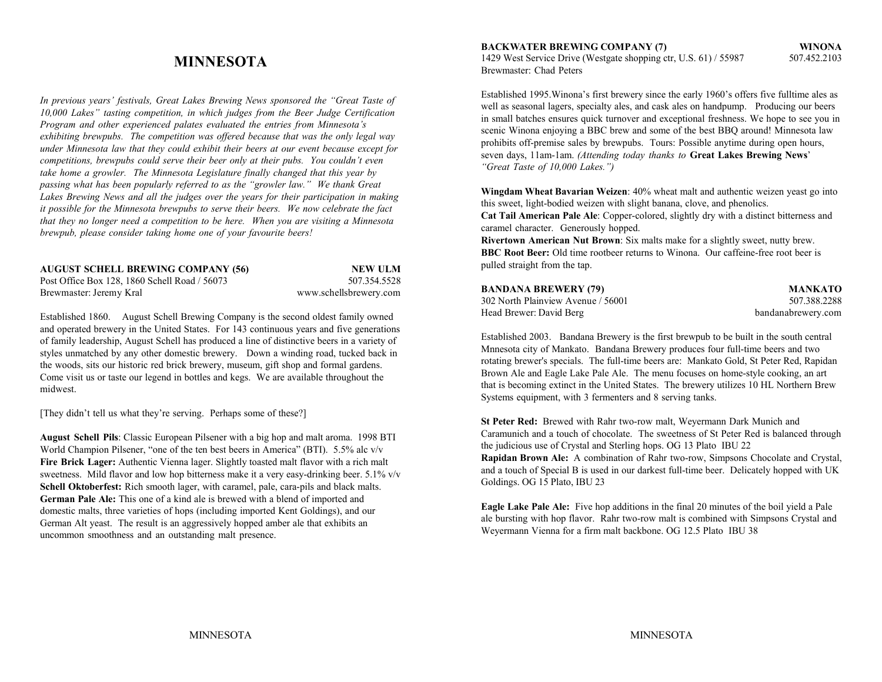# MINNESOTA

*In previous years' festivals, Great Lakes Brewing News sponsored the "Great Taste of 10,000 Lakes" tasting competition, in which judges from the Beer Judge Certification Program and other experienced palates evaluated the entries from Minnesota's exhibiting brewpubs. The competition was offered because that was the only legal way under Minnesota law that they could exhibit their beers at our event because except for competitions, brewpubs could serve their beer only at their pubs. You couldn't even take home a growler. The Minnesota Legislature finally changed that this year by passing what has been popularly referred to as the "growler law." We thank Great Lakes Brewing News and all the judges over the years for their participation in making it possible for the Minnesota brewpubs to serve their beers. We now celebrate the fact that they no longer need a competition to be here. When you are visiting a Minnesota brewpub, please consider taking home one of your favourite beers!*

**AUGUST SCHELL BREWING COMPANY (56)** — **NEW ULM**
Post Office Box 128, 1860 Schell Road / 56073 — 507.354.5528
Brewmaster: Jeremy Kral — www.schellsbrewery.com

Established 1860. August Schell Brewing Company is the second oldest family owned and operated brewery in the United States. For 143 continuous years and five generations of family leadership, August Schell has produced a line of distinctive beers in a variety of styles unmatched by any other domestic brewery. Down a winding road, tucked back in the woods, sits our historic red brick brewery, museum, gift shop and formal gardens. Come visit us or taste our legend in bottles and kegs. We are available throughout the midwest.

[They didn't tell us what they're serving. Perhaps some of these?]

**August Schell Pils**: Classic European Pilsener with a big hop and malt aroma. 1998 BTI World Champion Pilsener, "one of the ten best beers in America" (BTI). 5.5% alc v/v
**Fire Brick Lager:** Authentic Vienna lager. Slightly toasted malt flavor with a rich malt sweetness. Mild flavor and low hop bitterness make it a very easy-drinking beer. 5.1% v/v
**Schell Oktoberfest:** Rich smooth lager, with caramel, pale, cara-pils and black malts.
**German Pale Ale:** This one of a kind ale is brewed with a blend of imported and domestic malts, three varieties of hops (including imported Kent Goldings), and our German Alt yeast. The result is an aggressively hopped amber ale that exhibits an uncommon smoothness and an outstanding malt presence.

**BACKWATER BREWING COMPANY (7)** — **WINONA**
1429 West Service Drive (Westgate shopping ctr, U.S. 61) / 55987 — 507.452.2103
Brewmaster: Chad Peters

Established 1995.Winona's first brewery since the early 1960's offers five fulltime ales as well as seasonal lagers, specialty ales, and cask ales on handpump. Producing our beers in small batches ensures quick turnover and exceptional freshness. We hope to see you in scenic Winona enjoying a BBC brew and some of the best BBQ around! Minnesota law prohibits off-premise sales by brewpubs. Tours: Possible anytime during open hours, seven days, 11am-1am. *(Attending today thanks to* **Great Lakes Brewing News**' *"Great Taste of 10,000 Lakes.")*

**Wingdam Wheat Bavarian Weizen**: 40% wheat malt and authentic weizen yeast go into this sweet, light-bodied weizen with slight banana, clove, and phenolics.
**Cat Tail American Pale Ale**: Copper-colored, slightly dry with a distinct bitterness and caramel character. Generously hopped.
**Rivertown American Nut Brown**: Six malts make for a slightly sweet, nutty brew.
**BBC Root Beer:** Old time rootbeer returns to Winona. Our caffeine-free root beer is pulled straight from the tap.

**BANDANA BREWERY (79)** — **MANKATO**
302 North Plainview Avenue / 56001 — 507.388.2288
Head Brewer: David Berg — bandanabrewery.com

Established 2003. Bandana Brewery is the first brewpub to be built in the south central Mnnesota city of Mankato. Bandana Brewery produces four full-time beers and two rotating brewer's specials. The full-time beers are: Mankato Gold, St Peter Red, Rapidan Brown Ale and Eagle Lake Pale Ale. The menu focuses on home-style cooking, an art that is becoming extinct in the United States. The brewery utilizes 10 HL Northern Brew Systems equipment, with 3 fermenters and 8 serving tanks.

**St Peter Red:** Brewed with Rahr two-row malt, Weyermann Dark Munich and Caramunich and a touch of chocolate. The sweetness of St Peter Red is balanced through the judicious use of Crystal and Sterling hops. OG 13 Plato IBU 22
**Rapidan Brown Ale:** A combination of Rahr two-row, Simpsons Chocolate and Crystal, and a touch of Special B is used in our darkest full-time beer. Delicately hopped with UK Goldings. OG 15 Plato, IBU 23

**Eagle Lake Pale Ale:** Five hop additions in the final 20 minutes of the boil yield a Pale ale bursting with hop flavor. Rahr two-row malt is combined with Simpsons Crystal and Weyermann Vienna for a firm malt backbone. OG 12.5 Plato IBU 38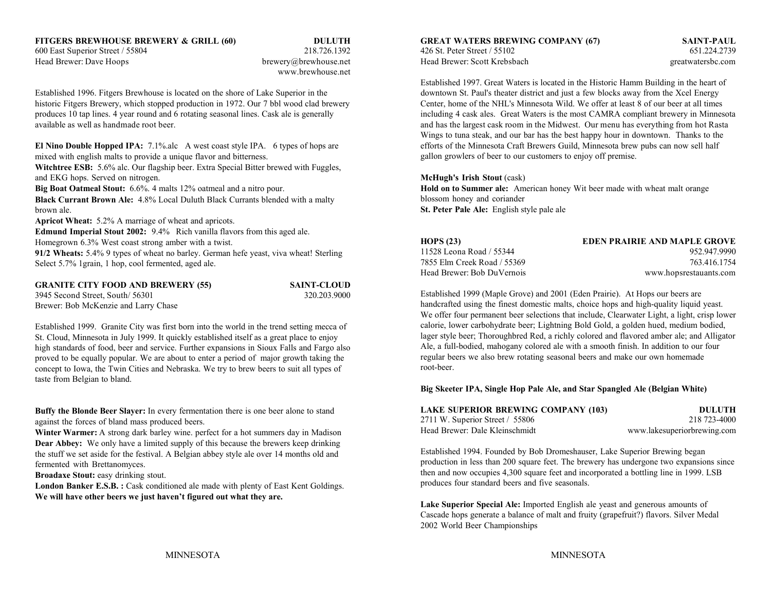**FITGERS BREWHOUSE BREWERY & GRILL (60)** **DULUTH**
600 East Superior Street / 55804 218.726.1392
Head Brewer: Dave Hoops brewery@brewhouse.net
www.brewhouse.net

Established 1996. Fitgers Brewhouse is located on the shore of Lake Superior in the historic Fitgers Brewery, which stopped production in 1972. Our 7 bbl wood clad brewery produces 10 tap lines. 4 year round and 6 rotating seasonal lines. Cask ale is generally available as well as handmade root beer.

**El Nino Double Hopped IPA:** 7.1%.alc A west coast style IPA. 6 types of hops are mixed with english malts to provide a unique flavor and bitterness.
**Witchtree ESB:** 5.6% alc. Our flagship beer. Extra Special Bitter brewed with Fuggles, and EKG hops. Served on nitrogen.
**Big Boat Oatmeal Stout:** 6.6%. 4 malts 12% oatmeal and a nitro pour.
**Black Currant Brown Ale:** 4.8% Local Duluth Black Currants blended with a malty brown ale.
**Apricot Wheat:** 5.2% A marriage of wheat and apricots.
**Edmund Imperial Stout 2002:** 9.4% Rich vanilla flavors from this aged ale.
Homegrown 6.3% West coast strong amber with a twist.
**91/2 Wheats:** 5.4% 9 types of wheat no barley. German hefe yeast, viva wheat! Sterling Select 5.7% 1grain, 1 hop, cool fermented, aged ale.

**GRANITE CITY FOOD AND BREWERY (55)** **SAINT-CLOUD**
3945 Second Street, South/ 56301 320.203.9000
Brewer: Bob McKenzie and Larry Chase

Established 1999. Granite City was first born into the world in the trend setting mecca of St. Cloud, Minnesota in July 1999. It quickly established itself as a great place to enjoy high standards of food, beer and service. Further expansions in Sioux Falls and Fargo also proved to be equally popular. We are about to enter a period of major growth taking the concept to Iowa, the Twin Cities and Nebraska. We try to brew beers to suit all types of taste from Belgian to bland.

**Buffy the Blonde Beer Slayer:** In every fermentation there is one beer alone to stand against the forces of bland mass produced beers.
**Winter Warmer:** A strong dark barley wine. perfect for a hot summers day in Madison
**Dear Abbey:** We only have a limited supply of this because the brewers keep drinking the stuff we set aside for the festival. A Belgian abbey style ale over 14 months old and fermented with Brettanomyces.
**Broadaxe Stout:** easy drinking stout.
**London Banker E.S.B. :** Cask conditioned ale made with plenty of East Kent Goldings.
**We will have other beers we just haven't figured out what they are.**

**GREAT WATERS BREWING COMPANY (67)** **SAINT-PAUL**
426 St. Peter Street / 55102 651.224.2739
Head Brewer: Scott Krebsbach greatwatersbc.com

Established 1997. Great Waters is located in the Historic Hamm Building in the heart of downtown St. Paul's theater district and just a few blocks away from the Xcel Energy Center, home of the NHL's Minnesota Wild. We offer at least 8 of our beer at all times including 4 cask ales. Great Waters is the most CAMRA compliant brewery in Minnesota and has the largest cask room in the Midwest. Our menu has everything from hot Rasta Wings to tuna steak, and our bar has the best happy hour in downtown. Thanks to the efforts of the Minnesota Craft Brewers Guild, Minnesota brew pubs can now sell half gallon growlers of beer to our customers to enjoy off premise.

**McHugh's Irish Stout** (cask)
**Hold on to Summer ale:** American honey Wit beer made with wheat malt orange blossom honey and coriander
**St. Peter Pale Ale:** English style pale ale

**HOPS (23)** **EDEN PRAIRIE AND MAPLE GROVE**
11528 Leona Road / 55344 952.947.9990
7855 Elm Creek Road / 55369 763.416.1754
Head Brewer: Bob DuVernois www.hopsrestauants.com

Established 1999 (Maple Grove) and 2001 (Eden Prairie). At Hops our beers are handcrafted using the finest domestic malts, choice hops and high-quality liquid yeast. We offer four permanent beer selections that include, Clearwater Light, a light, crisp lower calorie, lower carbohydrate beer; Lightning Bold Gold, a golden hued, medium bodied, lager style beer; Thoroughbred Red, a richly colored and flavored amber ale; and Alligator Ale, a full-bodied, mahogany colored ale with a smooth finish. In addition to our four regular beers we also brew rotating seasonal beers and make our own homemade root-beer.

**Big Skeeter IPA, Single Hop Pale Ale, and Star Spangled Ale (Belgian White)**

**LAKE SUPERIOR BREWING COMPANY (103)** **DULUTH**
2711 W. Superior Street / 55806 218 723-4000
Head Brewer: Dale Kleinschmidt www.lakesuperiorbrewing.com

Established 1994. Founded by Bob Dromeshauser, Lake Superior Brewing began production in less than 200 square feet. The brewery has undergone two expansions since then and now occupies 4,300 square feet and incorporated a bottling line in 1999. LSB produces four standard beers and five seasonals.

**Lake Superior Special Ale:** Imported English ale yeast and generous amounts of Cascade hops generate a balance of malt and fruity (grapefruit?) flavors. Silver Medal 2002 World Beer Championships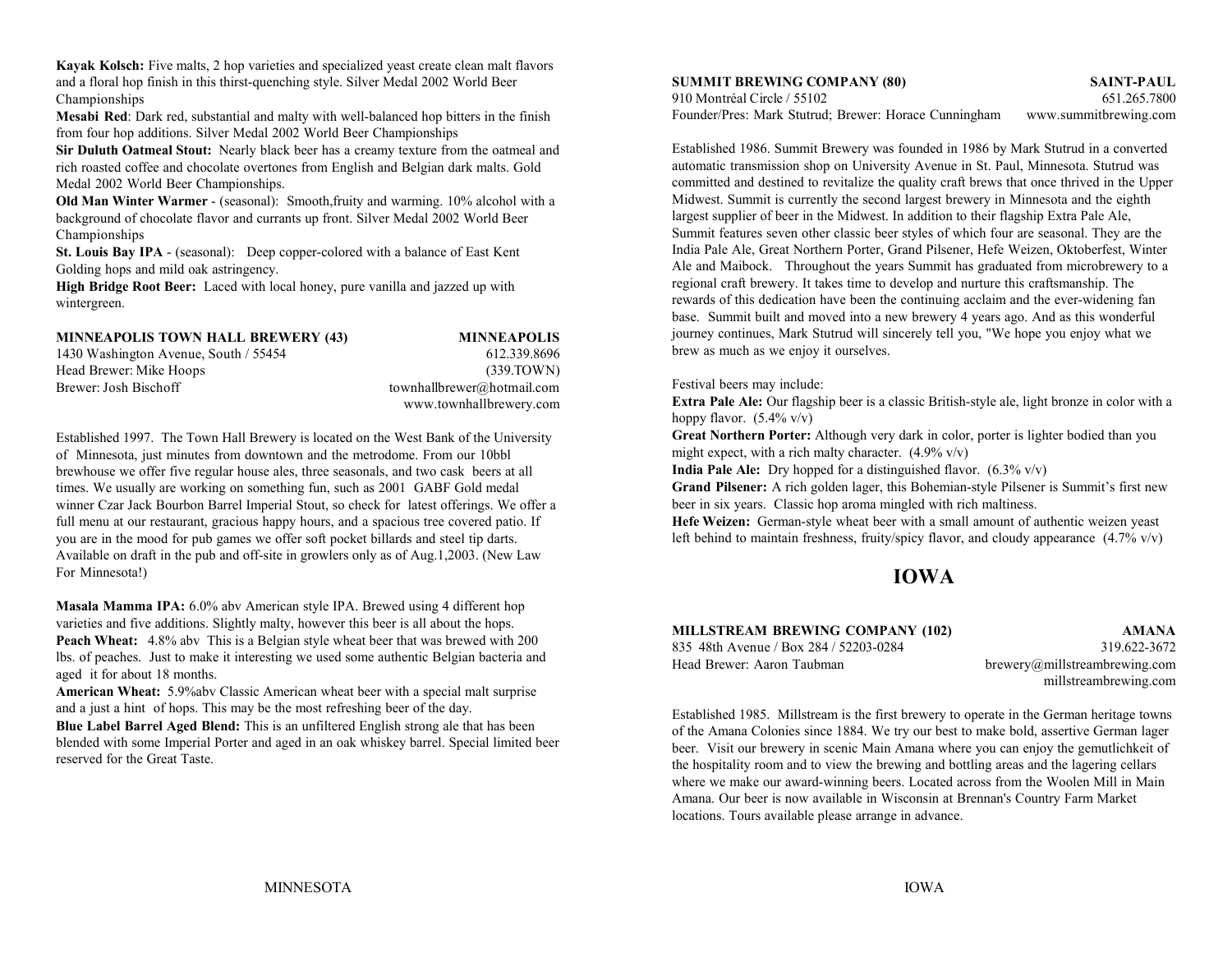**Kayak Kolsch:** Five malts, 2 hop varieties and specialized yeast create clean malt flavors and a floral hop finish in this thirst-quenching style. Silver Medal 2002 World Beer Championships

**Mesabi Red**: Dark red, substantial and malty with well-balanced hop bitters in the finish from four hop additions. Silver Medal 2002 World Beer Championships

**Sir Duluth Oatmeal Stout:** Nearly black beer has a creamy texture from the oatmeal and rich roasted coffee and chocolate overtones from English and Belgian dark malts. Gold Medal 2002 World Beer Championships.

**Old Man Winter Warmer** - (seasonal): Smooth,fruity and warming. 10% alcohol with a background of chocolate flavor and currants up front. Silver Medal 2002 World Beer Championships

**St. Louis Bay IPA** - (seasonal): Deep copper-colored with a balance of East Kent Golding hops and mild oak astringency.

**High Bridge Root Beer:** Laced with local honey, pure vanilla and jazzed up with wintergreen.

**MINNEAPOLIS TOWN HALL BREWERY (43)** **MINNEAPOLIS**
1430 Washington Avenue, South / 55454 612.339.8696
Head Brewer: Mike Hoops (339.TOWN)
Brewer: Josh Bischoff townhallbrewer@hotmail.com
www.townhallbrewery.com

Established 1997. The Town Hall Brewery is located on the West Bank of the University of Minnesota, just minutes from downtown and the metrodome. From our 10bbl brewhouse we offer five regular house ales, three seasonals, and two cask beers at all times. We usually are working on something fun, such as 2001 GABF Gold medal winner Czar Jack Bourbon Barrel Imperial Stout, so check for latest offerings. We offer a full menu at our restaurant, gracious happy hours, and a spacious tree covered patio. If you are in the mood for pub games we offer soft pocket billards and steel tip darts. Available on draft in the pub and off-site in growlers only as of Aug.1,2003. (New Law For Minnesota!)

**Masala Mamma IPA:** 6.0% abv American style IPA. Brewed using 4 different hop varieties and five additions. Slightly malty, however this beer is all about the hops.

**Peach Wheat:** 4.8% abv This is a Belgian style wheat beer that was brewed with 200 lbs. of peaches. Just to make it interesting we used some authentic Belgian bacteria and aged it for about 18 months.

**American Wheat:** 5.9%abv Classic American wheat beer with a special malt surprise and a just a hint of hops. This may be the most refreshing beer of the day.

**Blue Label Barrel Aged Blend:** This is an unfiltered English strong ale that has been blended with some Imperial Porter and aged in an oak whiskey barrel. Special limited beer reserved for the Great Taste.

**SUMMIT BREWING COMPANY (80)** **SAINT-PAUL**
910 Montréal Circle / 55102 651.265.7800
Founder/Pres: Mark Stutrud; Brewer: Horace Cunningham www.summitbrewing.com

Established 1986. Summit Brewery was founded in 1986 by Mark Stutrud in a converted automatic transmission shop on University Avenue in St. Paul, Minnesota. Stutrud was committed and destined to revitalize the quality craft brews that once thrived in the Upper Midwest. Summit is currently the second largest brewery in Minnesota and the eighth largest supplier of beer in the Midwest. In addition to their flagship Extra Pale Ale, Summit features seven other classic beer styles of which four are seasonal. They are the India Pale Ale, Great Northern Porter, Grand Pilsener, Hefe Weizen, Oktoberfest, Winter Ale and Maibock. Throughout the years Summit has graduated from microbrewery to a regional craft brewery. It takes time to develop and nurture this craftsmanship. The rewards of this dedication have been the continuing acclaim and the ever-widening fan base. Summit built and moved into a new brewery 4 years ago. And as this wonderful journey continues, Mark Stutrud will sincerely tell you, "We hope you enjoy what we brew as much as we enjoy it ourselves.

Festival beers may include:

**Extra Pale Ale:** Our flagship beer is a classic British-style ale, light bronze in color with a hoppy flavor. (5.4% v/v)

**Great Northern Porter:** Although very dark in color, porter is lighter bodied than you might expect, with a rich malty character. (4.9% v/v)

**India Pale Ale:** Dry hopped for a distinguished flavor. (6.3% v/v)

**Grand Pilsener:** A rich golden lager, this Bohemian-style Pilsener is Summit's first new beer in six years. Classic hop aroma mingled with rich maltiness.

**Hefe Weizen:** German-style wheat beer with a small amount of authentic weizen yeast left behind to maintain freshness, fruity/spicy flavor, and cloudy appearance (4.7% v/v)

# IOWA

**MILLSTREAM BREWING COMPANY (102)** **AMANA**
835 48th Avenue / Box 284 / 52203-0284 319-622-3672
Head Brewer: Aaron Taubman brewery@millstreambrewing.com
millstreambrewing.com

Established 1985. Millstream is the first brewery to operate in the German heritage towns of the Amana Colonies since 1884. We try our best to make bold, assertive German lager beer. Visit our brewery in scenic Main Amana where you can enjoy the gemutlichkeit of the hospitality room and to view the brewing and bottling areas and the lagering cellars where we make our award-winning beers. Located across from the Woolen Mill in Main Amana. Our beer is now available in Wisconsin at Brennan's Country Farm Market locations. Tours available please arrange in advance.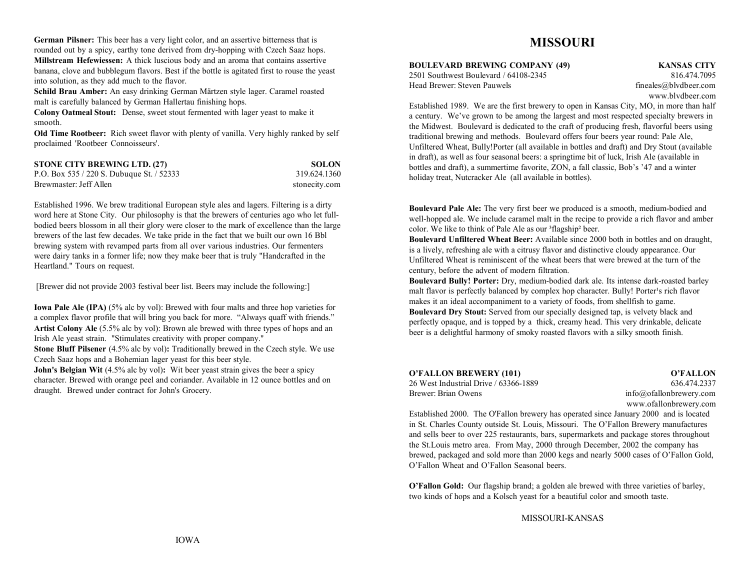**German Pilsner:** This beer has a very light color, and an assertive bitterness that is rounded out by a spicy, earthy tone derived from dry-hopping with Czech Saaz hops.
**Millstream Hefewiessen:** A thick luscious body and an aroma that contains assertive banana, clove and bubblegum flavors. Best if the bottle is agitated first to rouse the yeast into solution, as they add much to the flavor.
**Schild Brau Amber:** An easy drinking German Märtzen style lager. Caramel roasted malt is carefully balanced by German Hallertau finishing hops.
**Colony Oatmeal Stout:** Dense, sweet stout fermented with lager yeast to make it smooth.
**Old Time Rootbeer:** Rich sweet flavor with plenty of vanilla. Very highly ranked by self proclaimed 'Rootbeer Connoisseurs'.

**STONE CITY BREWING LTD. (27)** — **SOLON**
P.O. Box 535 / 220 S. Dubuque St. / 52333 — 319.624.1360
Brewmaster: Jeff Allen — stonecity.com

Established 1996. We brew traditional European style ales and lagers. Filtering is a dirty word here at Stone City. Our philosophy is that the brewers of centuries ago who let full-bodied beers blossom in all their glory were closer to the mark of excellence than the large brewers of the last few decades. We take pride in the fact that we built our own 16 Bbl brewing system with revamped parts from all over various industries. Our fermenters were dairy tanks in a former life; now they make beer that is truly "Handcrafted in the Heartland." Tours on request.

[Brewer did not provide 2003 festival beer list. Beers may include the following:]

**Iowa Pale Ale (IPA)** (5% alc by vol): Brewed with four malts and three hop varieties for a complex flavor profile that will bring you back for more. "Always quaff with friends."
**Artist Colony Ale** (5.5% alc by vol): Brown ale brewed with three types of hops and an Irish Ale yeast strain. "Stimulates creativity with proper company."
**Stone Bluff Pilsener** (4.5% alc by vol)**:** Traditionally brewed in the Czech style. We use Czech Saaz hops and a Bohemian lager yeast for this beer style.
**John's Belgian Wit** (4.5% alc by vol)**:** Wit beer yeast strain gives the beer a spicy character. Brewed with orange peel and coriander. Available in 12 ounce bottles and on draught. Brewed under contract for John's Grocery.

# MISSOURI

**BOULEVARD BREWING COMPANY (49)** — **KANSAS CITY**
2501 Southwest Boulevard / 64108-2345 — 816.474.7095
Head Brewer: Steven Pauwels — fineales@blvdbeer.com
www.blvdbeer.com

Established 1989. We are the first brewery to open in Kansas City, MO, in more than half a century. We've grown to be among the largest and most respected specialty brewers in the Midwest. Boulevard is dedicated to the craft of producing fresh, flavorful beers using traditional brewing and methods. Boulevard offers four beers year round: Pale Ale, Unfiltered Wheat, Bully!Porter (all available in bottles and draft) and Dry Stout (available in draft), as well as four seasonal beers: a springtime bit of luck, Irish Ale (available in bottles and draft), a summertime favorite, ZON, a fall classic, Bob's '47 and a winter holiday treat, Nutcracker Ale (all available in bottles).

**Boulevard Pale Ale:** The very first beer we produced is a smooth, medium-bodied and well-hopped ale. We include caramel malt in the recipe to provide a rich flavor and amber color. We like to think of Pale Ale as our ³flagship² beer.
**Boulevard Unfiltered Wheat Beer:** Available since 2000 both in bottles and on draught, is a lively, refreshing ale with a citrusy flavor and distinctive cloudy appearance. Our Unfiltered Wheat is reminiscent of the wheat beers that were brewed at the turn of the century, before the advent of modern filtration.
**Boulevard Bully! Porter:** Dry, medium-bodied dark ale. Its intense dark-roasted barley malt flavor is perfectly balanced by complex hop character. Bully! Porter¹s rich flavor makes it an ideal accompaniment to a variety of foods, from shellfish to game.
**Boulevard Dry Stout:** Served from our specially designed tap, is velvety black and perfectly opaque, and is topped by a thick, creamy head. This very drinkable, delicate beer is a delightful harmony of smoky roasted flavors with a silky smooth finish.

**O'FALLON BREWERY (101)** — **O'FALLON**
26 West Industrial Drive / 63366-1889 — 636.474.2337
Brewer: Brian Owens — info@ofallonbrewery.com
www.ofallonbrewery.com

Established 2000. The O'Fallon brewery has operated since January 2000 and is located in St. Charles County outside St. Louis, Missouri. The O'Fallon Brewery manufactures and sells beer to over 225 restaurants, bars, supermarkets and package stores throughout the St.Louis metro area. From May, 2000 through December, 2002 the company has brewed, packaged and sold more than 2000 kegs and nearly 5000 cases of O'Fallon Gold, O'Fallon Wheat and O'Fallon Seasonal beers.

**O'Fallon Gold:** Our flagship brand; a golden ale brewed with three varieties of barley, two kinds of hops and a Kolsch yeast for a beautiful color and smooth taste.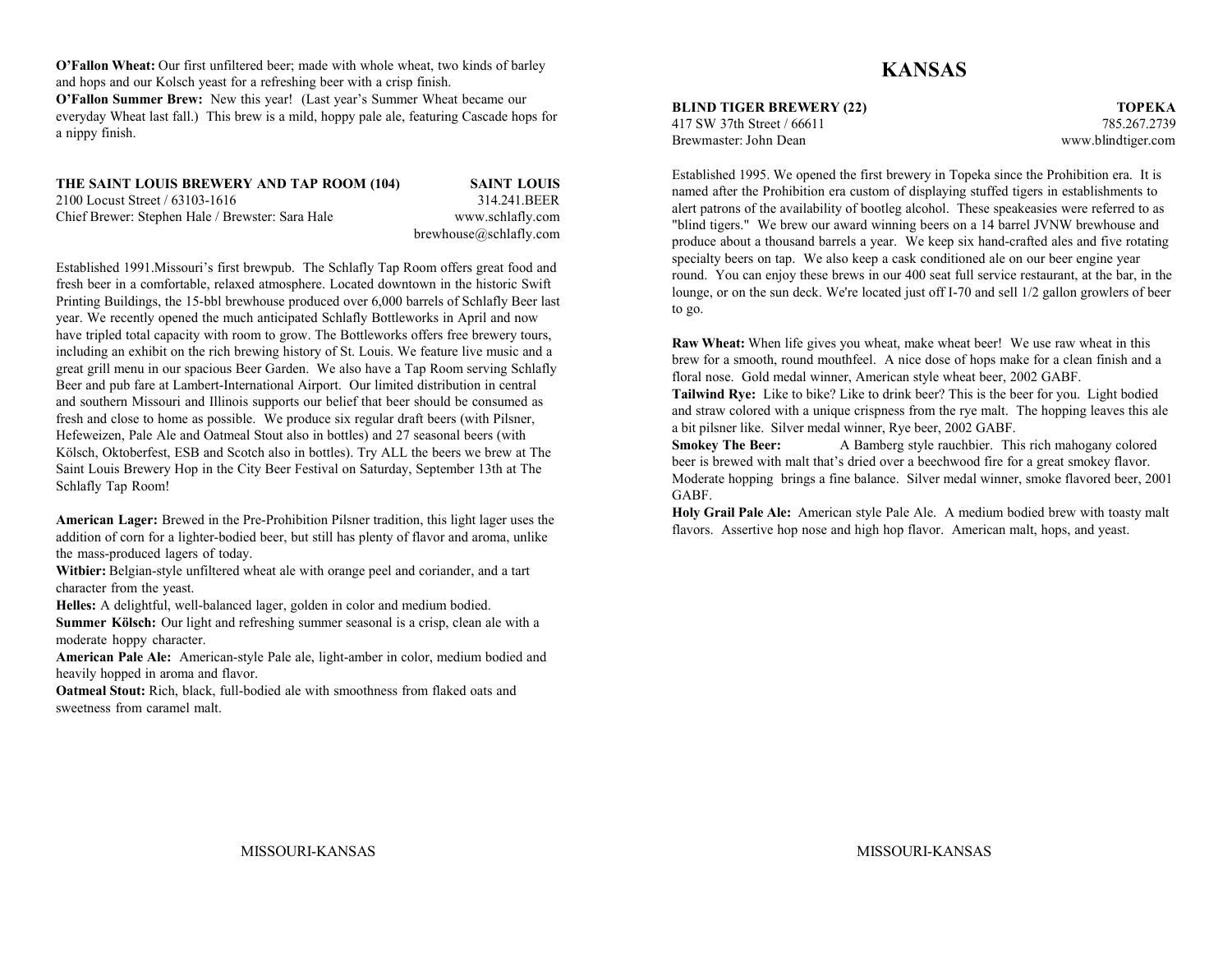**O'Fallon Wheat:** Our first unfiltered beer; made with whole wheat, two kinds of barley and hops and our Kolsch yeast for a refreshing beer with a crisp finish.
**O'Fallon Summer Brew:** New this year! (Last year's Summer Wheat became our everyday Wheat last fall.) This brew is a mild, hoppy pale ale, featuring Cascade hops for a nippy finish.

**THE SAINT LOUIS BREWERY AND TAP ROOM (104)** **SAINT LOUIS**
2100 Locust Street / 63103-1616 314.241.BEER
Chief Brewer: Stephen Hale / Brewster: Sara Hale www.schlafly.com
brewhouse@schlafly.com

Established 1991.Missouri's first brewpub. The Schlafly Tap Room offers great food and fresh beer in a comfortable, relaxed atmosphere. Located downtown in the historic Swift Printing Buildings, the 15-bbl brewhouse produced over 6,000 barrels of Schlafly Beer last year. We recently opened the much anticipated Schlafly Bottleworks in April and now have tripled total capacity with room to grow. The Bottleworks offers free brewery tours, including an exhibit on the rich brewing history of St. Louis. We feature live music and a great grill menu in our spacious Beer Garden. We also have a Tap Room serving Schlafly Beer and pub fare at Lambert-International Airport. Our limited distribution in central and southern Missouri and Illinois supports our belief that beer should be consumed as fresh and close to home as possible. We produce six regular draft beers (with Pilsner, Hefeweizen, Pale Ale and Oatmeal Stout also in bottles) and 27 seasonal beers (with Kölsch, Oktoberfest, ESB and Scotch also in bottles). Try ALL the beers we brew at The Saint Louis Brewery Hop in the City Beer Festival on Saturday, September 13th at The Schlafly Tap Room!

**American Lager:** Brewed in the Pre-Prohibition Pilsner tradition, this light lager uses the addition of corn for a lighter-bodied beer, but still has plenty of flavor and aroma, unlike the mass-produced lagers of today.
**Witbier:** Belgian-style unfiltered wheat ale with orange peel and coriander, and a tart character from the yeast.
**Helles:** A delightful, well-balanced lager, golden in color and medium bodied.
**Summer Kölsch:** Our light and refreshing summer seasonal is a crisp, clean ale with a moderate hoppy character.
**American Pale Ale:** American-style Pale ale, light-amber in color, medium bodied and heavily hopped in aroma and flavor.
**Oatmeal Stout:** Rich, black, full-bodied ale with smoothness from flaked oats and sweetness from caramel malt.

# KANSAS

**BLIND TIGER BREWERY (22)** **TOPEKA**
417 SW 37th Street / 66611 785.267.2739
Brewmaster: John Dean www.blindtiger.com

Established 1995. We opened the first brewery in Topeka since the Prohibition era. It is named after the Prohibition era custom of displaying stuffed tigers in establishments to alert patrons of the availability of bootleg alcohol. These speakeasies were referred to as "blind tigers." We brew our award winning beers on a 14 barrel JVNW brewhouse and produce about a thousand barrels a year. We keep six hand-crafted ales and five rotating specialty beers on tap. We also keep a cask conditioned ale on our beer engine year round. You can enjoy these brews in our 400 seat full service restaurant, at the bar, in the lounge, or on the sun deck. We're located just off I-70 and sell 1/2 gallon growlers of beer to go.

**Raw Wheat:** When life gives you wheat, make wheat beer! We use raw wheat in this brew for a smooth, round mouthfeel. A nice dose of hops make for a clean finish and a floral nose. Gold medal winner, American style wheat beer, 2002 GABF.
**Tailwind Rye:** Like to bike? Like to drink beer? This is the beer for you. Light bodied and straw colored with a unique crispness from the rye malt. The hopping leaves this ale a bit pilsner like. Silver medal winner, Rye beer, 2002 GABF.
**Smokey The Beer:** A Bamberg style rauchbier. This rich mahogany colored beer is brewed with malt that's dried over a beechwood fire for a great smokey flavor. Moderate hopping brings a fine balance. Silver medal winner, smoke flavored beer, 2001 GABF.
**Holy Grail Pale Ale:** American style Pale Ale. A medium bodied brew with toasty malt flavors. Assertive hop nose and high hop flavor. American malt, hops, and yeast.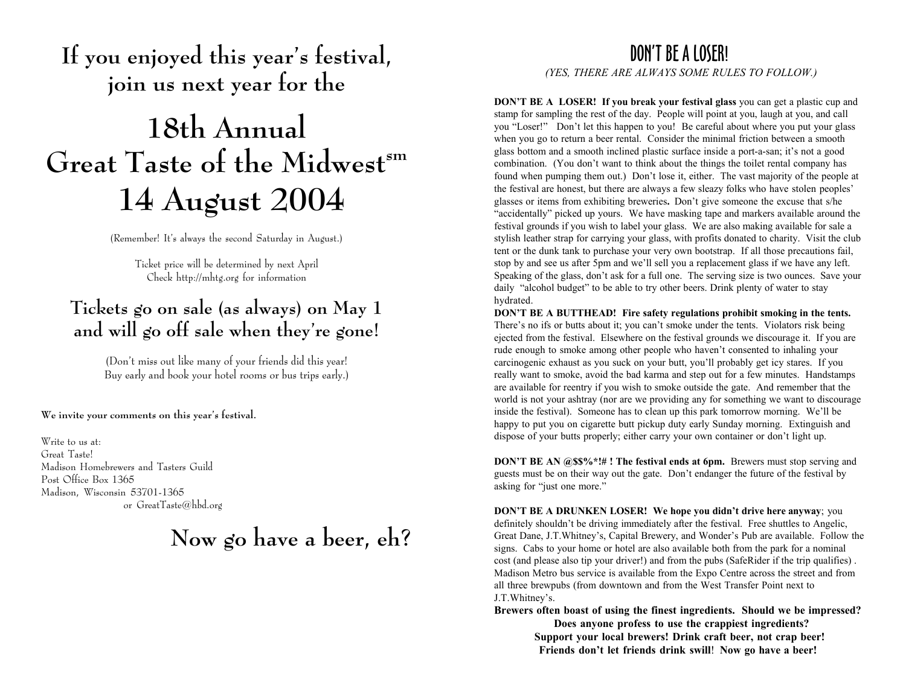# If you enjoyed this year's festival, join us next year for the

# 18th Annual
# Great Taste of the Midwest[sm]
# 14 August 2004

(Remember! It's always the second Saturday in August.)

Ticket price will be determined by next April
Check http://mhtg.org for information

## Tickets go on sale (as always) on May 1 and will go off sale when they're gone!

(Don't miss out like many of your friends did this year!
Buy early and book your hotel rooms or bus trips early.)

**We invite your comments on this year's festival.**

Write to us at:
Great Taste!
Madison Homebrewers and Tasters Guild
Post Office Box 1365
Madison, Wisconsin 53701-1365
or GreatTaste@hbd.org

## Now go have a beer, eh?

## DON'T BE A LOSER!

*(YES, THERE ARE ALWAYS SOME RULES TO FOLLOW.)*

**DON'T BE A LOSER! If you break your festival glass** you can get a plastic cup and stamp for sampling the rest of the day. People will point at you, laugh at you, and call you "Loser!" Don't let this happen to you! Be careful about where you put your glass when you go to return a beer rental. Consider the minimal friction between a smooth glass bottom and a smooth inclined plastic surface inside a port-a-san; it's not a good combination. (You don't want to think about the things the toilet rental company has found when pumping them out.) Don't lose it, either. The vast majority of the people at the festival are honest, but there are always a few sleazy folks who have stolen peoples' glasses or items from exhibiting breweries**.** Don't give someone the excuse that s/he "accidentally" picked up yours. We have masking tape and markers available around the festival grounds if you wish to label your glass. We are also making available for sale a stylish leather strap for carrying your glass, with profits donated to charity. Visit the club tent or the dunk tank to purchase your very own bootstrap. If all those precautions fail, stop by and see us after 5pm and we'll sell you a replacement glass if we have any left. Speaking of the glass, don't ask for a full one. The serving size is two ounces. Save your daily "alcohol budget" to be able to try other beers. Drink plenty of water to stay hydrated.

**DON'T BE A BUTTHEAD! Fire safety regulations prohibit smoking in the tents.** There's no ifs or butts about it; you can't smoke under the tents. Violators risk being ejected from the festival. Elsewhere on the festival grounds we discourage it. If you are rude enough to smoke among other people who haven't consented to inhaling your carcinogenic exhaust as you suck on your butt, you'll probably get icy stares. If you really want to smoke, avoid the bad karma and step out for a few minutes. Handstamps are available for reentry if you wish to smoke outside the gate. And remember that the world is not your ashtray (nor are we providing any for something we want to discourage inside the festival). Someone has to clean up this park tomorrow morning. We'll be happy to put you on cigarette butt pickup duty early Sunday morning. Extinguish and dispose of your butts properly; either carry your own container or don't light up.

**DON'T BE AN @$$%*!# ! The festival ends at 6pm.** Brewers must stop serving and guests must be on their way out the gate. Don't endanger the future of the festival by asking for "just one more."

**DON'T BE A DRUNKEN LOSER! We hope you didn't drive here anyway**; you definitely shouldn't be driving immediately after the festival. Free shuttles to Angelic, Great Dane, J.T.Whitney's, Capital Brewery, and Wonder's Pub are available. Follow the signs. Cabs to your home or hotel are also available both from the park for a nominal cost (and please also tip your driver!) and from the pubs (SafeRider if the trip qualifies) . Madison Metro bus service is available from the Expo Centre across the street and from all three brewpubs (from downtown and from the West Transfer Point next to J.T.Whitney's.

**Brewers often boast of using the finest ingredients. Should we be impressed?
Does anyone profess to use the crappiest ingredients?
Support your local brewers! Drink craft beer, not crap beer!
Friends don't let friends drink swill! Now go have a beer!**